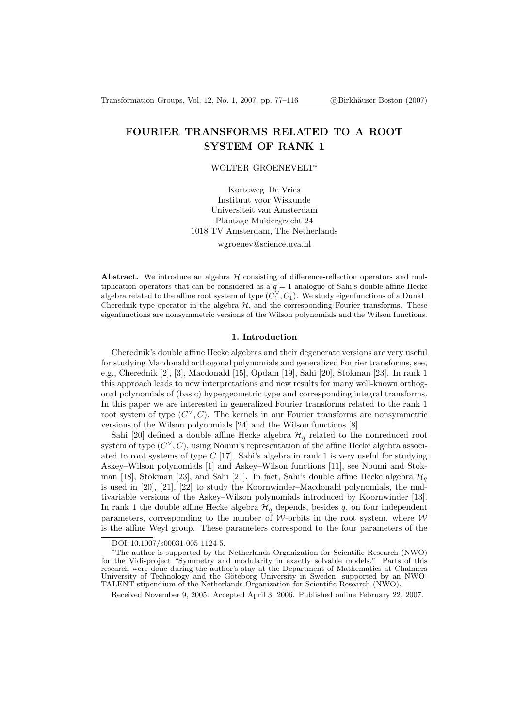# FOURIER TRANSFORMS RELATED TO A ROOT SYSTEM OF RANK 1

WOLTER GROENEVELT*

Korteweg–De Vries
Instituut voor Wiskunde
Universiteit van Amsterdam
Plantage Muidergracht 24
1018 TV Amsterdam, The Netherlands

wgroenev@science.uva.nl

**Abstract.** We introduce an algebra $\mathcal{H}$ consisting of difference-reflection operators and multiplication operators that can be considered as a $q = 1$ analogue of Sahi's double affine Hecke algebra related to the affine root system of type $(C_1^\vee, C_1)$. We study eigenfunctions of a Dunkl–Cherednik-type operator in the algebra $\mathcal{H}$, and the corresponding Fourier transforms. These eigenfunctions are nonsymmetric versions of the Wilson polynomials and the Wilson functions.

## 1. Introduction

Cherednik's double affine Hecke algebras and their degenerate versions are very useful for studying Macdonald orthogonal polynomials and generalized Fourier transforms, see, e.g., Cherednik [2], [3], Macdonald [15], Opdam [19], Sahi [20], Stokman [23]. In rank 1 this approach leads to new interpretations and new results for many well-known orthogonal polynomials of (basic) hypergeometric type and corresponding integral transforms. In this paper we are interested in generalized Fourier transforms related to the rank 1 root system of type $(C^\vee, C)$. The kernels in our Fourier transforms are nonsymmetric versions of the Wilson polynomials [24] and the Wilson functions [8].

Sahi [20] defined a double affine Hecke algebra $\mathcal{H}_q$ related to the nonreduced root system of type $(C^\vee, C)$, using Noumi's representation of the affine Hecke algebra associated to root systems of type $C$ [17]. Sahi's algebra in rank 1 is very useful for studying Askey–Wilson polynomials [1] and Askey–Wilson functions [11], see Noumi and Stokman [18], Stokman [23], and Sahi [21]. In fact, Sahi's double affine Hecke algebra $\mathcal{H}_q$ is used in [20], [21], [22] to study the Koornwinder–Macdonald polynomials, the multivariable versions of the Askey–Wilson polynomials introduced by Koornwinder [13]. In rank 1 the double affine Hecke algebra $\mathcal{H}_q$ depends, besides $q$, on four independent parameters, corresponding to the number of $\mathcal{W}$-orbits in the root system, where $\mathcal{W}$ is the affine Weyl group. These parameters correspond to the four parameters of the

---

DOI: 10.1007/s00031-005-1124-5.

*The author is supported by the Netherlands Organization for Scientific Research (NWO) for the Vidi-project "Symmetry and modularity in exactly solvable models." Parts of this research were done during the author's stay at the Department of Mathematics at Chalmers University of Technology and the Göteborg University in Sweden, supported by an NWO-TALENT stipendium of the Netherlands Organization for Scientific Research (NWO).

Received November 9, 2005. Accepted April 3, 2006. Published online February 22, 2007.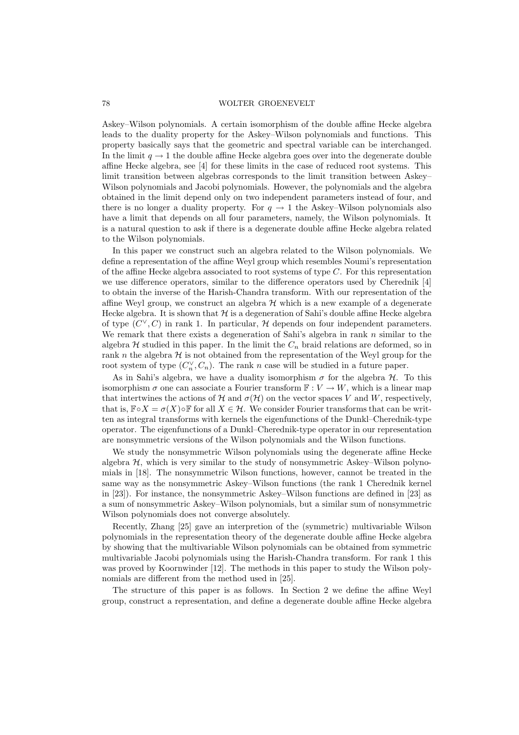Askey–Wilson polynomials. A certain isomorphism of the double affine Hecke algebra leads to the duality property for the Askey–Wilson polynomials and functions. This property basically says that the geometric and spectral variable can be interchanged. In the limit $q \to 1$ the double affine Hecke algebra goes over into the degenerate double affine Hecke algebra, see [4] for these limits in the case of reduced root systems. This limit transition between algebras corresponds to the limit transition between Askey–Wilson polynomials and Jacobi polynomials. However, the polynomials and the algebra obtained in the limit depend only on two independent parameters instead of four, and there is no longer a duality property. For $q \to 1$ the Askey–Wilson polynomials also have a limit that depends on all four parameters, namely, the Wilson polynomials. It is a natural question to ask if there is a degenerate double affine Hecke algebra related to the Wilson polynomials.

In this paper we construct such an algebra related to the Wilson polynomials. We define a representation of the affine Weyl group which resembles Noumi's representation of the affine Hecke algebra associated to root systems of type $C$. For this representation we use difference operators, similar to the difference operators used by Cherednik [4] to obtain the inverse of the Harish-Chandra transform. With our representation of the affine Weyl group, we construct an algebra $\mathcal{H}$ which is a new example of a degenerate Hecke algebra. It is shown that $\mathcal{H}$ is a degeneration of Sahi's double affine Hecke algebra of type $(C^\vee, C)$ in rank 1. In particular, $\mathcal{H}$ depends on four independent parameters. We remark that there exists a degeneration of Sahi's algebra in rank $n$ similar to the algebra $\mathcal{H}$ studied in this paper. In the limit the $C_n$ braid relations are deformed, so in rank $n$ the algebra $\mathcal{H}$ is not obtained from the representation of the Weyl group for the root system of type $(C_n^\vee, C_n)$. The rank $n$ case will be studied in a future paper.

As in Sahi's algebra, we have a duality isomorphism $\sigma$ for the algebra $\mathcal{H}$. To this isomorphism $\sigma$ one can associate a Fourier transform $\mathbb{F} : V \to W$, which is a linear map that intertwines the actions of $\mathcal{H}$ and $\sigma(\mathcal{H})$ on the vector spaces $V$ and $W$, respectively, that is, $\mathbb{F} \circ X = \sigma(X) \circ \mathbb{F}$ for all $X \in \mathcal{H}$. We consider Fourier transforms that can be written as integral transforms with kernels the eigenfunctions of the Dunkl–Cherednik-type operator. The eigenfunctions of a Dunkl–Cherednik-type operator in our representation are nonsymmetric versions of the Wilson polynomials and the Wilson functions.

We study the nonsymmetric Wilson polynomials using the degenerate affine Hecke algebra $\mathcal{H}$, which is very similar to the study of nonsymmetric Askey–Wilson polynomials in [18]. The nonsymmetric Wilson functions, however, cannot be treated in the same way as the nonsymmetric Askey–Wilson functions (the rank 1 Cherednik kernel in [23]). For instance, the nonsymmetric Askey–Wilson functions are defined in [23] as a sum of nonsymmetric Askey–Wilson polynomials, but a similar sum of nonsymmetric Wilson polynomials does not converge absolutely.

Recently, Zhang [25] gave an interpretion of the (symmetric) multivariable Wilson polynomials in the representation theory of the degenerate double affine Hecke algebra by showing that the multivariable Wilson polynomials can be obtained from symmetric multivariable Jacobi polynomials using the Harish-Chandra transform. For rank 1 this was proved by Koornwinder [12]. The methods in this paper to study the Wilson polynomials are different from the method used in [25].

The structure of this paper is as follows. In Section 2 we define the affine Weyl group, construct a representation, and define a degenerate double affine Hecke algebra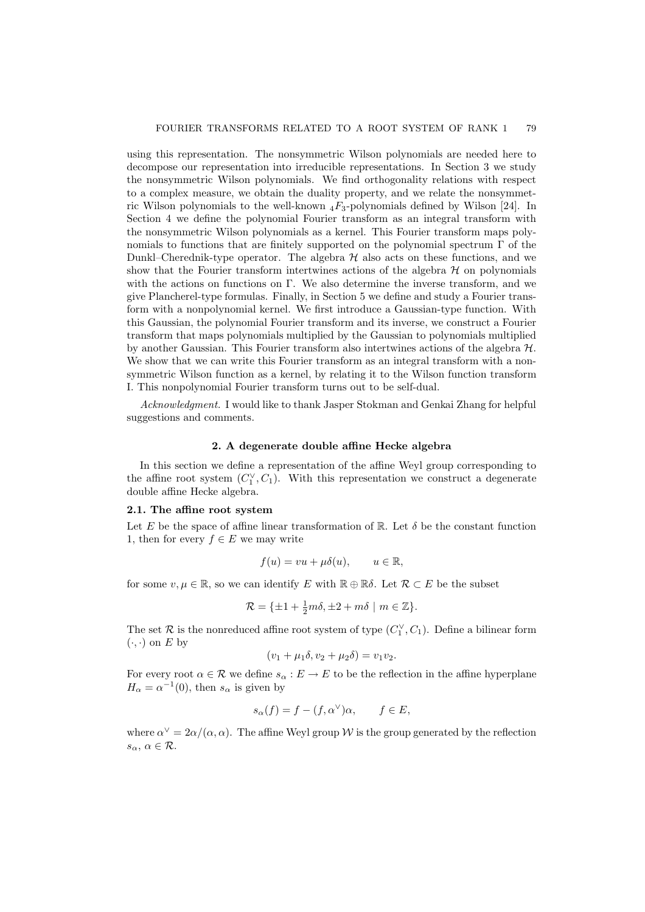using this representation. The nonsymmetric Wilson polynomials are needed here to decompose our representation into irreducible representations. In Section 3 we study the nonsymmetric Wilson polynomials. We find orthogonality relations with respect to a complex measure, we obtain the duality property, and we relate the nonsymmetric Wilson polynomials to the well-known ${}_4F_3$-polynomials defined by Wilson [24]. In Section 4 we define the polynomial Fourier transform as an integral transform with the nonsymmetric Wilson polynomials as a kernel. This Fourier transform maps polynomials to functions that are finitely supported on the polynomial spectrum $\Gamma$ of the Dunkl–Cherednik-type operator. The algebra $\mathcal{H}$ also acts on these functions, and we show that the Fourier transform intertwines actions of the algebra $\mathcal{H}$ on polynomials with the actions on functions on $\Gamma$. We also determine the inverse transform, and we give Plancherel-type formulas. Finally, in Section 5 we define and study a Fourier transform with a nonpolynomial kernel. We first introduce a Gaussian-type function. With this Gaussian, the polynomial Fourier transform and its inverse, we construct a Fourier transform that maps polynomials multiplied by the Gaussian to polynomials multiplied by another Gaussian. This Fourier transform also intertwines actions of the algebra $\mathcal{H}$. We show that we can write this Fourier transform as an integral transform with a nonsymmetric Wilson function as a kernel, by relating it to the Wilson function transform I. This nonpolynomial Fourier transform turns out to be self-dual.

*Acknowledgment.* I would like to thank Jasper Stokman and Genkai Zhang for helpful suggestions and comments.

## 2. A degenerate double affine Hecke algebra

In this section we define a representation of the affine Weyl group corresponding to the affine root system $(C_1^\vee, C_1)$. With this representation we construct a degenerate double affine Hecke algebra.

### 2.1. The affine root system

Let $E$ be the space of affine linear transformation of $\mathbb{R}$. Let $\delta$ be the constant function 1, then for every $f \in E$ we may write

$$f(u) = vu + \mu\delta(u), \qquad u \in \mathbb{R},$$

for some $v, \mu \in \mathbb{R}$, so we can identify $E$ with $\mathbb{R} \oplus \mathbb{R}\delta$. Let $\mathcal{R} \subset E$ be the subset

$$\mathcal{R} = \{\pm 1 + \tfrac{1}{2}m\delta, \pm 2 + m\delta \mid m \in \mathbb{Z}\}.$$

The set $\mathcal{R}$ is the nonreduced affine root system of type $(C_1^\vee, C_1)$. Define a bilinear form $(\cdot,\cdot)$ on $E$ by

$$(v_1 + \mu_1\delta, v_2 + \mu_2\delta) = v_1 v_2.$$

For every root $\alpha \in \mathcal{R}$ we define $s_\alpha : E \to E$ to be the reflection in the affine hyperplane $H_\alpha = \alpha^{-1}(0)$, then $s_\alpha$ is given by

$$s_\alpha(f) = f - (f, \alpha^\vee)\alpha, \qquad f \in E,$$

where $\alpha^\vee = 2\alpha/(\alpha, \alpha)$. The affine Weyl group $\mathcal{W}$ is the group generated by the reflection $s_\alpha$, $\alpha \in \mathcal{R}$.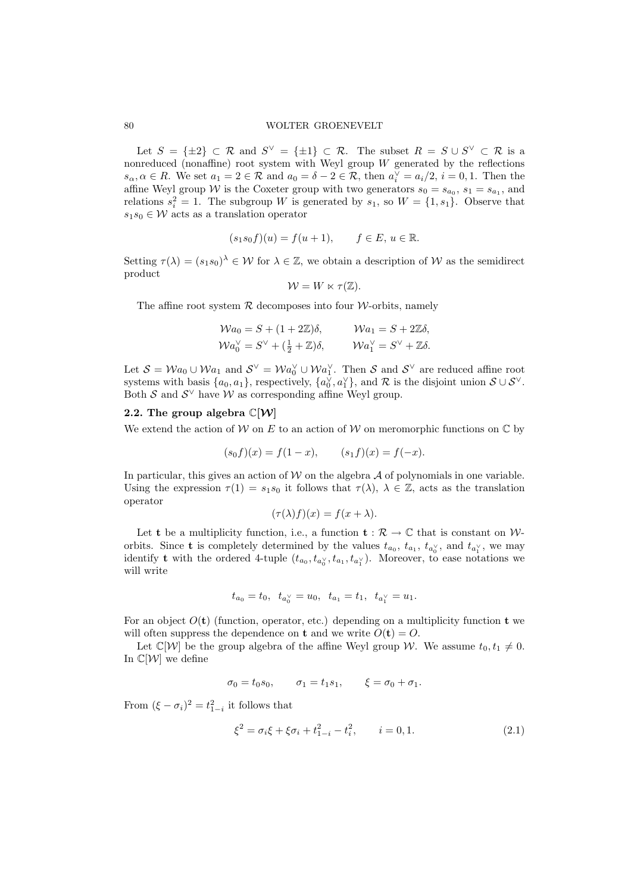Let $S = \{\pm 2\} \subset \mathcal{R}$ and $S^\vee = \{\pm 1\} \subset \mathcal{R}$. The subset $R = S \cup S^\vee \subset \mathcal{R}$ is a nonreduced (nonaffine) root system with Weyl group $W$ generated by the reflections $s_\alpha, \alpha \in R$. We set $a_1 = 2 \in \mathcal{R}$ and $a_0 = \delta - 2 \in \mathcal{R}$, then $a_i^\vee = a_i/2$, $i = 0, 1$. Then the affine Weyl group $\mathcal{W}$ is the Coxeter group with two generators $s_0 = s_{a_0}$, $s_1 = s_{a_1}$, and relations $s_i^2 = 1$. The subgroup $W$ is generated by $s_1$, so $W = \{1, s_1\}$. Observe that $s_1 s_0 \in \mathcal{W}$ acts as a translation operator

$$(s_1 s_0 f)(u) = f(u+1), \qquad f \in E,\, u \in \mathbb{R}.$$

Setting $\tau(\lambda) = (s_1 s_0)^\lambda \in \mathcal{W}$ for $\lambda \in \mathbb{Z}$, we obtain a description of $\mathcal{W}$ as the semidirect product

$$\mathcal{W} = W \ltimes \tau(\mathbb{Z}).$$

The affine root system $\mathcal{R}$ decomposes into four $\mathcal{W}$-orbits, namely

$$\mathcal{W}a_0 = S + (1 + 2\mathbb{Z})\delta, \qquad \mathcal{W}a_1 = S + 2\mathbb{Z}\delta,$$
$$\mathcal{W}a_0^\vee = S^\vee + (\tfrac{1}{2} + \mathbb{Z})\delta, \qquad \mathcal{W}a_1^\vee = S^\vee + \mathbb{Z}\delta.$$

Let $\mathcal{S} = \mathcal{W}a_0 \cup \mathcal{W}a_1$ and $\mathcal{S}^\vee = \mathcal{W}a_0^\vee \cup \mathcal{W}a_1^\vee$. Then $\mathcal{S}$ and $\mathcal{S}^\vee$ are reduced affine root systems with basis $\{a_0, a_1\}$, respectively, $\{a_0^\vee, a_1^\vee\}$, and $\mathcal{R}$ is the disjoint union $\mathcal{S} \cup \mathcal{S}^\vee$. Both $\mathcal{S}$ and $\mathcal{S}^\vee$ have $\mathcal{W}$ as corresponding affine Weyl group.

## 2.2. The group algebra $\mathbb{C}[\mathcal{W}]$

We extend the action of $\mathcal{W}$ on $E$ to an action of $\mathcal{W}$ on meromorphic functions on $\mathbb{C}$ by

$$(s_0 f)(x) = f(1-x), \qquad (s_1 f)(x) = f(-x).$$

In particular, this gives an action of $\mathcal{W}$ on the algebra $\mathcal{A}$ of polynomials in one variable. Using the expression $\tau(1) = s_1 s_0$ it follows that $\tau(\lambda)$, $\lambda \in \mathbb{Z}$, acts as the translation operator

$$(\tau(\lambda) f)(x) = f(x + \lambda).$$

Let $\mathbf{t}$ be a multiplicity function, i.e., a function $\mathbf{t} : \mathcal{R} \to \mathbb{C}$ that is constant on $\mathcal{W}$-orbits. Since $\mathbf{t}$ is completely determined by the values $t_{a_0}$, $t_{a_1}$, $t_{a_0^\vee}$, and $t_{a_1^\vee}$, we may identify $\mathbf{t}$ with the ordered 4-tuple $(t_{a_0}, t_{a_0^\vee}, t_{a_1}, t_{a_1^\vee})$. Moreover, to ease notations we will write

$$t_{a_0} = t_0, \;\; t_{a_0^\vee} = u_0, \;\; t_{a_1} = t_1, \;\; t_{a_1^\vee} = u_1.$$

For an object $O(\mathbf{t})$ (function, operator, etc.) depending on a multiplicity function $\mathbf{t}$ we will often suppress the dependence on $\mathbf{t}$ and we write $O(\mathbf{t}) = O$.

Let $\mathbb{C}[\mathcal{W}]$ be the group algebra of the affine Weyl group $\mathcal{W}$. We assume $t_0, t_1 \neq 0$. In $\mathbb{C}[\mathcal{W}]$ we define

$$\sigma_0 = t_0 s_0, \qquad \sigma_1 = t_1 s_1, \qquad \xi = \sigma_0 + \sigma_1.$$

From $(\xi - \sigma_i)^2 = t_{1-i}^2$ it follows that

$$\xi^2 = \sigma_i \xi + \xi \sigma_i + t_{1-i}^2 - t_i^2, \qquad i = 0, 1. \tag{2.1}$$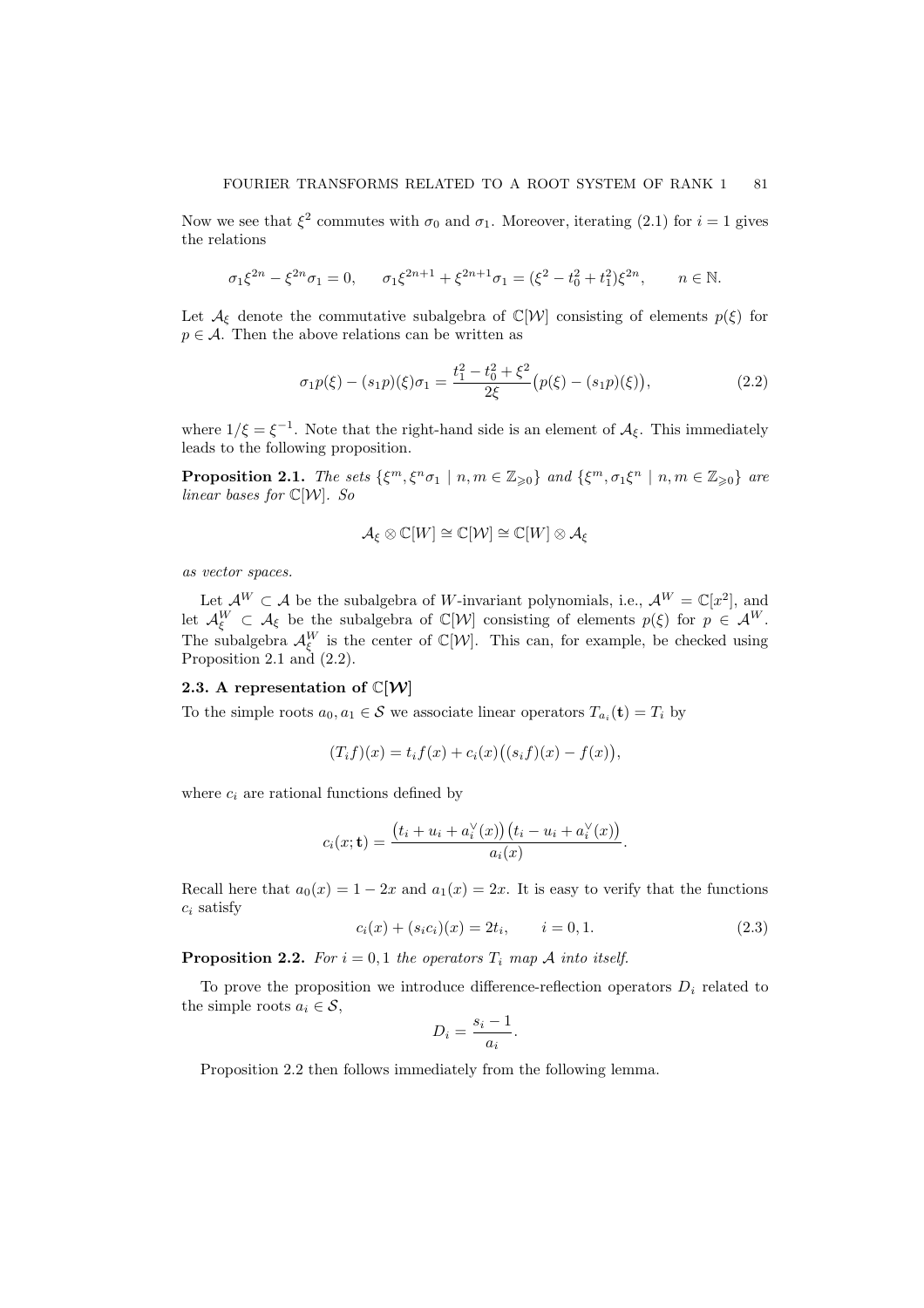Now we see that $\xi^2$ commutes with $\sigma_0$ and $\sigma_1$. Moreover, iterating (2.1) for $i = 1$ gives the relations

$$\sigma_1 \xi^{2n} - \xi^{2n}\sigma_1 = 0, \qquad \sigma_1 \xi^{2n+1} + \xi^{2n+1}\sigma_1 = (\xi^2 - t_0^2 + t_1^2)\xi^{2n}, \qquad n \in \mathbb{N}.$$

Let $\mathcal{A}_\xi$ denote the commutative subalgebra of $\mathbb{C}[\mathcal{W}]$ consisting of elements $p(\xi)$ for $p \in \mathcal{A}$. Then the above relations can be written as

$$\sigma_1 p(\xi) - (s_1 p)(\xi)\sigma_1 = \frac{t_1^2 - t_0^2 + \xi^2}{2\xi}\big(p(\xi) - (s_1 p)(\xi)\big), \tag{2.2}$$

where $1/\xi = \xi^{-1}$. Note that the right-hand side is an element of $\mathcal{A}_\xi$. This immediately leads to the following proposition.

**Proposition 2.1.** *The sets $\{\xi^m, \xi^n\sigma_1 \mid n, m \in \mathbb{Z}_{\geqslant 0}\}$ and $\{\xi^m, \sigma_1\xi^n \mid n, m \in \mathbb{Z}_{\geqslant 0}\}$ are linear bases for $\mathbb{C}[\mathcal{W}]$. So*

$$\mathcal{A}_\xi \otimes \mathbb{C}[W] \cong \mathbb{C}[\mathcal{W}] \cong \mathbb{C}[W] \otimes \mathcal{A}_\xi$$

*as vector spaces.*

Let $\mathcal{A}^W \subset \mathcal{A}$ be the subalgebra of $W$-invariant polynomials, i.e., $\mathcal{A}^W = \mathbb{C}[x^2]$, and let $\mathcal{A}_\xi^W \subset \mathcal{A}_\xi$ be the subalgebra of $\mathbb{C}[\mathcal{W}]$ consisting of elements $p(\xi)$ for $p \in \mathcal{A}^W$. The subalgebra $\mathcal{A}_\xi^W$ is the center of $\mathbb{C}[\mathcal{W}]$. This can, for example, be checked using Proposition 2.1 and (2.2).

### 2.3. A representation of $\mathbb{C}[\mathcal{W}]$

To the simple roots $a_0, a_1 \in \mathcal{S}$ we associate linear operators $T_{a_i}(\mathbf{t}) = T_i$ by

$$(T_i f)(x) = t_i f(x) + c_i(x)\big((s_i f)(x) - f(x)\big),$$

where $c_i$ are rational functions defined by

$$c_i(x; \mathbf{t}) = \frac{\big(t_i + u_i + a_i^\vee(x)\big)\big(t_i - u_i + a_i^\vee(x)\big)}{a_i(x)}.$$

Recall here that $a_0(x) = 1 - 2x$ and $a_1(x) = 2x$. It is easy to verify that the functions $c_i$ satisfy

$$c_i(x) + (s_i c_i)(x) = 2t_i, \qquad i = 0, 1. \tag{2.3}$$

**Proposition 2.2.** *For $i = 0, 1$ the operators $T_i$ map $\mathcal{A}$ into itself.*

To prove the proposition we introduce difference-reflection operators $D_i$ related to the simple roots $a_i \in \mathcal{S}$,

$$D_i = \frac{s_i - 1}{a_i}.$$

Proposition 2.2 then follows immediately from the following lemma.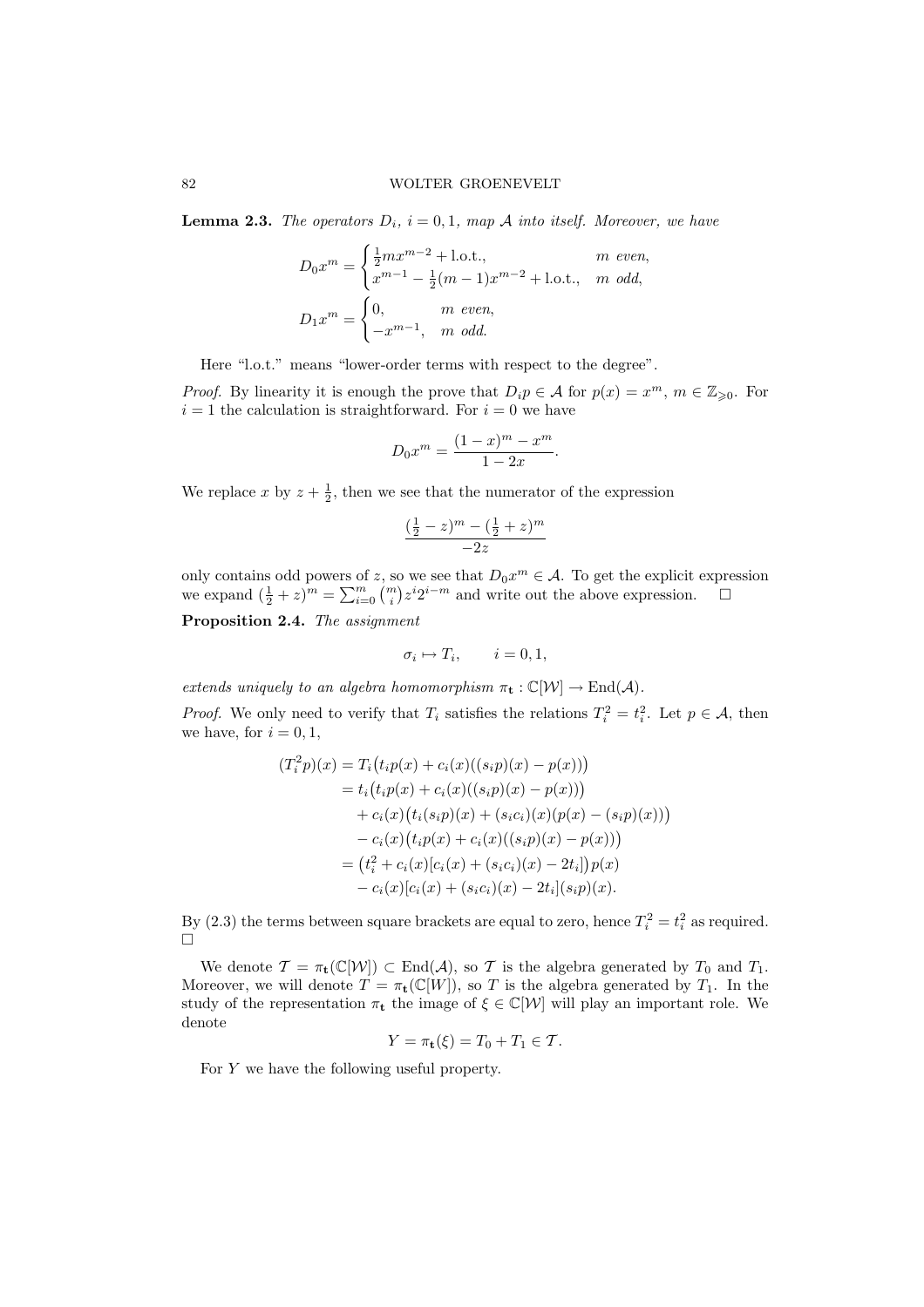**Lemma 2.3.** *The operators $D_i$, $i = 0, 1$, map $\mathcal{A}$ into itself. Moreover, we have*

$$D_0 x^m = \begin{cases} \frac{1}{2} m x^{m-2} + \text{l.o.t.}, & m \text{ even}, \\ x^{m-1} - \frac{1}{2}(m-1)x^{m-2} + \text{l.o.t.}, & m \text{ odd}, \end{cases}$$

$$D_1 x^m = \begin{cases} 0, & m \text{ even}, \\ -x^{m-1}, & m \text{ odd}. \end{cases}$$

Here "l.o.t." means "lower-order terms with respect to the degree".

*Proof.* By linearity it is enough the prove that $D_i p \in \mathcal{A}$ for $p(x) = x^m$, $m \in \mathbb{Z}_{\geqslant 0}$. For $i = 1$ the calculation is straightforward. For $i = 0$ we have

$$D_0 x^m = \frac{(1-x)^m - x^m}{1-2x}.$$

We replace $x$ by $z + \frac{1}{2}$, then we see that the numerator of the expression

$$\frac{(\frac{1}{2} - z)^m - (\frac{1}{2} + z)^m}{-2z}$$

only contains odd powers of $z$, so we see that $D_0 x^m \in \mathcal{A}$. To get the explicit expression we expand $(\frac{1}{2} + z)^m = \sum_{i=0}^m \binom{m}{i} z^i 2^{i-m}$ and write out the above expression. $\square$

**Proposition 2.4.** *The assignment*

$$\sigma_i \mapsto T_i, \qquad i = 0, 1,$$

*extends uniquely to an algebra homomorphism $\pi_{\mathbf{t}} : \mathbb{C}[\mathcal{W}] \to \text{End}(\mathcal{A})$.*

*Proof.* We only need to verify that $T_i$ satisfies the relations $T_i^2 = t_i^2$. Let $p \in \mathcal{A}$, then we have, for $i = 0, 1$,

$$\begin{aligned}
(T_i^2 p)(x) &= T_i\big(t_i p(x) + c_i(x)((s_i p)(x) - p(x))\big) \\
&= t_i\big(t_i p(x) + c_i(x)((s_i p)(x) - p(x))\big) \\
&\quad + c_i(x)\big(t_i(s_i p)(x) + (s_i c_i)(x)(p(x) - (s_i p)(x))\big) \\
&\quad - c_i(x)\big(t_i p(x) + c_i(x)((s_i p)(x) - p(x))\big) \\
&= \big(t_i^2 + c_i(x)[c_i(x) + (s_i c_i)(x) - 2t_i]\big)p(x) \\
&\quad - c_i(x)[c_i(x) + (s_i c_i)(x) - 2t_i](s_i p)(x).
\end{aligned}$$

By (2.3) the terms between square brackets are equal to zero, hence $T_i^2 = t_i^2$ as required. $\square$

We denote $\mathcal{T} = \pi_{\mathbf{t}}(\mathbb{C}[\mathcal{W}]) \subset \text{End}(\mathcal{A})$, so $\mathcal{T}$ is the algebra generated by $T_0$ and $T_1$. Moreover, we will denote $T = \pi_{\mathbf{t}}(\mathbb{C}[W])$, so $T$ is the algebra generated by $T_1$. In the study of the representation $\pi_{\mathbf{t}}$ the image of $\xi \in \mathbb{C}[\mathcal{W}]$ will play an important role. We denote

$$Y = \pi_{\mathbf{t}}(\xi) = T_0 + T_1 \in \mathcal{T}.$$

For $Y$ we have the following useful property.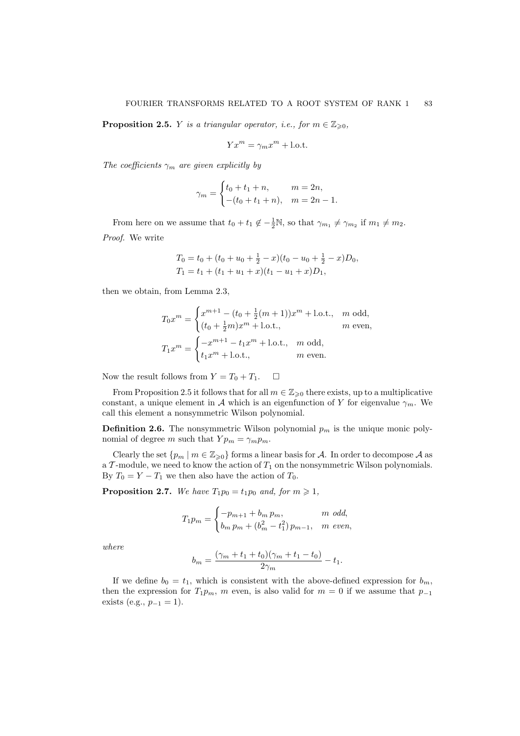**Proposition 2.5.** *$Y$ is a triangular operator, i.e., for $m \in \mathbb{Z}_{\geqslant 0}$,*

$$Yx^m = \gamma_m x^m + \text{l.o.t.}$$

*The coefficients $\gamma_m$ are given explicitly by*

$$\gamma_m = \begin{cases} t_0 + t_1 + n, & m = 2n, \\ -(t_0 + t_1 + n), & m = 2n - 1. \end{cases}$$

From here on we assume that $t_0 + t_1 \notin -\frac{1}{2}\mathbb{N}$, so that $\gamma_{m_1} \neq \gamma_{m_2}$ if $m_1 \neq m_2$.

*Proof.* We write

$$\begin{aligned} T_0 &= t_0 + (t_0 + u_0 + \tfrac{1}{2} - x)(t_0 - u_0 + \tfrac{1}{2} - x)D_0, \\ T_1 &= t_1 + (t_1 + u_1 + x)(t_1 - u_1 + x)D_1, \end{aligned}$$

then we obtain, from Lemma 2.3,

$$T_0 x^m = \begin{cases} x^{m+1} - (t_0 + \frac{1}{2}(m+1))x^m + \text{l.o.t.}, & m \text{ odd}, \\ (t_0 + \frac{1}{2}m)x^m + \text{l.o.t.}, & m \text{ even}, \end{cases}$$

$$T_1 x^m = \begin{cases} -x^{m+1} - t_1 x^m + \text{l.o.t.}, & m \text{ odd}, \\ t_1 x^m + \text{l.o.t.}, & m \text{ even}. \end{cases}$$

Now the result follows from $Y = T_0 + T_1$. $\square$

From Proposition 2.5 it follows that for all $m \in \mathbb{Z}_{\geqslant 0}$ there exists, up to a multiplicative constant, a unique element in $\mathcal{A}$ which is an eigenfunction of $Y$ for eigenvalue $\gamma_m$. We call this element a nonsymmetric Wilson polynomial.

**Definition 2.6.** The nonsymmetric Wilson polynomial $p_m$ is the unique monic polynomial of degree $m$ such that $Yp_m = \gamma_m p_m$.

Clearly the set $\{p_m \mid m \in \mathbb{Z}_{\geqslant 0}\}$ forms a linear basis for $\mathcal{A}$. In order to decompose $\mathcal{A}$ as a $\mathcal{T}$-module, we need to know the action of $T_1$ on the nonsymmetric Wilson polynomials. By $T_0 = Y - T_1$ we then also have the action of $T_0$.

**Proposition 2.7.** *We have $T_1 p_0 = t_1 p_0$ and, for $m \geqslant 1$,*

$$T_1 p_m = \begin{cases} -p_{m+1} + b_m \, p_m, & m \text{ odd}, \\ b_m \, p_m + (b_m^2 - t_1^2) \, p_{m-1}, & m \text{ even}, \end{cases}$$

*where*

$$b_m = \frac{(\gamma_m + t_1 + t_0)(\gamma_m + t_1 - t_0)}{2\gamma_m} - t_1.$$

If we define $b_0 = t_1$, which is consistent with the above-defined expression for $b_m$, then the expression for $T_1 p_m$, $m$ even, is also valid for $m = 0$ if we assume that $p_{-1}$ exists (e.g., $p_{-1} = 1$).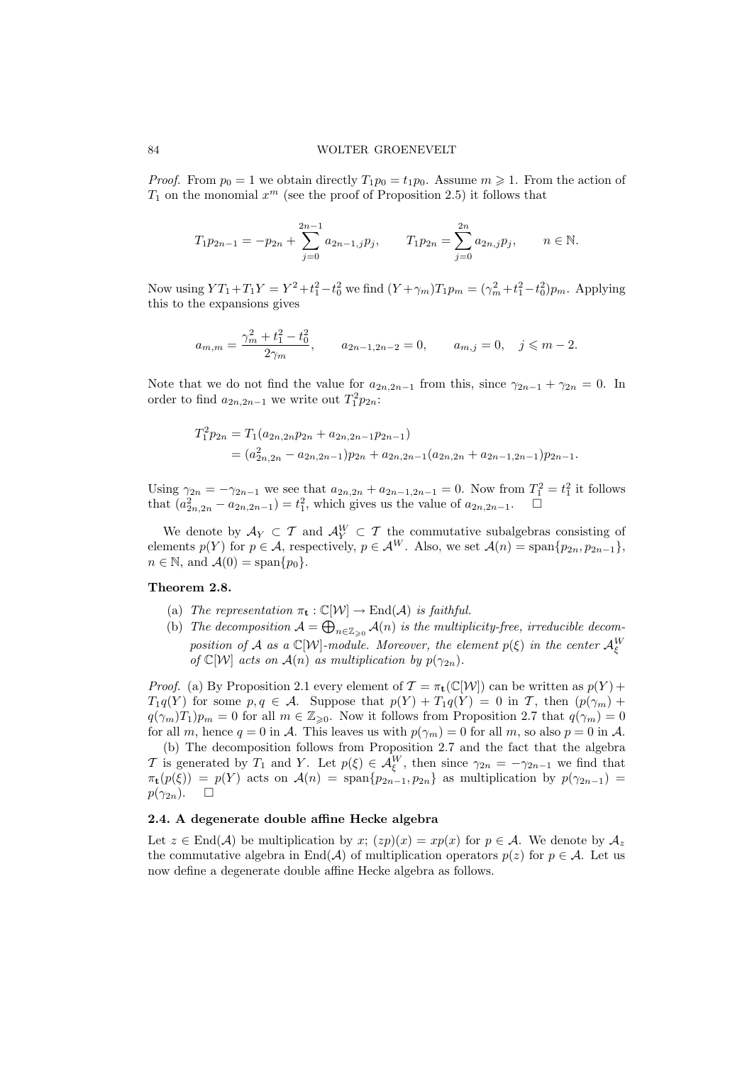*Proof.* From $p_0 = 1$ we obtain directly $T_1 p_0 = t_1 p_0$. Assume $m \geqslant 1$. From the action of $T_1$ on the monomial $x^m$ (see the proof of Proposition 2.5) it follows that

$$T_1 p_{2n-1} = -p_{2n} + \sum_{j=0}^{2n-1} a_{2n-1,j} p_j, \qquad T_1 p_{2n} = \sum_{j=0}^{2n} a_{2n,j} p_j, \qquad n \in \mathbb{N}.$$

Now using $YT_1 + T_1 Y = Y^2 + t_1^2 - t_0^2$ we find $(Y + \gamma_m) T_1 p_m = (\gamma_m^2 + t_1^2 - t_0^2) p_m$. Applying this to the expansions gives

$$a_{m,m} = \frac{\gamma_m^2 + t_1^2 - t_0^2}{2\gamma_m}, \qquad a_{2n-1,2n-2} = 0, \qquad a_{m,j} = 0, \quad j \leqslant m-2.$$

Note that we do not find the value for $a_{2n,2n-1}$ from this, since $\gamma_{2n-1} + \gamma_{2n} = 0$. In order to find $a_{2n,2n-1}$ we write out $T_1^2 p_{2n}$:

$$\begin{aligned} T_1^2 p_{2n} &= T_1(a_{2n,2n} p_{2n} + a_{2n,2n-1} p_{2n-1}) \\ &= (a_{2n,2n}^2 - a_{2n,2n-1}) p_{2n} + a_{2n,2n-1}(a_{2n,2n} + a_{2n-1,2n-1}) p_{2n-1}. \end{aligned}$$

Using $\gamma_{2n} = -\gamma_{2n-1}$ we see that $a_{2n,2n} + a_{2n-1,2n-1} = 0$. Now from $T_1^2 = t_1^2$ it follows that $(a_{2n,2n}^2 - a_{2n,2n-1}) = t_1^2$, which gives us the value of $a_{2n,2n-1}$. $\square$

We denote by $\mathcal{A}_Y \subset \mathcal{T}$ and $\mathcal{A}_Y^W \subset \mathcal{T}$ the commutative subalgebras consisting of elements $p(Y)$ for $p \in \mathcal{A}$, respectively, $p \in \mathcal{A}^W$. Also, we set $\mathcal{A}(n) = \operatorname{span}\{p_{2n}, p_{2n-1}\}$, $n \in \mathbb{N}$, and $\mathcal{A}(0) = \operatorname{span}\{p_0\}$.

**Theorem 2.8.**

(a) *The representation $\pi_{\mathbf{t}} : \mathbb{C}[\mathcal{W}] \to \operatorname{End}(\mathcal{A})$ is faithful.*

(b) *The decomposition $\mathcal{A} = \bigoplus_{n \in \mathbb{Z}_{\geqslant 0}} \mathcal{A}(n)$ is the multiplicity-free, irreducible decomposition of $\mathcal{A}$ as a $\mathbb{C}[\mathcal{W}]$-module. Moreover, the element $p(\xi)$ in the center $\mathcal{A}_\xi^W$ of $\mathbb{C}[\mathcal{W}]$ acts on $\mathcal{A}(n)$ as multiplication by $p(\gamma_{2n})$.*

*Proof.* (a) By Proposition 2.1 every element of $\mathcal{T} = \pi_{\mathbf{t}}(\mathbb{C}[\mathcal{W}])$ can be written as $p(Y) + T_1 q(Y)$ for some $p, q \in \mathcal{A}$. Suppose that $p(Y) + T_1 q(Y) = 0$ in $\mathcal{T}$, then $(p(\gamma_m) + q(\gamma_m) T_1) p_m = 0$ for all $m \in \mathbb{Z}_{\geqslant 0}$. Now it follows from Proposition 2.7 that $q(\gamma_m) = 0$ for all $m$, hence $q = 0$ in $\mathcal{A}$. This leaves us with $p(\gamma_m) = 0$ for all $m$, so also $p = 0$ in $\mathcal{A}$.

(b) The decomposition follows from Proposition 2.7 and the fact that the algebra $\mathcal{T}$ is generated by $T_1$ and $Y$. Let $p(\xi) \in \mathcal{A}_\xi^W$, then since $\gamma_{2n} = -\gamma_{2n-1}$ we find that $\pi_{\mathbf{t}}(p(\xi)) = p(Y)$ acts on $\mathcal{A}(n) = \operatorname{span}\{p_{2n-1}, p_{2n}\}$ as multiplication by $p(\gamma_{2n-1}) = p(\gamma_{2n})$. $\square$

### 2.4. A degenerate double affine Hecke algebra

Let $z \in \operatorname{End}(\mathcal{A})$ be multiplication by $x$; $(zp)(x) = xp(x)$ for $p \in \mathcal{A}$. We denote by $\mathcal{A}_z$ the commutative algebra in $\operatorname{End}(\mathcal{A})$ of multiplication operators $p(z)$ for $p \in \mathcal{A}$. Let us now define a degenerate double affine Hecke algebra as follows.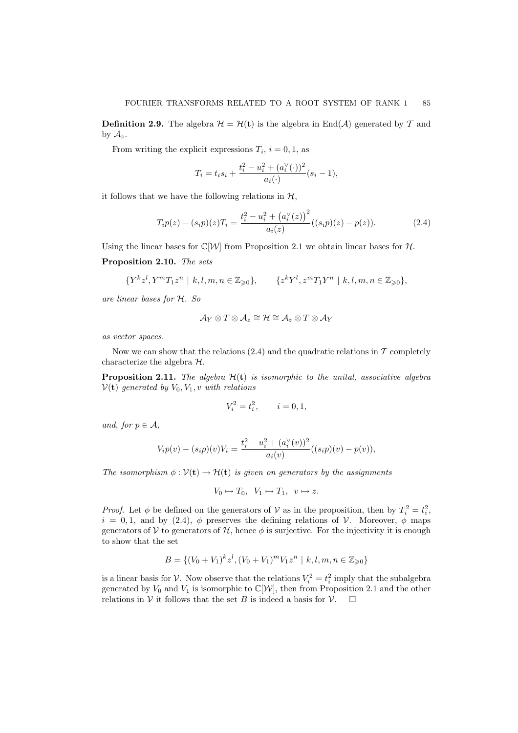**Definition 2.9.** The algebra $\mathcal{H} = \mathcal{H}(\mathbf{t})$ is the algebra in $\mathrm{End}(\mathcal{A})$ generated by $\mathcal{T}$ and by $\mathcal{A}_z$.

From writing the explicit expressions $T_i$, $i = 0, 1$, as

$$T_i = t_i s_i + \frac{t_i^2 - u_i^2 + (a_i^\vee(\cdot))^2}{a_i(\cdot)}(s_i - 1),$$

it follows that we have the following relations in $\mathcal{H}$,

$$T_i p(z) - (s_i p)(z) T_i = \frac{t_i^2 - u_i^2 + \left(a_i^\vee(z)\right)^2}{a_i(z)}((s_i p)(z) - p(z)). \tag{2.4}$$

Using the linear bases for $\mathbb{C}[\mathcal{W}]$ from Proposition 2.1 we obtain linear bases for $\mathcal{H}$.

**Proposition 2.10.** *The sets*

$$\{Y^k z^l, Y^m T_1 z^n \mid k, l, m, n \in \mathbb{Z}_{\geqslant 0}\}, \qquad \{z^k Y^l, z^m T_1 Y^n \mid k, l, m, n \in \mathbb{Z}_{\geqslant 0}\},$$

*are linear bases for $\mathcal{H}$. So*

$$\mathcal{A}_Y \otimes T \otimes \mathcal{A}_z \cong \mathcal{H} \cong \mathcal{A}_z \otimes T \otimes \mathcal{A}_Y$$

*as vector spaces.*

Now we can show that the relations (2.4) and the quadratic relations in $\mathcal{T}$ completely characterize the algebra $\mathcal{H}$.

**Proposition 2.11.** *The algebra $\mathcal{H}(\mathbf{t})$ is isomorphic to the unital, associative algebra $\mathcal{V}(\mathbf{t})$ generated by $V_0, V_1, v$ with relations*

$$V_i^2 = t_i^2, \qquad i = 0, 1,$$

*and, for $p \in \mathcal{A}$,*

$$V_i p(v) - (s_i p)(v) V_i = \frac{t_i^2 - u_i^2 + (a_i^\vee(v))^2}{a_i(v)}((s_i p)(v) - p(v)),$$

*The isomorphism $\phi : \mathcal{V}(\mathbf{t}) \to \mathcal{H}(\mathbf{t})$ is given on generators by the assignments*

$$V_0 \mapsto T_0, \quad V_1 \mapsto T_1, \quad v \mapsto z.$$

*Proof.* Let $\phi$ be defined on the generators of $\mathcal{V}$ as in the proposition, then by $T_i^2 = t_i^2$, $i = 0, 1$, and by (2.4), $\phi$ preserves the defining relations of $\mathcal{V}$. Moreover, $\phi$ maps generators of $\mathcal{V}$ to generators of $\mathcal{H}$, hence $\phi$ is surjective. For the injectivity it is enough to show that the set

$$B = \{(V_0 + V_1)^k z^l, (V_0 + V_1)^m V_1 z^n \mid k, l, m, n \in \mathbb{Z}_{\geqslant 0}\}$$

is a linear basis for $\mathcal{V}$. Now observe that the relations $V_i^2 = t_i^2$ imply that the subalgebra generated by $V_0$ and $V_1$ is isomorphic to $\mathbb{C}[\mathcal{W}]$, then from Proposition 2.1 and the other relations in $\mathcal{V}$ it follows that the set $B$ is indeed a basis for $\mathcal{V}$. $\square$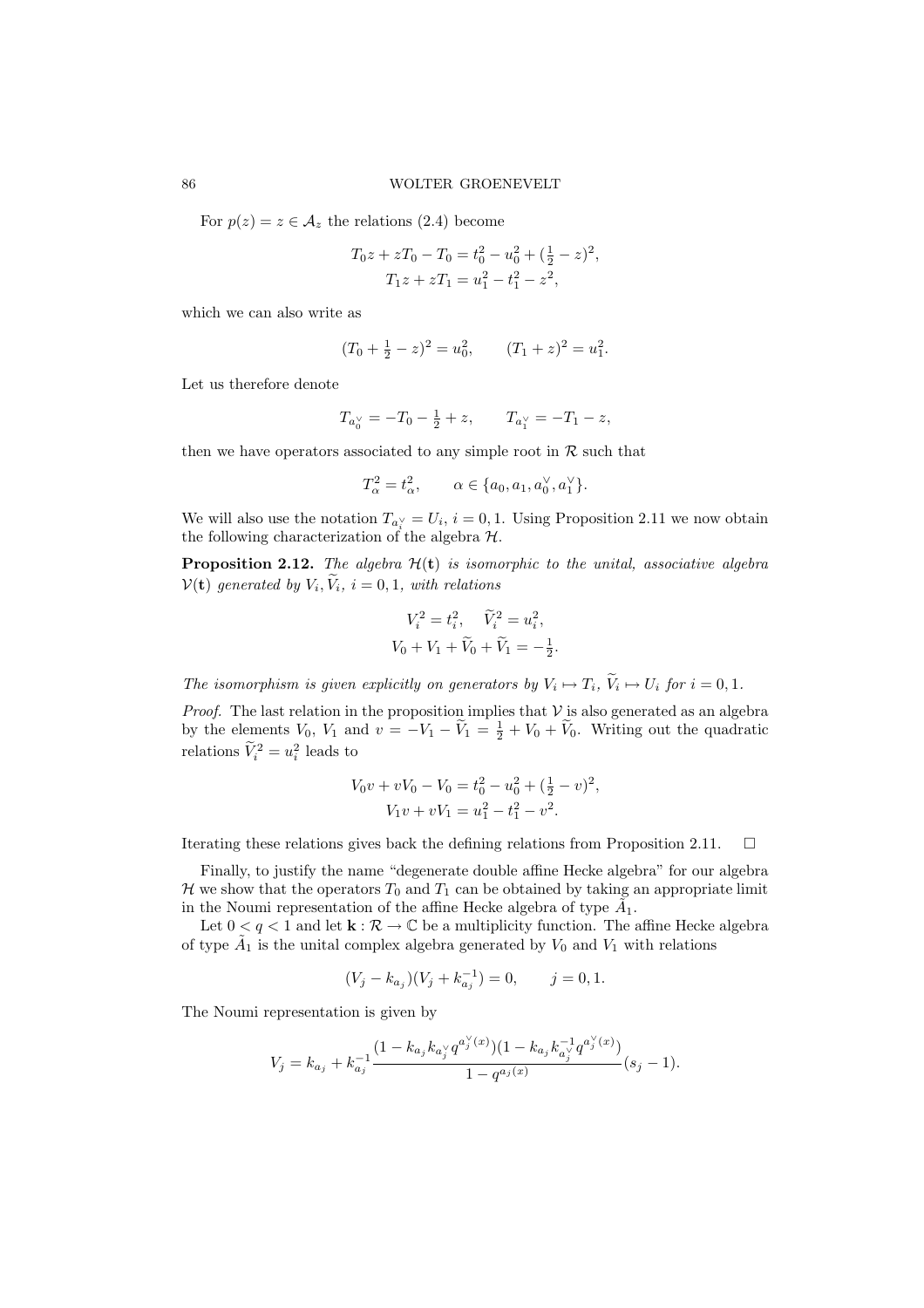For $p(z) = z \in \mathcal{A}_z$ the relations (2.4) become

$$T_0 z + zT_0 - T_0 = t_0^2 - u_0^2 + (\tfrac{1}{2} - z)^2,$$
$$T_1 z + zT_1 = u_1^2 - t_1^2 - z^2,$$

which we can also write as

$$(T_0 + \tfrac{1}{2} - z)^2 = u_0^2, \qquad (T_1 + z)^2 = u_1^2.$$

Let us therefore denote

$$T_{a_0^\vee} = -T_0 - \tfrac{1}{2} + z, \qquad T_{a_1^\vee} = -T_1 - z,$$

then we have operators associated to any simple root in $\mathcal{R}$ such that

$$T_\alpha^2 = t_\alpha^2, \qquad \alpha \in \{a_0, a_1, a_0^\vee, a_1^\vee\}.$$

We will also use the notation $T_{a_i^\vee} = U_i$, $i = 0, 1$. Using Proposition 2.11 we now obtain the following characterization of the algebra $\mathcal{H}$.

**Proposition 2.12.** *The algebra $\mathcal{H}(\mathbf{t})$ is isomorphic to the unital, associative algebra $\mathcal{V}(\mathbf{t})$ generated by $V_i, \widetilde{V}_i$, $i = 0, 1$, with relations*

$$V_i^2 = t_i^2, \quad \widetilde{V}_i^2 = u_i^2,$$
$$V_0 + V_1 + \widetilde{V}_0 + \widetilde{V}_1 = -\tfrac{1}{2}.$$

*The isomorphism is given explicitly on generators by $V_i \mapsto T_i$, $\widetilde{V}_i \mapsto U_i$ for $i = 0, 1$.*

*Proof.* The last relation in the proposition implies that $\mathcal{V}$ is also generated as an algebra by the elements $V_0$, $V_1$ and $v = -V_1 - \widetilde{V}_1 = \frac{1}{2} + V_0 + \widetilde{V}_0$. Writing out the quadratic relations $\widetilde{V}_i^2 = u_i^2$ leads to

$$V_0 v + vV_0 - V_0 = t_0^2 - u_0^2 + (\tfrac{1}{2} - v)^2,$$
$$V_1 v + vV_1 = u_1^2 - t_1^2 - v^2.$$

Iterating these relations gives back the defining relations from Proposition 2.11. $\square$

Finally, to justify the name "degenerate double affine Hecke algebra" for our algebra $\mathcal{H}$ we show that the operators $T_0$ and $T_1$ can be obtained by taking an appropriate limit in the Noumi representation of the affine Hecke algebra of type $\tilde{A}_1$.

Let $0 < q < 1$ and let $\mathbf{k} : \mathcal{R} \to \mathbb{C}$ be a multiplicity function. The affine Hecke algebra of type $\tilde{A}_1$ is the unital complex algebra generated by $V_0$ and $V_1$ with relations

$$(V_j - k_{a_j})(V_j + k_{a_j}^{-1}) = 0, \qquad j = 0, 1.$$

The Noumi representation is given by

$$V_j = k_{a_j} + k_{a_j}^{-1} \frac{(1 - k_{a_j} k_{a_j^\vee} q^{a_j^\vee(x)})(1 - k_{a_j} k_{a_j^\vee}^{-1} q^{a_j^\vee(x)})}{1 - q^{a_j(x)}}(s_j - 1).$$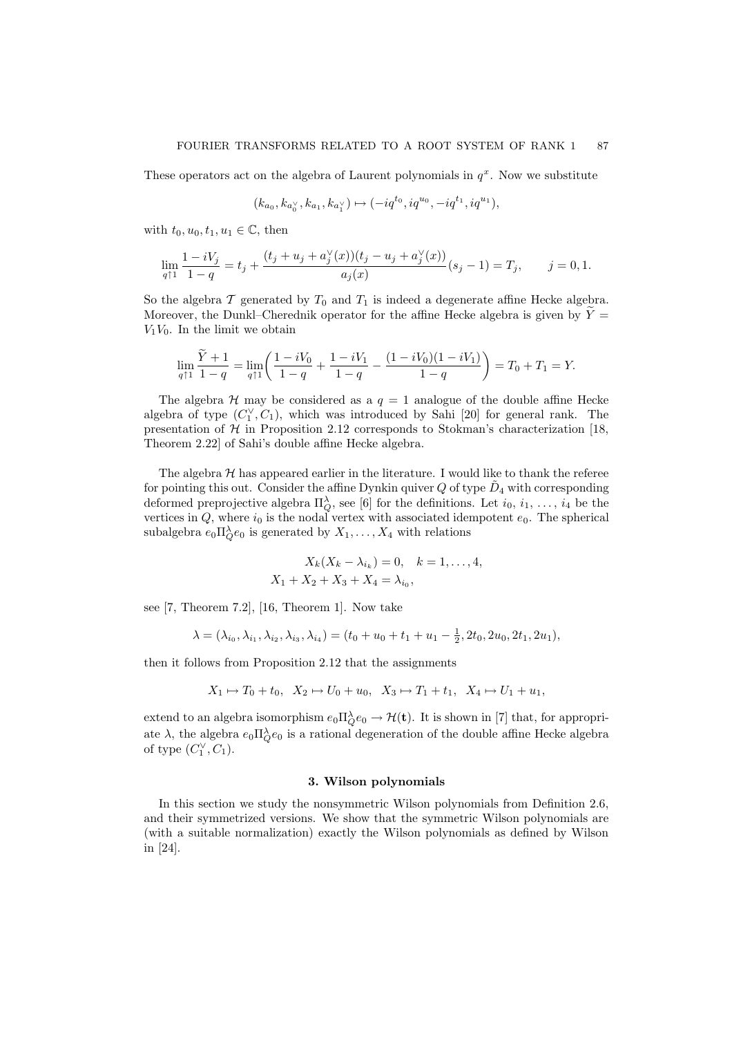These operators act on the algebra of Laurent polynomials in $q^x$. Now we substitute

$$(k_{a_0}, k_{a_0^\vee}, k_{a_1}, k_{a_1^\vee}) \mapsto (-iq^{t_0}, iq^{u_0}, -iq^{t_1}, iq^{u_1}),$$

with $t_0, u_0, t_1, u_1 \in \mathbb{C}$, then

$$\lim_{q \uparrow 1} \frac{1 - iV_j}{1-q} = t_j + \frac{(t_j + u_j + a_j^\vee(x))(t_j - u_j + a_j^\vee(x))}{a_j(x)}(s_j - 1) = T_j, \qquad j = 0, 1.$$

So the algebra $\mathcal{T}$ generated by $T_0$ and $T_1$ is indeed a degenerate affine Hecke algebra. Moreover, the Dunkl–Cherednik operator for the affine Hecke algebra is given by $\widetilde{Y} = V_1 V_0$. In the limit we obtain

$$\lim_{q \uparrow 1} \frac{\widetilde{Y} + 1}{1-q} = \lim_{q \uparrow 1} \left( \frac{1 - iV_0}{1-q} + \frac{1 - iV_1}{1-q} - \frac{(1 - iV_0)(1 - iV_1)}{1-q} \right) = T_0 + T_1 = Y.$$

The algebra $\mathcal{H}$ may be considered as a $q = 1$ analogue of the double affine Hecke algebra of type $(C_1^\vee, C_1)$, which was introduced by Sahi [20] for general rank. The presentation of $\mathcal{H}$ in Proposition 2.12 corresponds to Stokman's characterization [18, Theorem 2.22] of Sahi's double affine Hecke algebra.

The algebra $\mathcal{H}$ has appeared earlier in the literature. I would like to thank the referee for pointing this out. Consider the affine Dynkin quiver $Q$ of type $\tilde{D}_4$ with corresponding deformed preprojective algebra $\Pi_Q^\lambda$, see [6] for the definitions. Let $i_0, i_1, \ldots, i_4$ be the vertices in $Q$, where $i_0$ is the nodal vertex with associated idempotent $e_0$. The spherical subalgebra $e_0 \Pi_Q^\lambda e_0$ is generated by $X_1, \ldots, X_4$ with relations

$$X_k(X_k - \lambda_{i_k}) = 0, \quad k = 1, \ldots, 4,$$
$$X_1 + X_2 + X_3 + X_4 = \lambda_{i_0},$$

see [7, Theorem 7.2], [16, Theorem 1]. Now take

$$\lambda = (\lambda_{i_0}, \lambda_{i_1}, \lambda_{i_2}, \lambda_{i_3}, \lambda_{i_4}) = (t_0 + u_0 + t_1 + u_1 - \tfrac{1}{2}, 2t_0, 2u_0, 2t_1, 2u_1),$$

then it follows from Proposition 2.12 that the assignments

$$X_1 \mapsto T_0 + t_0, \quad X_2 \mapsto U_0 + u_0, \quad X_3 \mapsto T_1 + t_1, \quad X_4 \mapsto U_1 + u_1,$$

extend to an algebra isomorphism $e_0 \Pi_Q^\lambda e_0 \to \mathcal{H}(\mathbf{t})$. It is shown in [7] that, for appropriate $\lambda$, the algebra $e_0 \Pi_Q^\lambda e_0$ is a rational degeneration of the double affine Hecke algebra of type $(C_1^\vee, C_1)$.

## 3. Wilson polynomials

In this section we study the nonsymmetric Wilson polynomials from Definition 2.6, and their symmetrized versions. We show that the symmetric Wilson polynomials are (with a suitable normalization) exactly the Wilson polynomials as defined by Wilson in [24].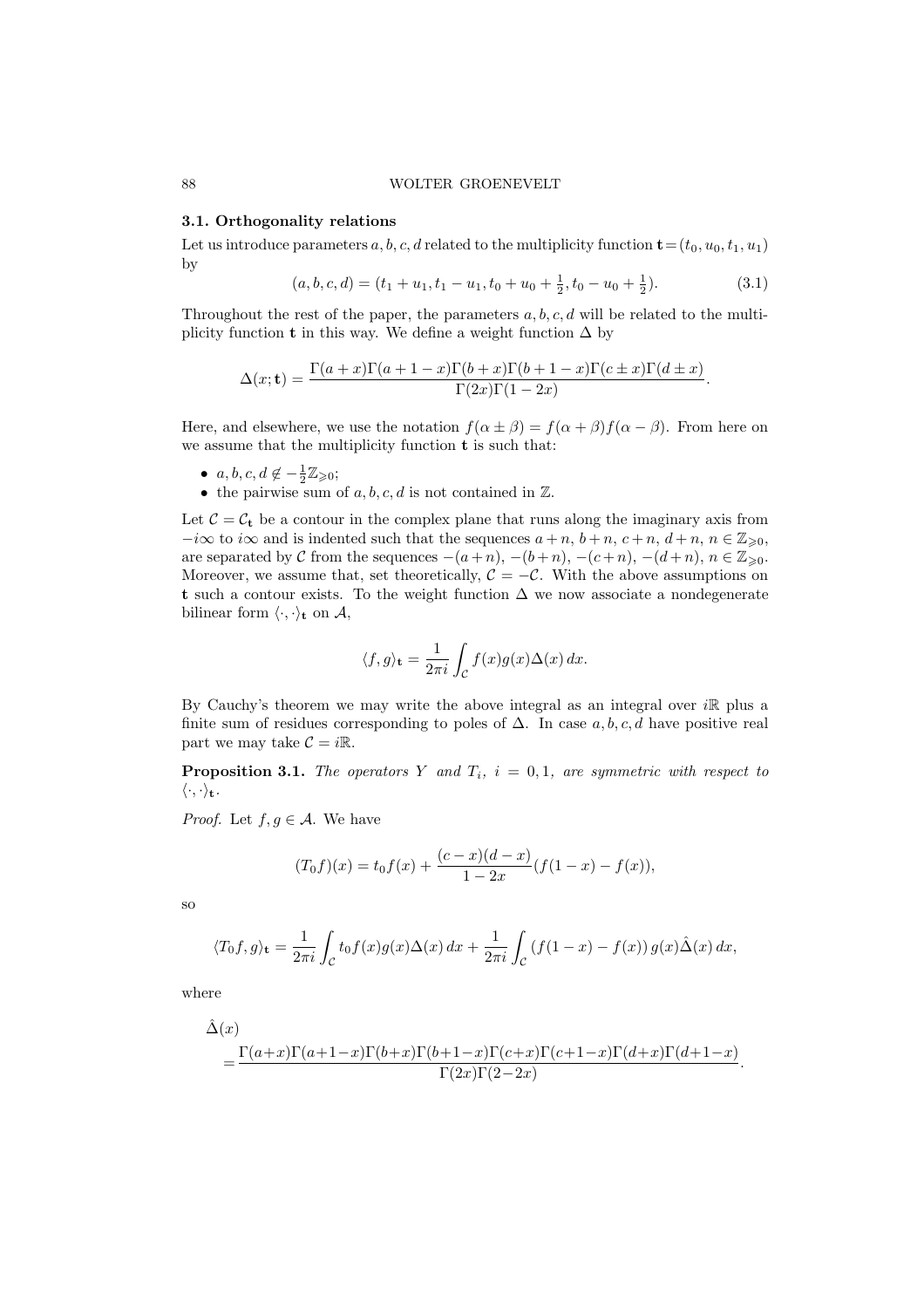### 3.1. Orthogonality relations

Let us introduce parameters $a, b, c, d$ related to the multiplicity function $\mathbf{t} = (t_0, u_0, t_1, u_1)$ by

$$(a, b, c, d) = (t_1 + u_1, t_1 - u_1, t_0 + u_0 + \tfrac{1}{2}, t_0 - u_0 + \tfrac{1}{2}). \tag{3.1}$$

Throughout the rest of the paper, the parameters $a, b, c, d$ will be related to the multiplicity function $\mathbf{t}$ in this way. We define a weight function $\Delta$ by

$$\Delta(x; \mathbf{t}) = \frac{\Gamma(a+x)\Gamma(a+1-x)\Gamma(b+x)\Gamma(b+1-x)\Gamma(c \pm x)\Gamma(d \pm x)}{\Gamma(2x)\Gamma(1-2x)}.$$

Here, and elsewhere, we use the notation $f(\alpha \pm \beta) = f(\alpha + \beta)f(\alpha - \beta)$. From here on we assume that the multiplicity function $\mathbf{t}$ is such that:

- $a, b, c, d \notin -\frac{1}{2}\mathbb{Z}_{\geqslant 0}$;
- the pairwise sum of $a, b, c, d$ is not contained in $\mathbb{Z}$.

Let $\mathcal{C} = \mathcal{C}_{\mathbf{t}}$ be a contour in the complex plane that runs along the imaginary axis from $-i\infty$ to $i\infty$ and is indented such that the sequences $a+n$, $b+n$, $c+n$, $d+n$, $n \in \mathbb{Z}_{\geqslant 0}$, are separated by $\mathcal{C}$ from the sequences $-(a+n)$, $-(b+n)$, $-(c+n)$, $-(d+n)$, $n \in \mathbb{Z}_{\geqslant 0}$. Moreover, we assume that, set theoretically, $\mathcal{C} = -\mathcal{C}$. With the above assumptions on $\mathbf{t}$ such a contour exists. To the weight function $\Delta$ we now associate a nondegenerate bilinear form $\langle \cdot, \cdot \rangle_{\mathbf{t}}$ on $\mathcal{A}$,

$$\langle f, g \rangle_{\mathbf{t}} = \frac{1}{2\pi i} \int_{\mathcal{C}} f(x)g(x)\Delta(x)\, dx.$$

By Cauchy's theorem we may write the above integral as an integral over $i\mathbb{R}$ plus a finite sum of residues corresponding to poles of $\Delta$. In case $a, b, c, d$ have positive real part we may take $\mathcal{C} = i\mathbb{R}$.

**Proposition 3.1.** *The operators $Y$ and $T_i$, $i = 0, 1$, are symmetric with respect to $\langle \cdot, \cdot \rangle_{\mathbf{t}}$.*

*Proof.* Let $f, g \in \mathcal{A}$. We have

$$(T_0 f)(x) = t_0 f(x) + \frac{(c-x)(d-x)}{1-2x}(f(1-x) - f(x)),$$

so

$$\langle T_0 f, g \rangle_{\mathbf{t}} = \frac{1}{2\pi i} \int_{\mathcal{C}} t_0 f(x) g(x) \Delta(x)\, dx + \frac{1}{2\pi i} \int_{\mathcal{C}} \left( f(1-x) - f(x) \right) g(x) \hat{\Delta}(x)\, dx,$$

where

$$\hat{\Delta}(x) = \frac{\Gamma(a+x)\Gamma(a+1-x)\Gamma(b+x)\Gamma(b+1-x)\Gamma(c+x)\Gamma(c+1-x)\Gamma(d+x)\Gamma(d+1-x)}{\Gamma(2x)\Gamma(2-2x)}.$$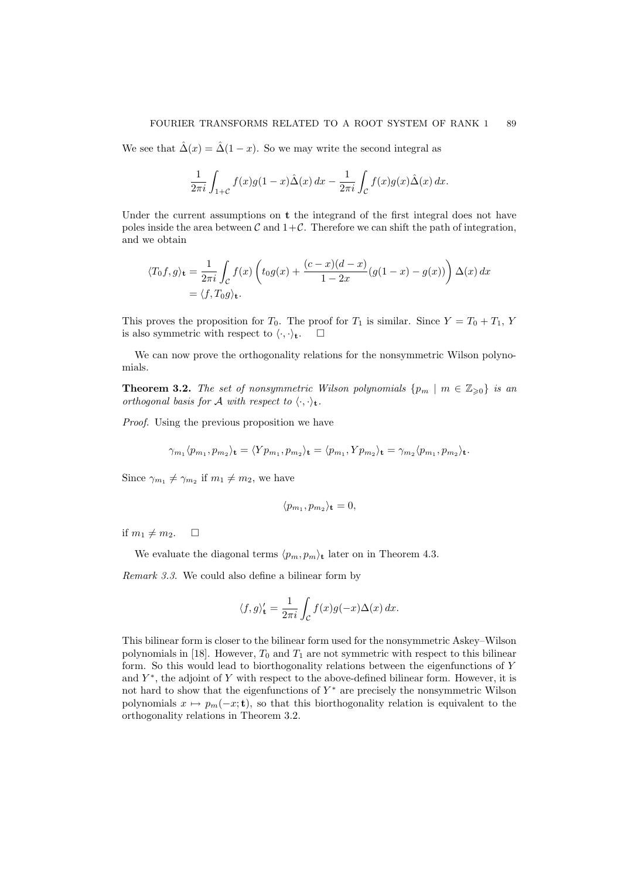We see that $\hat{\Delta}(x) = \hat{\Delta}(1-x)$. So we may write the second integral as

$$\frac{1}{2\pi i}\int_{1+\mathcal{C}} f(x)g(1-x)\hat{\Delta}(x)\,dx - \frac{1}{2\pi i}\int_{\mathcal{C}} f(x)g(x)\hat{\Delta}(x)\,dx.$$

Under the current assumptions on $\mathbf{t}$ the integrand of the first integral does not have poles inside the area between $\mathcal{C}$ and $1+\mathcal{C}$. Therefore we can shift the path of integration, and we obtain

$$\begin{aligned}\langle T_0 f, g\rangle_{\mathbf{t}} &= \frac{1}{2\pi i}\int_{\mathcal{C}} f(x)\left(t_0 g(x) + \frac{(c-x)(d-x)}{1-2x}(g(1-x)-g(x))\right)\Delta(x)\,dx\\ &= \langle f, T_0 g\rangle_{\mathbf{t}}.\end{aligned}$$

This proves the proposition for $T_0$. The proof for $T_1$ is similar. Since $Y = T_0 + T_1$, $Y$ is also symmetric with respect to $\langle\cdot,\cdot\rangle_{\mathbf{t}}$. $\square$

We can now prove the orthogonality relations for the nonsymmetric Wilson polynomials.

**Theorem 3.2.** *The set of nonsymmetric Wilson polynomials $\{p_m \mid m \in \mathbb{Z}_{\geqslant 0}\}$ is an orthogonal basis for $\mathcal{A}$ with respect to $\langle\cdot,\cdot\rangle_{\mathbf{t}}$.*

*Proof.* Using the previous proposition we have

$$\gamma_{m_1}\langle p_{m_1}, p_{m_2}\rangle_{\mathbf{t}} = \langle Y p_{m_1}, p_{m_2}\rangle_{\mathbf{t}} = \langle p_{m_1}, Y p_{m_2}\rangle_{\mathbf{t}} = \gamma_{m_2}\langle p_{m_1}, p_{m_2}\rangle_{\mathbf{t}}.$$

Since $\gamma_{m_1} \neq \gamma_{m_2}$ if $m_1 \neq m_2$, we have

$$\langle p_{m_1}, p_{m_2}\rangle_{\mathbf{t}} = 0,$$

if $m_1 \neq m_2$. $\square$

We evaluate the diagonal terms $\langle p_m, p_m\rangle_{\mathbf{t}}$ later on in Theorem 4.3.

*Remark 3.3.* We could also define a bilinear form by

$$\langle f, g\rangle'_{\mathbf{t}} = \frac{1}{2\pi i}\int_{\mathcal{C}} f(x)g(-x)\Delta(x)\,dx.$$

This bilinear form is closer to the bilinear form used for the nonsymmetric Askey–Wilson polynomials in [18]. However, $T_0$ and $T_1$ are not symmetric with respect to this bilinear form. So this would lead to biorthogonality relations between the eigenfunctions of $Y$ and $Y^*$, the adjoint of $Y$ with respect to the above-defined bilinear form. However, it is not hard to show that the eigenfunctions of $Y^*$ are precisely the nonsymmetric Wilson polynomials $x \mapsto p_m(-x;\mathbf{t})$, so that this biorthogonality relation is equivalent to the orthogonality relations in Theorem 3.2.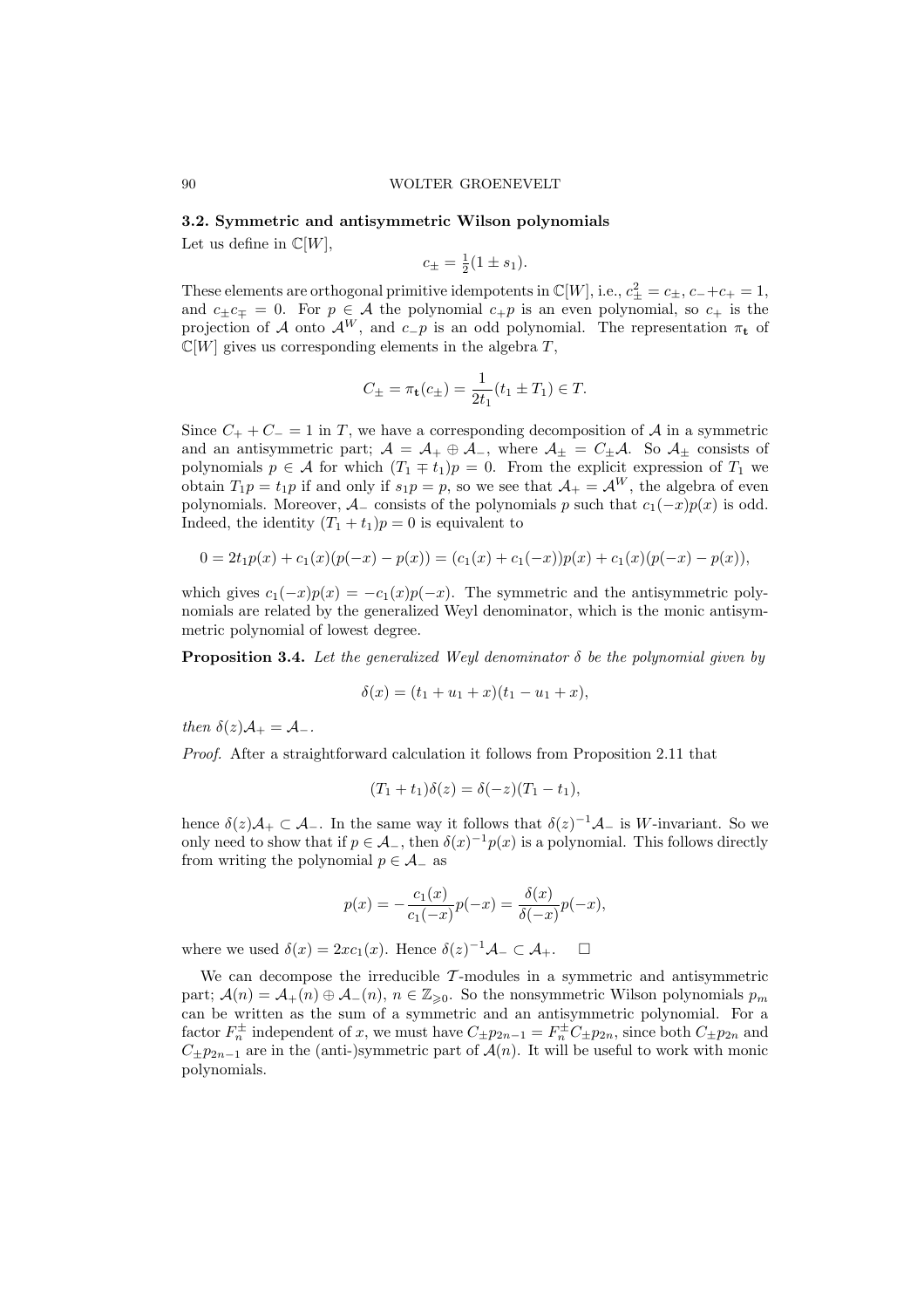### 3.2. Symmetric and antisymmetric Wilson polynomials

Let us define in $\mathbb{C}[W]$,

$$c_\pm = \tfrac{1}{2}(1 \pm s_1).$$

These elements are orthogonal primitive idempotents in $\mathbb{C}[W]$, i.e., $c_\pm^2 = c_\pm$, $c_- + c_+ = 1$, and $c_\pm c_\mp = 0$. For $p \in \mathcal{A}$ the polynomial $c_+ p$ is an even polynomial, so $c_+$ is the projection of $\mathcal{A}$ onto $\mathcal{A}^W$, and $c_- p$ is an odd polynomial. The representation $\pi_{\mathbf{t}}$ of $\mathbb{C}[W]$ gives us corresponding elements in the algebra $T$,

$$C_\pm = \pi_{\mathbf{t}}(c_\pm) = \frac{1}{2t_1}(t_1 \pm T_1) \in T.$$

Since $C_+ + C_- = 1$ in $T$, we have a corresponding decomposition of $\mathcal{A}$ in a symmetric and an antisymmetric part; $\mathcal{A} = \mathcal{A}_+ \oplus \mathcal{A}_-$, where $\mathcal{A}_\pm = C_\pm \mathcal{A}$. So $\mathcal{A}_\pm$ consists of polynomials $p \in \mathcal{A}$ for which $(T_1 \mp t_1)p = 0$. From the explicit expression of $T_1$ we obtain $T_1 p = t_1 p$ if and only if $s_1 p = p$, so we see that $\mathcal{A}_+ = \mathcal{A}^W$, the algebra of even polynomials. Moreover, $\mathcal{A}_-$ consists of the polynomials $p$ such that $c_1(-x)p(x)$ is odd. Indeed, the identity $(T_1 + t_1)p = 0$ is equivalent to

$$0 = 2t_1 p(x) + c_1(x)(p(-x) - p(x)) = (c_1(x) + c_1(-x))p(x) + c_1(x)(p(-x) - p(x)),$$

which gives $c_1(-x)p(x) = -c_1(x)p(-x)$. The symmetric and the antisymmetric polynomials are related by the generalized Weyl denominator, which is the monic antisymmetric polynomial of lowest degree.

**Proposition 3.4.** *Let the generalized Weyl denominator $\delta$ be the polynomial given by*

$$\delta(x) = (t_1 + u_1 + x)(t_1 - u_1 + x),$$

*then $\delta(z)\mathcal{A}_+ = \mathcal{A}_-$.*

*Proof.* After a straightforward calculation it follows from Proposition 2.11 that

$$(T_1 + t_1)\delta(z) = \delta(-z)(T_1 - t_1),$$

hence $\delta(z)\mathcal{A}_+ \subset \mathcal{A}_-$. In the same way it follows that $\delta(z)^{-1}\mathcal{A}_-$ is $W$-invariant. So we only need to show that if $p \in \mathcal{A}_-$, then $\delta(x)^{-1}p(x)$ is a polynomial. This follows directly from writing the polynomial $p \in \mathcal{A}_-$ as

$$p(x) = -\frac{c_1(x)}{c_1(-x)}p(-x) = \frac{\delta(x)}{\delta(-x)}p(-x),$$

where we used $\delta(x) = 2xc_1(x)$. Hence $\delta(z)^{-1}\mathcal{A}_- \subset \mathcal{A}_+$. $\square$

We can decompose the irreducible $\mathcal{T}$-modules in a symmetric and antisymmetric part; $\mathcal{A}(n) = \mathcal{A}_+(n) \oplus \mathcal{A}_-(n)$, $n \in \mathbb{Z}_{\geqslant 0}$. So the nonsymmetric Wilson polynomials $p_m$ can be written as the sum of a symmetric and an antisymmetric polynomial. For a factor $F_n^\pm$ independent of $x$, we must have $C_\pm p_{2n-1} = F_n^\pm C_\pm p_{2n}$, since both $C_\pm p_{2n}$ and $C_\pm p_{2n-1}$ are in the (anti-)symmetric part of $\mathcal{A}(n)$. It will be useful to work with monic polynomials.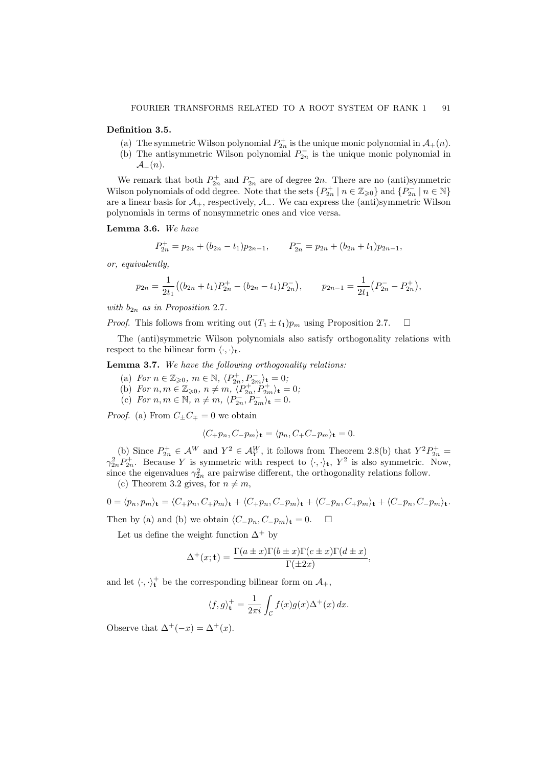**Definition 3.5.**

(a) The symmetric Wilson polynomial $P^+_{2n}$ is the unique monic polynomial in $\mathcal{A}_+(n)$.
(b) The antisymmetric Wilson polynomial $P^-_{2n}$ is the unique monic polynomial in $\mathcal{A}_-(n)$.

We remark that both $P^+_{2n}$ and $P^-_{2n}$ are of degree $2n$. There are no (anti)symmetric Wilson polynomials of odd degree. Note that the sets $\{P^+_{2n} \mid n \in \mathbb{Z}_{\geqslant 0}\}$ and $\{P^-_{2n} \mid n \in \mathbb{N}\}$ are a linear basis for $\mathcal{A}_+$, respectively, $\mathcal{A}_-$. We can express the (anti)symmetric Wilson polynomials in terms of nonsymmetric ones and vice versa.

**Lemma 3.6.** *We have*

$$P^+_{2n} = p_{2n} + (b_{2n} - t_1)p_{2n-1}, \qquad P^-_{2n} = p_{2n} + (b_{2n} + t_1)p_{2n-1},$$

*or, equivalently,*

$$p_{2n} = \frac{1}{2t_1}\big((b_{2n}+t_1)P^+_{2n} - (b_{2n}-t_1)P^-_{2n}\big), \qquad p_{2n-1} = \frac{1}{2t_1}\big(P^-_{2n} - P^+_{2n}\big),$$

*with $b_{2n}$ as in Proposition 2.7.*

*Proof.* This follows from writing out $(T_1 \pm t_1)p_m$ using Proposition 2.7. $\square$

The (anti)symmetric Wilson polynomials also satisfy orthogonality relations with respect to the bilinear form $\langle \cdot, \cdot \rangle_{\mathbf{t}}$.

**Lemma 3.7.** *We have the following orthogonality relations:*

(a) *For $n \in \mathbb{Z}_{\geqslant 0}$, $m \in \mathbb{N}$, $\langle P^+_{2n}, P^-_{2m} \rangle_{\mathbf{t}} = 0$;*
(b) *For $n, m \in \mathbb{Z}_{\geqslant 0}$, $n \neq m$, $\langle P^+_{2n}, P^+_{2m} \rangle_{\mathbf{t}} = 0$;*
(c) *For $n, m \in \mathbb{N}$, $n \neq m$, $\langle P^-_{2n}, P^-_{2m} \rangle_{\mathbf{t}} = 0$.*

*Proof.* (a) From $C_\pm C_\mp = 0$ we obtain

$$\langle C_+ p_n, C_- p_m \rangle_{\mathbf{t}} = \langle p_n, C_+ C_- p_m \rangle_{\mathbf{t}} = 0.$$

(b) Since $P^+_{2n} \in \mathcal{A}^W$ and $Y^2 \in \mathcal{A}^W_Y$, it follows from Theorem 2.8(b) that $Y^2 P^+_{2n} = \gamma^2_{2n} P^+_{2n}$. Because $Y$ is symmetric with respect to $\langle \cdot, \cdot \rangle_{\mathbf{t}}$, $Y^2$ is also symmetric. Now, since the eigenvalues $\gamma^2_{2n}$ are pairwise different, the orthogonality relations follow.

(c) Theorem 3.2 gives, for $n \neq m$,

$$0 = \langle p_n, p_m \rangle_{\mathbf{t}} = \langle C_+ p_n, C_+ p_m \rangle_{\mathbf{t}} + \langle C_+ p_n, C_- p_m \rangle_{\mathbf{t}} + \langle C_- p_n, C_+ p_m \rangle_{\mathbf{t}} + \langle C_- p_n, C_- p_m \rangle_{\mathbf{t}}.$$

Then by (a) and (b) we obtain $\langle C_- p_n, C_- p_m \rangle_{\mathbf{t}} = 0$. $\square$

Let us define the weight function $\Delta^+$ by

$$\Delta^+(x; \mathbf{t}) = \frac{\Gamma(a \pm x)\Gamma(b \pm x)\Gamma(c \pm x)\Gamma(d \pm x)}{\Gamma(\pm 2x)},$$

and let $\langle \cdot, \cdot \rangle^+_{\mathbf{t}}$ be the corresponding bilinear form on $\mathcal{A}_+$,

$$\langle f, g \rangle^+_{\mathbf{t}} = \frac{1}{2\pi i} \int_{\mathcal{C}} f(x) g(x) \Delta^+(x)\, dx.$$

Observe that $\Delta^+(-x) = \Delta^+(x)$.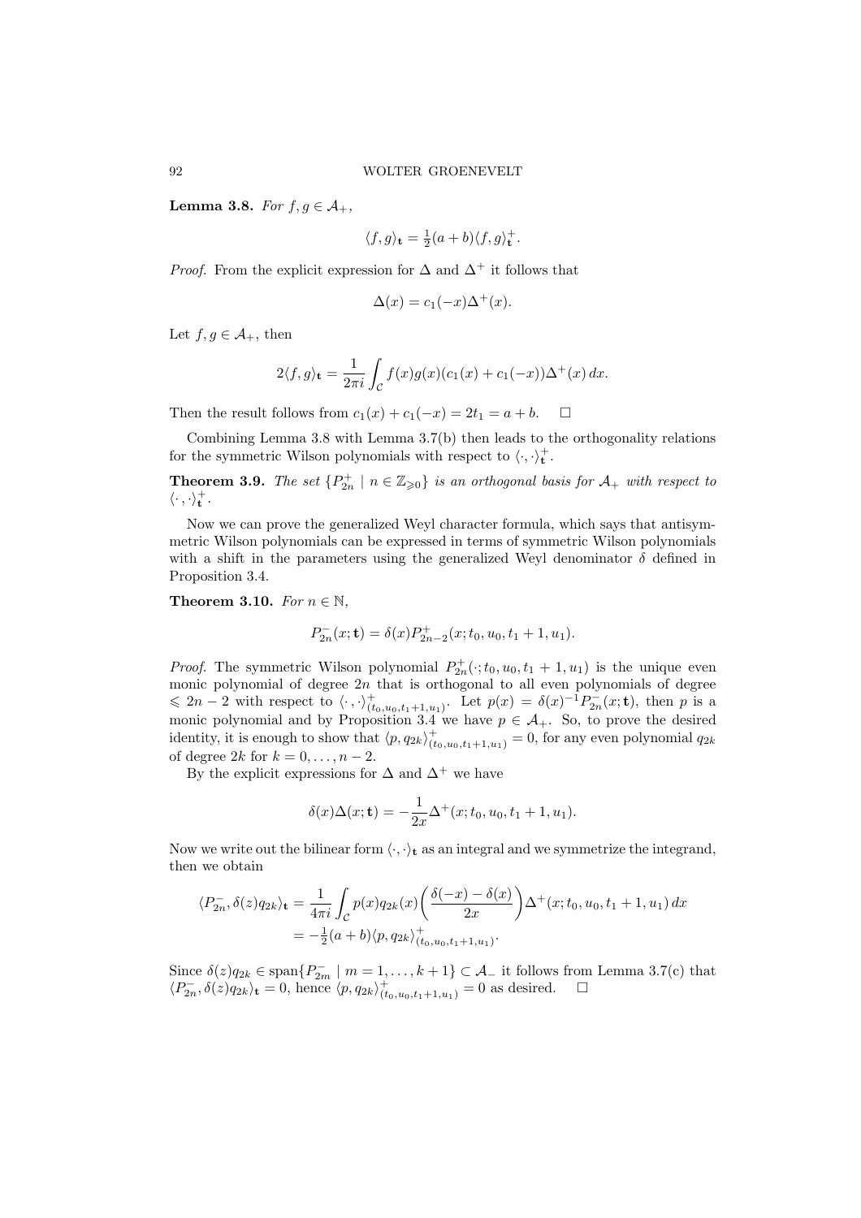**Lemma 3.8.** *For $f, g \in \mathcal{A}_+$,*

$$\langle f, g\rangle_{\mathbf{t}} = \tfrac{1}{2}(a+b)\langle f, g\rangle_{\mathbf{t}}^{+}.$$

*Proof.* From the explicit expression for $\Delta$ and $\Delta^+$ it follows that

$$\Delta(x) = c_1(-x)\Delta^+(x).$$

Let $f, g \in \mathcal{A}_+$, then

$$2\langle f, g\rangle_{\mathbf{t}} = \frac{1}{2\pi i}\int_{\mathcal{C}} f(x)g(x)(c_1(x)+c_1(-x))\Delta^+(x)\,dx.$$

Then the result follows from $c_1(x) + c_1(-x) = 2t_1 = a+b$. $\square$

Combining Lemma 3.8 with Lemma 3.7(b) then leads to the orthogonality relations for the symmetric Wilson polynomials with respect to $\langle\cdot,\cdot\rangle_{\mathbf{t}}^{+}$.

**Theorem 3.9.** *The set $\{P_{2n}^{+} \mid n \in \mathbb{Z}_{\geqslant 0}\}$ is an orthogonal basis for $\mathcal{A}_+$ with respect to $\langle\cdot,\cdot\rangle_{\mathbf{t}}^{+}$.*

Now we can prove the generalized Weyl character formula, which says that antisymmetric Wilson polynomials can be expressed in terms of symmetric Wilson polynomials with a shift in the parameters using the generalized Weyl denominator $\delta$ defined in Proposition 3.4.

**Theorem 3.10.** *For $n \in \mathbb{N}$,*

$$P_{2n}^{-}(x;\mathbf{t}) = \delta(x)P_{2n-2}^{+}(x; t_0, u_0, t_1+1, u_1).$$

*Proof.* The symmetric Wilson polynomial $P_{2n}^{+}(\cdot; t_0, u_0, t_1+1, u_1)$ is the unique even monic polynomial of degree $2n$ that is orthogonal to all even polynomials of degree $\leqslant 2n-2$ with respect to $\langle\cdot,\cdot\rangle_{(t_0,u_0,t_1+1,u_1)}^{+}$. Let $p(x) = \delta(x)^{-1}P_{2n}^{-}(x;\mathbf{t})$, then $p$ is a monic polynomial and by Proposition 3.4 we have $p \in \mathcal{A}_+$. So, to prove the desired identity, it is enough to show that $\langle p, q_{2k}\rangle_{(t_0,u_0,t_1+1,u_1)}^{+} = 0$, for any even polynomial $q_{2k}$ of degree $2k$ for $k = 0, \ldots, n-2$.

By the explicit expressions for $\Delta$ and $\Delta^+$ we have

$$\delta(x)\Delta(x;\mathbf{t}) = -\frac{1}{2x}\Delta^+(x; t_0, u_0, t_1+1, u_1).$$

Now we write out the bilinear form $\langle\cdot,\cdot\rangle_{\mathbf{t}}$ as an integral and we symmetrize the integrand, then we obtain

$$\begin{aligned}
\langle P_{2n}^{-}, \delta(z)q_{2k}\rangle_{\mathbf{t}} &= \frac{1}{4\pi i}\int_{\mathcal{C}} p(x)q_{2k}(x)\left(\frac{\delta(-x)-\delta(x)}{2x}\right)\Delta^+(x; t_0, u_0, t_1+1, u_1)\,dx\\
&= -\tfrac{1}{2}(a+b)\langle p, q_{2k}\rangle_{(t_0,u_0,t_1+1,u_1)}^{+}.
\end{aligned}$$

Since $\delta(z)q_{2k} \in \operatorname{span}\{P_{2m}^{-} \mid m = 1, \ldots, k+1\} \subset \mathcal{A}_-$ it follows from Lemma 3.7(c) that $\langle P_{2n}^{-}, \delta(z)q_{2k}\rangle_{\mathbf{t}} = 0$, hence $\langle p, q_{2k}\rangle_{(t_0,u_0,t_1+1,u_1)}^{+} = 0$ as desired. $\square$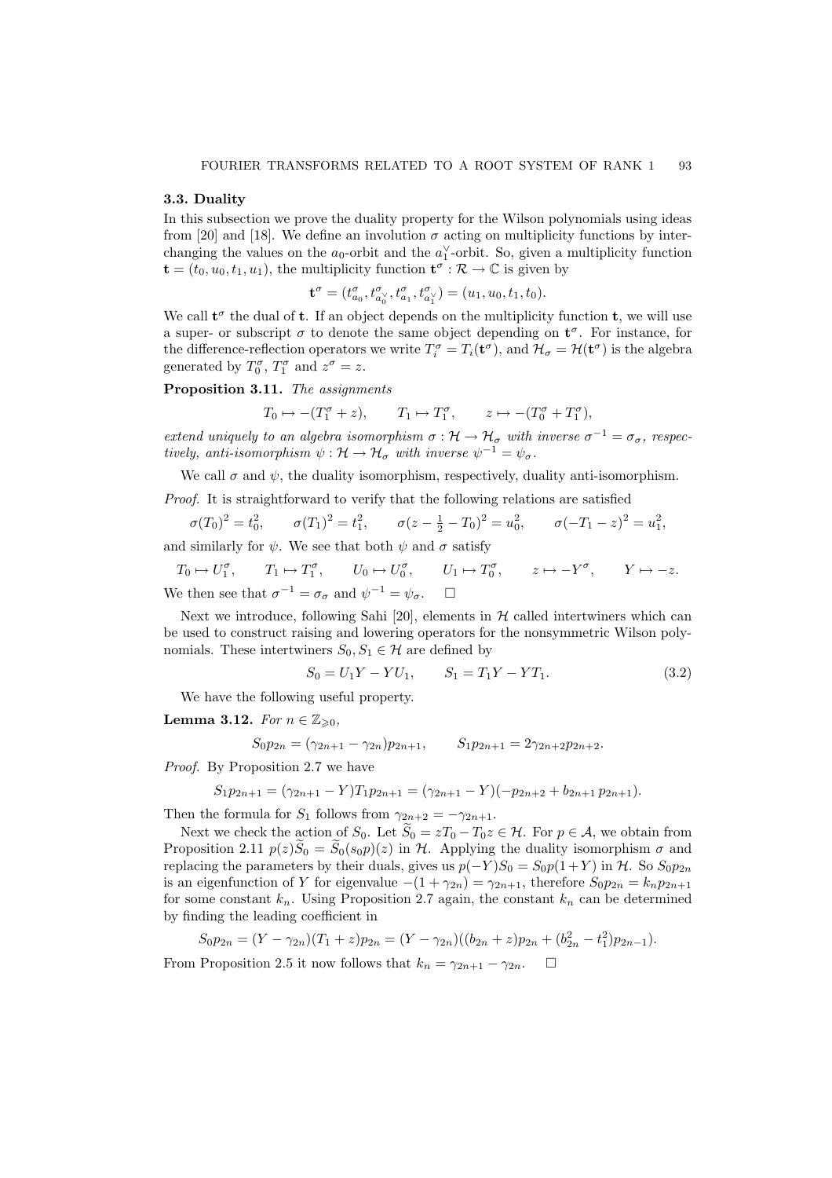### 3.3. Duality

In this subsection we prove the duality property for the Wilson polynomials using ideas from [20] and [18]. We define an involution $\sigma$ acting on multiplicity functions by interchanging the values on the $a_0$-orbit and the $a_1^\vee$-orbit. So, given a multiplicity function $\mathbf{t} = (t_0, u_0, t_1, u_1)$, the multiplicity function $\mathbf{t}^\sigma : \mathcal{R} \to \mathbb{C}$ is given by

$$\mathbf{t}^\sigma = (t^\sigma_{a_0}, t^\sigma_{a_0^\vee}, t^\sigma_{a_1}, t^\sigma_{a_1^\vee}) = (u_1, u_0, t_1, t_0).$$

We call $\mathbf{t}^\sigma$ the dual of $\mathbf{t}$. If an object depends on the multiplicity function $\mathbf{t}$, we will use a super- or subscript $\sigma$ to denote the same object depending on $\mathbf{t}^\sigma$. For instance, for the difference-reflection operators we write $T_i^\sigma = T_i(\mathbf{t}^\sigma)$, and $\mathcal{H}_\sigma = \mathcal{H}(\mathbf{t}^\sigma)$ is the algebra generated by $T_0^\sigma$, $T_1^\sigma$ and $z^\sigma = z$.

**Proposition 3.11.** *The assignments*

$$T_0 \mapsto -(T_1^\sigma + z), \qquad T_1 \mapsto T_1^\sigma, \qquad z \mapsto -(T_0^\sigma + T_1^\sigma),$$

*extend uniquely to an algebra isomorphism $\sigma : \mathcal{H} \to \mathcal{H}_\sigma$ with inverse $\sigma^{-1} = \sigma_\sigma$, respectively, anti-isomorphism $\psi : \mathcal{H} \to \mathcal{H}_\sigma$ with inverse $\psi^{-1} = \psi_\sigma$.*

We call $\sigma$ and $\psi$, the duality isomorphism, respectively, duality anti-isomorphism.

*Proof.* It is straightforward to verify that the following relations are satisfied

$$\sigma(T_0)^2 = t_0^2, \qquad \sigma(T_1)^2 = t_1^2, \qquad \sigma(z - \tfrac{1}{2} - T_0)^2 = u_0^2, \qquad \sigma(-T_1 - z)^2 = u_1^2,$$

and similarly for $\psi$. We see that both $\psi$ and $\sigma$ satisfy

$$T_0 \mapsto U_1^\sigma, \qquad T_1 \mapsto T_1^\sigma, \qquad U_0 \mapsto U_0^\sigma, \qquad U_1 \mapsto T_0^\sigma, \qquad z \mapsto -Y^\sigma, \qquad Y \mapsto -z.$$

We then see that $\sigma^{-1} = \sigma_\sigma$ and $\psi^{-1} = \psi_\sigma$. $\square$

Next we introduce, following Sahi [20], elements in $\mathcal{H}$ called intertwiners which can be used to construct raising and lowering operators for the nonsymmetric Wilson polynomials. These intertwiners $S_0, S_1 \in \mathcal{H}$ are defined by

$$S_0 = U_1 Y - Y U_1, \qquad S_1 = T_1 Y - Y T_1. \tag{3.2}$$

We have the following useful property.

**Lemma 3.12.** *For $n \in \mathbb{Z}_{\geqslant 0}$,*

$$S_0 p_{2n} = (\gamma_{2n+1} - \gamma_{2n}) p_{2n+1}, \qquad S_1 p_{2n+1} = 2\gamma_{2n+2} p_{2n+2}.$$

*Proof.* By Proposition 2.7 we have

$$S_1 p_{2n+1} = (\gamma_{2n+1} - Y) T_1 p_{2n+1} = (\gamma_{2n+1} - Y)(-p_{2n+2} + b_{2n+1}\, p_{2n+1}).$$

Then the formula for $S_1$ follows from $\gamma_{2n+2} = -\gamma_{2n+1}$.

Next we check the action of $S_0$. Let $\widetilde{S}_0 = zT_0 - T_0 z \in \mathcal{H}$. For $p \in \mathcal{A}$, we obtain from Proposition 2.11 $p(z)\widetilde{S}_0 = \widetilde{S}_0(s_0 p)(z)$ in $\mathcal{H}$. Applying the duality isomorphism $\sigma$ and replacing the parameters by their duals, gives us $p(-Y)S_0 = S_0 p(1+Y)$ in $\mathcal{H}$. So $S_0 p_{2n}$ is an eigenfunction of $Y$ for eigenvalue $-(1+\gamma_{2n}) = \gamma_{2n+1}$, therefore $S_0 p_{2n} = k_n p_{2n+1}$ for some constant $k_n$. Using Proposition 2.7 again, the constant $k_n$ can be determined by finding the leading coefficient in

$$S_0 p_{2n} = (Y - \gamma_{2n})(T_1 + z) p_{2n} = (Y - \gamma_{2n})((b_{2n} + z) p_{2n} + (b_{2n}^2 - t_1^2) p_{2n-1}).$$

From Proposition 2.5 it now follows that $k_n = \gamma_{2n+1} - \gamma_{2n}$. $\square$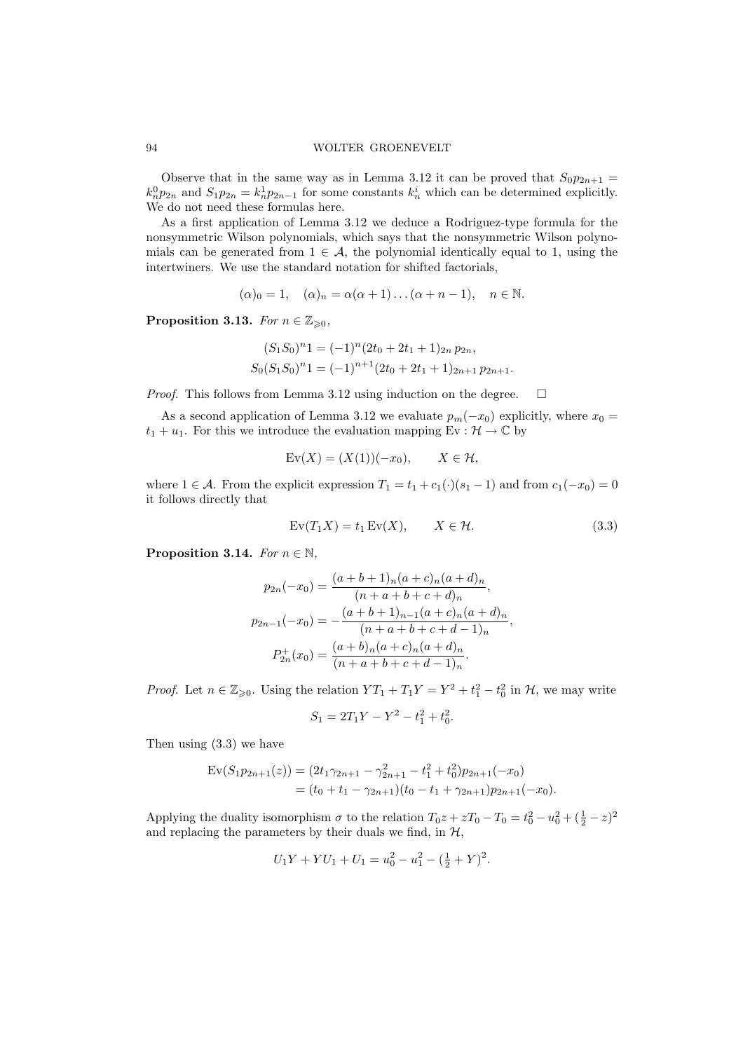Observe that in the same way as in Lemma 3.12 it can be proved that $S_0 p_{2n+1} = k_n^0 p_{2n}$ and $S_1 p_{2n} = k_n^1 p_{2n-1}$ for some constants $k_n^i$ which can be determined explicitly. We do not need these formulas here.

As a first application of Lemma 3.12 we deduce a Rodriguez-type formula for the nonsymmetric Wilson polynomials, which says that the nonsymmetric Wilson polynomials can be generated from $1 \in \mathcal{A}$, the polynomial identically equal to 1, using the intertwiners. We use the standard notation for shifted factorials,

$$(\alpha)_0 = 1, \quad (\alpha)_n = \alpha(\alpha+1)\dots(\alpha+n-1), \quad n \in \mathbb{N}.$$

**Proposition 3.13.** *For $n \in \mathbb{Z}_{\geqslant 0}$,*

$$\begin{aligned}
(S_1 S_0)^n 1 &= (-1)^n (2t_0 + 2t_1 + 1)_{2n}\, p_{2n}, \\
S_0 (S_1 S_0)^n 1 &= (-1)^{n+1} (2t_0 + 2t_1 + 1)_{2n+1}\, p_{2n+1}.
\end{aligned}$$

*Proof.* This follows from Lemma 3.12 using induction on the degree. $\square$

As a second application of Lemma 3.12 we evaluate $p_m(-x_0)$ explicitly, where $x_0 = t_1 + u_1$. For this we introduce the evaluation mapping $\mathrm{Ev} : \mathcal{H} \to \mathbb{C}$ by

$$\mathrm{Ev}(X) = (X(1))(-x_0), \qquad X \in \mathcal{H},$$

where $1 \in \mathcal{A}$. From the explicit expression $T_1 = t_1 + c_1(\cdot)(s_1 - 1)$ and from $c_1(-x_0) = 0$ it follows directly that

$$\mathrm{Ev}(T_1 X) = t_1 \,\mathrm{Ev}(X), \qquad X \in \mathcal{H}. \tag{3.3}$$

**Proposition 3.14.** *For $n \in \mathbb{N}$,*

$$\begin{aligned}
p_{2n}(-x_0) &= \frac{(a+b+1)_n (a+c)_n (a+d)_n}{(n+a+b+c+d)_n}, \\
p_{2n-1}(-x_0) &= -\frac{(a+b+1)_{n-1} (a+c)_n (a+d)_n}{(n+a+b+c+d-1)_n}, \\
P_{2n}^+(x_0) &= \frac{(a+b)_n (a+c)_n (a+d)_n}{(n+a+b+c+d-1)_n}.
\end{aligned}$$

*Proof.* Let $n \in \mathbb{Z}_{\geqslant 0}$. Using the relation $YT_1 + T_1 Y = Y^2 + t_1^2 - t_0^2$ in $\mathcal{H}$, we may write

$$S_1 = 2T_1 Y - Y^2 - t_1^2 + t_0^2.$$

Then using (3.3) we have

$$\begin{aligned}
\mathrm{Ev}(S_1 p_{2n+1}(z)) &= (2t_1 \gamma_{2n+1} - \gamma_{2n+1}^2 - t_1^2 + t_0^2) p_{2n+1}(-x_0) \\
&= (t_0 + t_1 - \gamma_{2n+1})(t_0 - t_1 + \gamma_{2n+1}) p_{2n+1}(-x_0).
\end{aligned}$$

Applying the duality isomorphism $\sigma$ to the relation $T_0 z + z T_0 - T_0 = t_0^2 - u_0^2 + (\frac{1}{2} - z)^2$ and replacing the parameters by their duals we find, in $\mathcal{H}$,

$$U_1 Y + Y U_1 + U_1 = u_0^2 - u_1^2 - (\tfrac{1}{2} + Y)^2.$$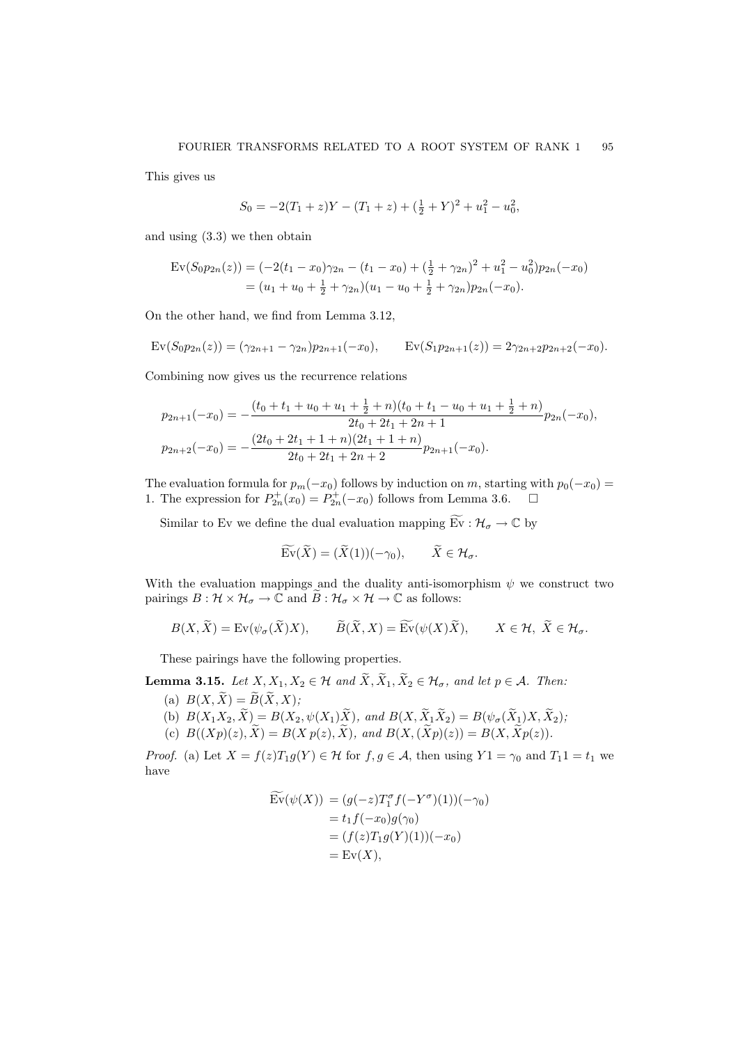This gives us

$$S_0 = -2(T_1 + z)Y - (T_1 + z) + (\tfrac{1}{2} + Y)^2 + u_1^2 - u_0^2,$$

and using (3.3) we then obtain

$$\begin{aligned}
\mathrm{Ev}(S_0 p_{2n}(z)) &= (-2(t_1 - x_0)\gamma_{2n} - (t_1 - x_0) + (\tfrac{1}{2} + \gamma_{2n})^2 + u_1^2 - u_0^2) p_{2n}(-x_0) \\
&= (u_1 + u_0 + \tfrac{1}{2} + \gamma_{2n})(u_1 - u_0 + \tfrac{1}{2} + \gamma_{2n}) p_{2n}(-x_0).
\end{aligned}$$

On the other hand, we find from Lemma 3.12,

$$\mathrm{Ev}(S_0 p_{2n}(z)) = (\gamma_{2n+1} - \gamma_{2n}) p_{2n+1}(-x_0), \qquad \mathrm{Ev}(S_1 p_{2n+1}(z)) = 2\gamma_{2n+2} p_{2n+2}(-x_0).$$

Combining now gives us the recurrence relations

$$\begin{aligned}
p_{2n+1}(-x_0) &= -\frac{(t_0 + t_1 + u_0 + u_1 + \frac{1}{2} + n)(t_0 + t_1 - u_0 + u_1 + \frac{1}{2} + n)}{2t_0 + 2t_1 + 2n + 1} p_{2n}(-x_0), \\
p_{2n+2}(-x_0) &= -\frac{(2t_0 + 2t_1 + 1 + n)(2t_1 + 1 + n)}{2t_0 + 2t_1 + 2n + 2} p_{2n+1}(-x_0).
\end{aligned}$$

The evaluation formula for $p_m(-x_0)$ follows by induction on $m$, starting with $p_0(-x_0) = 1$. The expression for $P_{2n}^+(x_0) = P_{2n}^+(-x_0)$ follows from Lemma 3.6. $\square$

Similar to Ev we define the dual evaluation mapping $\widetilde{\mathrm{Ev}} : \mathcal{H}_\sigma \to \mathbb{C}$ by

$$\widetilde{\mathrm{Ev}}(\widetilde{X}) = (\widetilde{X}(1))(-\gamma_0), \qquad \widetilde{X} \in \mathcal{H}_\sigma.$$

With the evaluation mappings and the duality anti-isomorphism $\psi$ we construct two pairings $B : \mathcal{H} \times \mathcal{H}_\sigma \to \mathbb{C}$ and $\widetilde{B} : \mathcal{H}_\sigma \times \mathcal{H} \to \mathbb{C}$ as follows:

$$B(X, \widetilde{X}) = \mathrm{Ev}(\psi_\sigma(\widetilde{X})X), \qquad \widetilde{B}(\widetilde{X}, X) = \widetilde{\mathrm{Ev}}(\psi(X)\widetilde{X}), \qquad X \in \mathcal{H},\ \widetilde{X} \in \mathcal{H}_\sigma.$$

These pairings have the following properties.

**Lemma 3.15.** *Let $X, X_1, X_2 \in \mathcal{H}$ and $\widetilde{X}, \widetilde{X}_1, \widetilde{X}_2 \in \mathcal{H}_\sigma$, and let $p \in \mathcal{A}$. Then:*

(a) $B(X, \widetilde{X}) = \widetilde{B}(\widetilde{X}, X)$;

(b) $B(X_1 X_2, \widetilde{X}) = B(X_2, \psi(X_1)\widetilde{X})$, *and* $B(X, \widetilde{X}_1 \widetilde{X}_2) = B(\psi_\sigma(\widetilde{X}_1)X, \widetilde{X}_2)$;

(c) $B((Xp)(z), \widetilde{X}) = B(X\,p(z), \widetilde{X})$, *and* $B(X, (\widetilde{X}p)(z)) = B(X, \widetilde{X}p(z))$.

*Proof.* (a) Let $X = f(z)T_1 g(Y) \in \mathcal{H}$ for $f, g \in \mathcal{A}$, then using $Y1 = \gamma_0$ and $T_1 1 = t_1$ we have

$$\begin{aligned}
\widetilde{\mathrm{Ev}}(\psi(X)) &= (g(-z)T_1^\sigma f(-Y^\sigma)(1))(-\gamma_0) \\
&= t_1 f(-x_0) g(\gamma_0) \\
&= (f(z)T_1 g(Y)(1))(-x_0) \\
&= \mathrm{Ev}(X),
\end{aligned}$$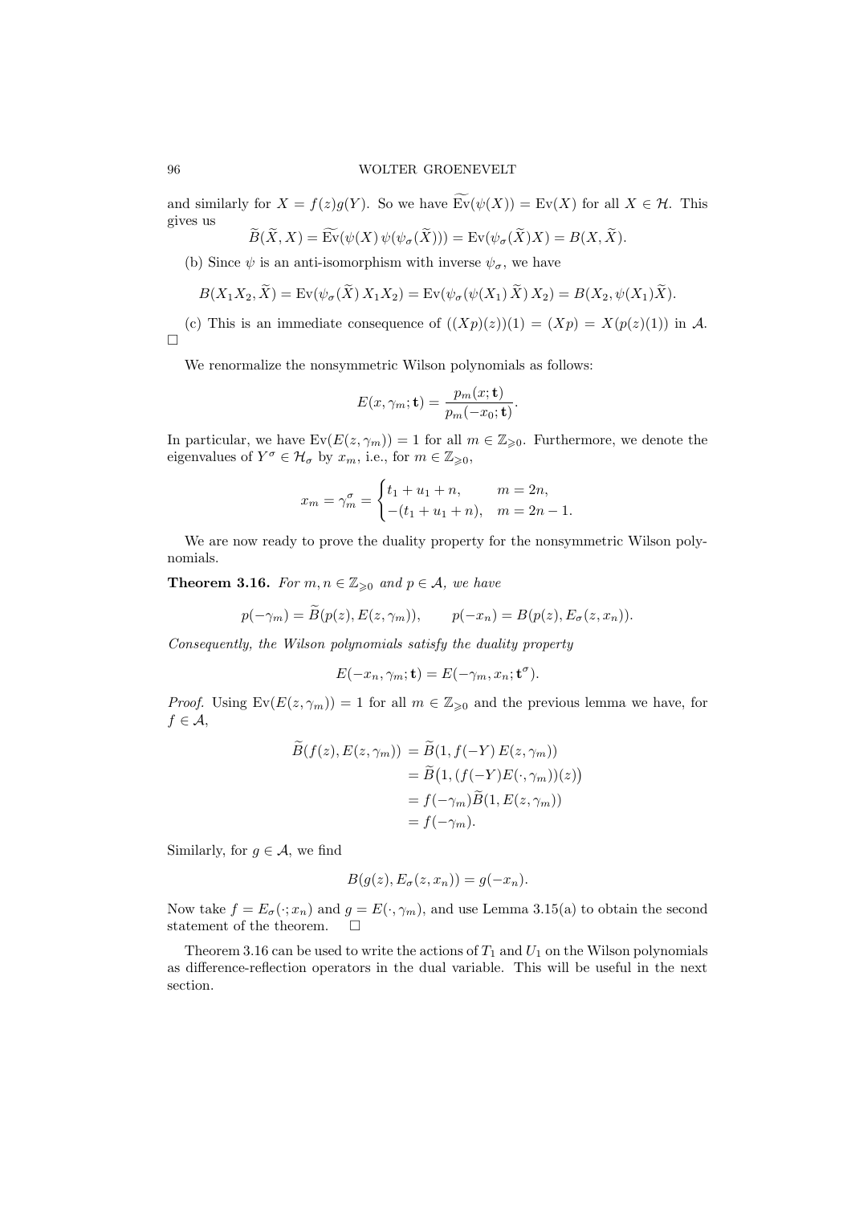and similarly for $X = f(z)g(Y)$. So we have $\widetilde{\mathrm{Ev}}(\psi(X)) = \mathrm{Ev}(X)$ for all $X \in \mathcal{H}$. This gives us

$$\widetilde{B}(\widetilde{X}, X) = \widetilde{\mathrm{Ev}}(\psi(X)\,\psi(\psi_\sigma(\widetilde{X}))) = \mathrm{Ev}(\psi_\sigma(\widetilde{X})X) = B(X, \widetilde{X}).$$

(b) Since $\psi$ is an anti-isomorphism with inverse $\psi_\sigma$, we have

$$B(X_1X_2, \widetilde{X}) = \mathrm{Ev}(\psi_\sigma(\widetilde{X})\,X_1X_2) = \mathrm{Ev}(\psi_\sigma(\psi(X_1)\,\widetilde{X})\,X_2) = B(X_2, \psi(X_1)\widetilde{X}).$$

(c) This is an immediate consequence of $((Xp)(z))(1) = (Xp) = X(p(z)(1))$ in $\mathcal{A}$. □

We renormalize the nonsymmetric Wilson polynomials as follows:

$$E(x, \gamma_m; \mathbf{t}) = \frac{p_m(x; \mathbf{t})}{p_m(-x_0; \mathbf{t})}.$$

In particular, we have $\mathrm{Ev}(E(z, \gamma_m)) = 1$ for all $m \in \mathbb{Z}_{\geqslant 0}$. Furthermore, we denote the eigenvalues of $Y^\sigma \in \mathcal{H}_\sigma$ by $x_m$, i.e., for $m \in \mathbb{Z}_{\geqslant 0}$,

$$x_m = \gamma_m^\sigma = \begin{cases} t_1 + u_1 + n, & m = 2n, \\ -(t_1 + u_1 + n), & m = 2n - 1. \end{cases}$$

We are now ready to prove the duality property for the nonsymmetric Wilson polynomials.

**Theorem 3.16.** *For $m, n \in \mathbb{Z}_{\geqslant 0}$ and $p \in \mathcal{A}$, we have*

$$p(-\gamma_m) = \widetilde{B}(p(z), E(z, \gamma_m)), \qquad p(-x_n) = B(p(z), E_\sigma(z, x_n)).$$

*Consequently, the Wilson polynomials satisfy the duality property*

$$E(-x_n, \gamma_m; \mathbf{t}) = E(-\gamma_m, x_n; \mathbf{t}^\sigma).$$

*Proof.* Using $\mathrm{Ev}(E(z, \gamma_m)) = 1$ for all $m \in \mathbb{Z}_{\geqslant 0}$ and the previous lemma we have, for $f \in \mathcal{A}$,

$$\begin{aligned}
\widetilde{B}(f(z), E(z, \gamma_m)) &= \widetilde{B}(1, f(-Y)\,E(z, \gamma_m)) \\
&= \widetilde{B}\big(1, (f(-Y)E(\cdot, \gamma_m))(z)\big) \\
&= f(-\gamma_m)\widetilde{B}(1, E(z, \gamma_m)) \\
&= f(-\gamma_m).
\end{aligned}$$

Similarly, for $g \in \mathcal{A}$, we find

$$B(g(z), E_\sigma(z, x_n)) = g(-x_n).$$

Now take $f = E_\sigma(\cdot; x_n)$ and $g = E(\cdot, \gamma_m)$, and use Lemma 3.15(a) to obtain the second statement of the theorem. □

Theorem 3.16 can be used to write the actions of $T_1$ and $U_1$ on the Wilson polynomials as difference-reflection operators in the dual variable. This will be useful in the next section.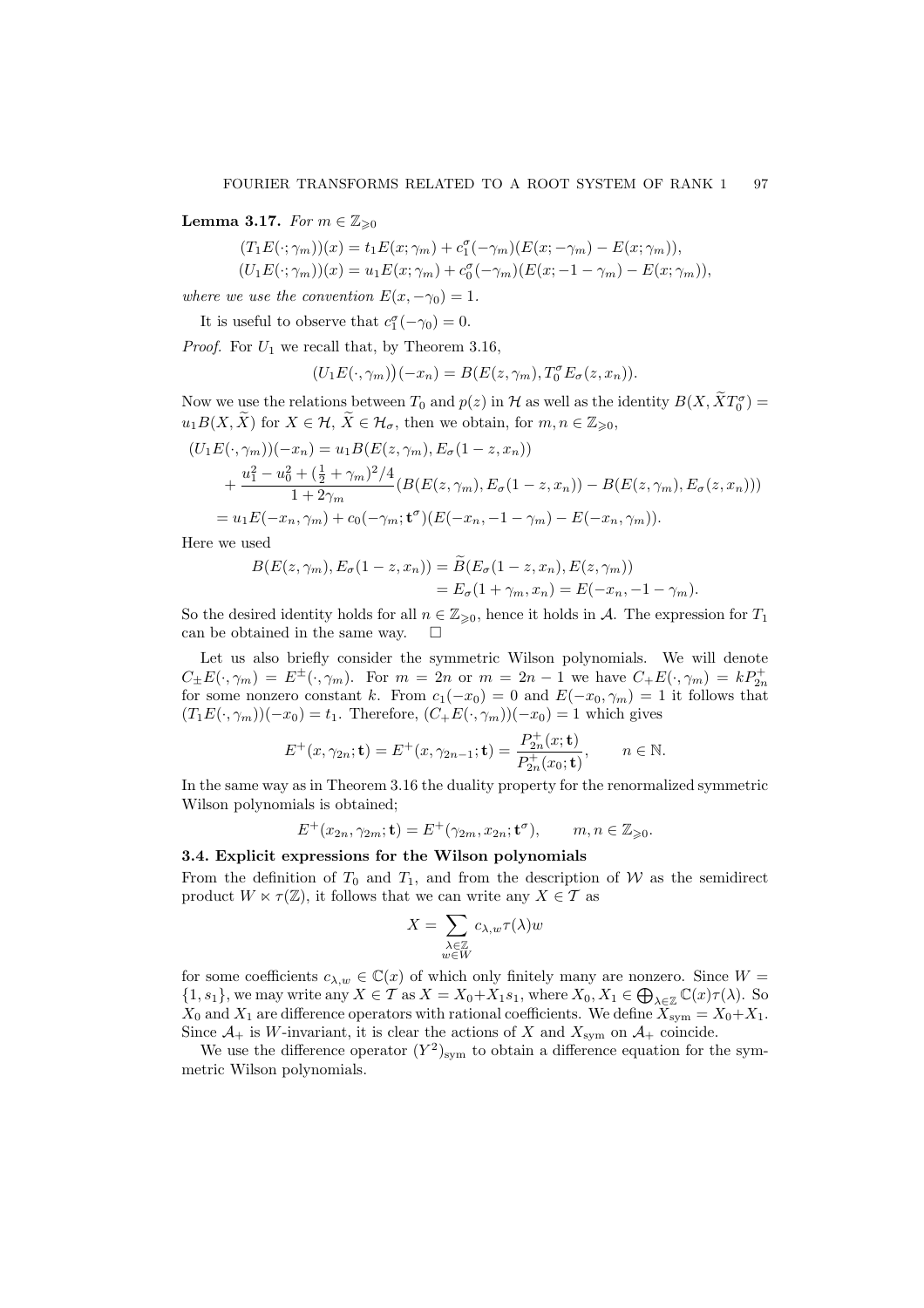**Lemma 3.17.** *For* $m \in \mathbb{Z}_{\geqslant 0}$

$$(T_1 E(\cdot;\gamma_m))(x) = t_1 E(x;\gamma_m) + c_1^\sigma(-\gamma_m)(E(x;-\gamma_m) - E(x;\gamma_m)),$$
$$(U_1 E(\cdot;\gamma_m))(x) = u_1 E(x;\gamma_m) + c_0^\sigma(-\gamma_m)(E(x;-1-\gamma_m) - E(x;\gamma_m)),$$

*where we use the convention* $E(x,-\gamma_0) = 1$.

It is useful to observe that $c_1^\sigma(-\gamma_0) = 0$.

*Proof.* For $U_1$ we recall that, by Theorem 3.16,

$$\big(U_1 E(\cdot,\gamma_m)\big)(-x_n) = B(E(z,\gamma_m), T_0^\sigma E_\sigma(z,x_n)).$$

Now we use the relations between $T_0$ and $p(z)$ in $\mathcal{H}$ as well as the identity $B(X,\widetilde{X}T_0^\sigma) = u_1 B(X,\widetilde{X})$ for $X \in \mathcal{H}$, $\widetilde{X} \in \mathcal{H}_\sigma$, then we obtain, for $m,n \in \mathbb{Z}_{\geqslant 0}$,

$$\begin{aligned}
(U_1 E(\cdot,\gamma_m))(-x_n) &= u_1 B(E(z,\gamma_m), E_\sigma(1-z,x_n)) \\
&\quad + \frac{u_1^2 - u_0^2 + (\frac{1}{2}+\gamma_m)^2/4}{1+2\gamma_m}(B(E(z,\gamma_m),E_\sigma(1-z,x_n)) - B(E(z,\gamma_m),E_\sigma(z,x_n))) \\
&= u_1 E(-x_n,\gamma_m) + c_0(-\gamma_m;\mathbf{t}^\sigma)(E(-x_n,-1-\gamma_m) - E(-x_n,\gamma_m)).
\end{aligned}$$

Here we used

$$\begin{aligned}
B(E(z,\gamma_m),E_\sigma(1-z,x_n)) &= \widetilde{B}(E_\sigma(1-z,x_n),E(z,\gamma_m)) \\
&= E_\sigma(1+\gamma_m,x_n) = E(-x_n,-1-\gamma_m).
\end{aligned}$$

So the desired identity holds for all $n \in \mathbb{Z}_{\geqslant 0}$, hence it holds in $\mathcal{A}$. The expression for $T_1$ can be obtained in the same way. $\square$

Let us also briefly consider the symmetric Wilson polynomials. We will denote $C_\pm E(\cdot,\gamma_m) = E^\pm(\cdot,\gamma_m)$. For $m = 2n$ or $m = 2n-1$ we have $C_+E(\cdot,\gamma_m) = kP_{2n}^+$ for some nonzero constant $k$. From $c_1(-x_0) = 0$ and $E(-x_0,\gamma_m) = 1$ it follows that $(T_1 E(\cdot,\gamma_m))(-x_0) = t_1$. Therefore, $(C_+E(\cdot,\gamma_m))(-x_0) = 1$ which gives

$$E^+(x,\gamma_{2n};\mathbf{t}) = E^+(x,\gamma_{2n-1};\mathbf{t}) = \frac{P_{2n}^+(x;\mathbf{t})}{P_{2n}^+(x_0;\mathbf{t})}, \qquad n \in \mathbb{N}.$$

In the same way as in Theorem 3.16 the duality property for the renormalized symmetric Wilson polynomials is obtained;

$$E^+(x_{2n},\gamma_{2m};\mathbf{t}) = E^+(\gamma_{2m},x_{2n};\mathbf{t}^\sigma), \qquad m,n \in \mathbb{Z}_{\geqslant 0}.$$

### 3.4. Explicit expressions for the Wilson polynomials

From the definition of $T_0$ and $T_1$, and from the description of $\mathcal{W}$ as the semidirect product $W \ltimes \tau(\mathbb{Z})$, it follows that we can write any $X \in \mathcal{T}$ as

$$X = \sum_{\substack{\lambda\in\mathbb{Z}\\ w\in W}} c_{\lambda,w}\tau(\lambda)w$$

for some coefficients $c_{\lambda,w} \in \mathbb{C}(x)$ of which only finitely many are nonzero. Since $W = \{1,s_1\}$, we may write any $X \in \mathcal{T}$ as $X = X_0 + X_1 s_1$, where $X_0, X_1 \in \bigoplus_{\lambda\in\mathbb{Z}}\mathbb{C}(x)\tau(\lambda)$. So $X_0$ and $X_1$ are difference operators with rational coefficients. We define $X_{\text{sym}} = X_0 + X_1$. Since $\mathcal{A}_+$ is $W$-invariant, it is clear the actions of $X$ and $X_{\text{sym}}$ on $\mathcal{A}_+$ coincide.

We use the difference operator $(Y^2)_{\text{sym}}$ to obtain a difference equation for the symmetric Wilson polynomials.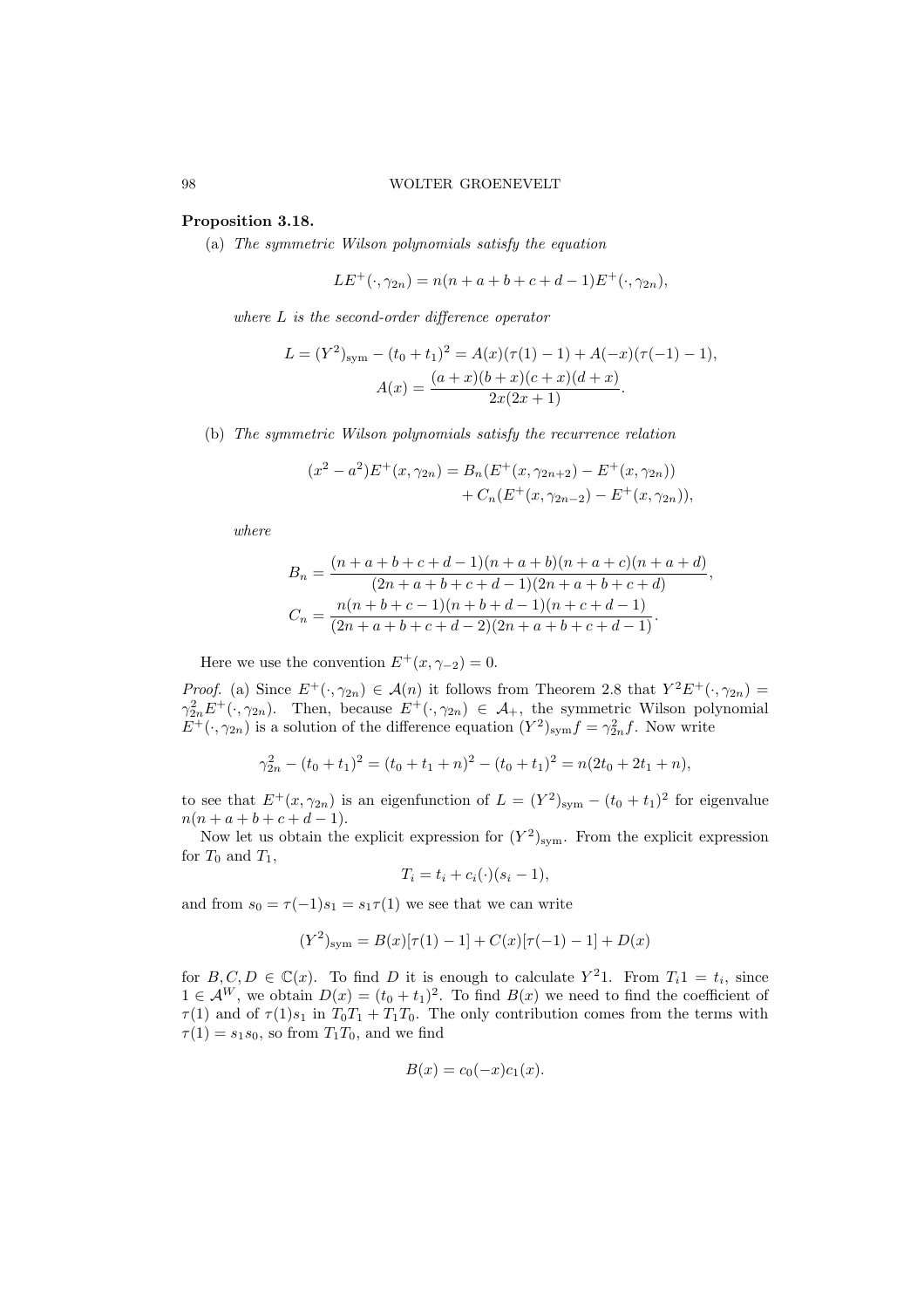**Proposition 3.18.**

(a) *The symmetric Wilson polynomials satisfy the equation*

$$LE^+(\cdot,\gamma_{2n}) = n(n+a+b+c+d-1)E^+(\cdot,\gamma_{2n}),$$

*where $L$ is the second-order difference operator*

$$L = (Y^2)_{\mathrm{sym}} - (t_0+t_1)^2 = A(x)(\tau(1)-1) + A(-x)(\tau(-1)-1),$$
$$A(x) = \frac{(a+x)(b+x)(c+x)(d+x)}{2x(2x+1)}.$$

(b) *The symmetric Wilson polynomials satisfy the recurrence relation*

$$(x^2-a^2)E^+(x,\gamma_{2n}) = B_n(E^+(x,\gamma_{2n+2}) - E^+(x,\gamma_{2n})) + C_n(E^+(x,\gamma_{2n-2}) - E^+(x,\gamma_{2n})),$$

*where*

$$B_n = \frac{(n+a+b+c+d-1)(n+a+b)(n+a+c)(n+a+d)}{(2n+a+b+c+d-1)(2n+a+b+c+d)},$$
$$C_n = \frac{n(n+b+c-1)(n+b+d-1)(n+c+d-1)}{(2n+a+b+c+d-2)(2n+a+b+c+d-1)}.$$

Here we use the convention $E^+(x,\gamma_{-2}) = 0$.

*Proof.* (a) Since $E^+(\cdot,\gamma_{2n}) \in \mathcal{A}(n)$ it follows from Theorem 2.8 that $Y^2E^+(\cdot,\gamma_{2n}) = \gamma_{2n}^2 E^+(\cdot,\gamma_{2n})$. Then, because $E^+(\cdot,\gamma_{2n}) \in \mathcal{A}_+$, the symmetric Wilson polynomial $E^+(\cdot,\gamma_{2n})$ is a solution of the difference equation $(Y^2)_{\mathrm{sym}}f = \gamma_{2n}^2 f$. Now write

$$\gamma_{2n}^2 - (t_0+t_1)^2 = (t_0+t_1+n)^2 - (t_0+t_1)^2 = n(2t_0+2t_1+n),$$

to see that $E^+(x,\gamma_{2n})$ is an eigenfunction of $L = (Y^2)_{\mathrm{sym}} - (t_0+t_1)^2$ for eigenvalue $n(n+a+b+c+d-1)$.

Now let us obtain the explicit expression for $(Y^2)_{\mathrm{sym}}$. From the explicit expression for $T_0$ and $T_1$,

$$T_i = t_i + c_i(\cdot)(s_i - 1),$$

and from $s_0 = \tau(-1)s_1 = s_1\tau(1)$ we see that we can write

$$(Y^2)_{\mathrm{sym}} = B(x)[\tau(1)-1] + C(x)[\tau(-1)-1] + D(x)$$

for $B, C, D \in \mathbb{C}(x)$. To find $D$ it is enough to calculate $Y^2 1$. From $T_i 1 = t_i$, since $1 \in \mathcal{A}^W$, we obtain $D(x) = (t_0+t_1)^2$. To find $B(x)$ we need to find the coefficient of $\tau(1)$ and of $\tau(1)s_1$ in $T_0T_1 + T_1T_0$. The only contribution comes from the terms with $\tau(1) = s_1s_0$, so from $T_1T_0$, and we find

$$B(x) = c_0(-x)c_1(x).$$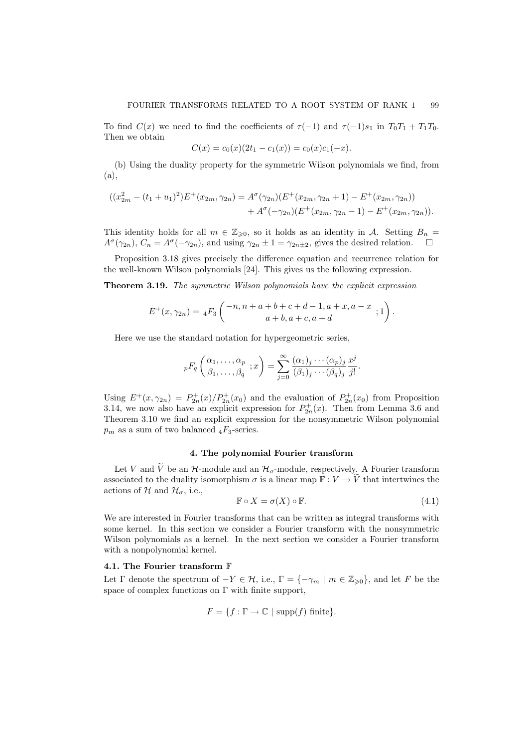To find $C(x)$ we need to find the coefficients of $\tau(-1)$ and $\tau(-1)s_1$ in $T_0T_1 + T_1T_0$. Then we obtain

$$C(x) = c_0(x)(2t_1 - c_1(x)) = c_0(x)c_1(-x).$$

(b) Using the duality property for the symmetric Wilson polynomials we find, from (a),

$$((x_{2m}^2 - (t_1+u_1)^2)E^+(x_{2m},\gamma_{2n}) = A^\sigma(\gamma_{2n})(E^+(x_{2m},\gamma_{2n}+1) - E^+(x_{2m},\gamma_{2n})) \\ + A^\sigma(-\gamma_{2n})(E^+(x_{2m},\gamma_{2n}-1) - E^+(x_{2m},\gamma_{2n})).$$

This identity holds for all $m \in \mathbb{Z}_{\geqslant 0}$, so it holds as an identity in $\mathcal{A}$. Setting $B_n = A^\sigma(\gamma_{2n})$, $C_n = A^\sigma(-\gamma_{2n})$, and using $\gamma_{2n} \pm 1 = \gamma_{2n\pm 2}$, gives the desired relation. $\square$

Proposition 3.18 gives precisely the difference equation and recurrence relation for the well-known Wilson polynomials [24]. This gives us the following expression.

**Theorem 3.19.** *The symmetric Wilson polynomials have the explicit expression*

$$E^+(x,\gamma_{2n}) = {}_4F_3\left(\begin{matrix} -n, n+a+b+c+d-1, a+x, a-x \\ a+b, a+c, a+d \end{matrix}\ ;1\right).$$

Here we use the standard notation for hypergeometric series,

$${}_pF_q\left(\begin{matrix} \alpha_1,\ldots,\alpha_p \\ \beta_1,\ldots,\beta_q \end{matrix}\ ;x\right) = \sum_{j=0}^\infty \frac{(\alpha_1)_j\cdots(\alpha_p)_j}{(\beta_1)_j\cdots(\beta_q)_j}\frac{x^j}{j!}.$$

Using $E^+(x,\gamma_{2n}) = P_{2n}^+(x)/P_{2n}^+(x_0)$ and the evaluation of $P_{2n}^+(x_0)$ from Proposition 3.14, we now also have an explicit expression for $P_{2n}^+(x)$. Then from Lemma 3.6 and Theorem 3.10 we find an explicit expression for the nonsymmetric Wilson polynomial $p_m$ as a sum of two balanced ${}_4F_3$-series.

## 4. The polynomial Fourier transform

Let $V$ and $\widetilde{V}$ be an $\mathcal{H}$-module and an $\mathcal{H}_\sigma$-module, respectively. A Fourier transform associated to the duality isomorphism $\sigma$ is a linear map $\mathbb{F} : V \to \widetilde{V}$ that intertwines the actions of $\mathcal{H}$ and $\mathcal{H}_\sigma$, i.e.,

$$\mathbb{F} \circ X = \sigma(X) \circ \mathbb{F}. \tag{4.1}$$

We are interested in Fourier transforms that can be written as integral transforms with some kernel. In this section we consider a Fourier transform with the nonsymmetric Wilson polynomials as a kernel. In the next section we consider a Fourier transform with a nonpolynomial kernel.

### 4.1. The Fourier transform $\mathbb{F}$

Let $\Gamma$ denote the spectrum of $-Y \in \mathcal{H}$, i.e., $\Gamma = \{-\gamma_m \mid m \in \mathbb{Z}_{\geqslant 0}\}$, and let $F$ be the space of complex functions on $\Gamma$ with finite support,

$$F = \{f : \Gamma \to \mathbb{C} \mid \text{supp}(f) \text{ finite}\}.$$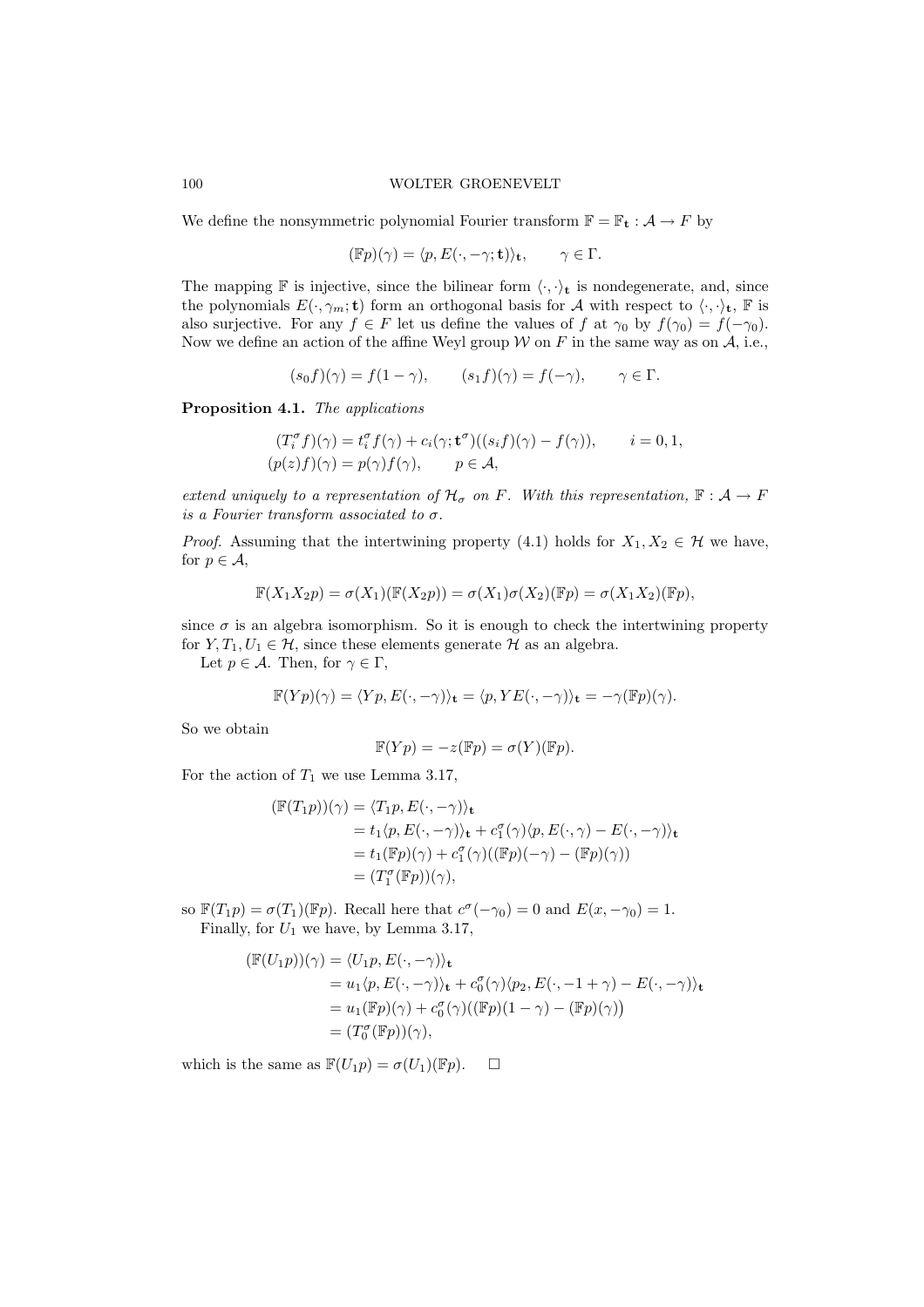We define the nonsymmetric polynomial Fourier transform $\mathbb{F} = \mathbb{F}_{\mathbf{t}} : \mathcal{A} \to F$ by

$$(\mathbb{F}p)(\gamma) = \langle p, E(\cdot, -\gamma; \mathbf{t}) \rangle_{\mathbf{t}}, \qquad \gamma \in \Gamma.$$

The mapping $\mathbb{F}$ is injective, since the bilinear form $\langle \cdot, \cdot \rangle_{\mathbf{t}}$ is nondegenerate, and, since the polynomials $E(\cdot, \gamma_m; \mathbf{t})$ form an orthogonal basis for $\mathcal{A}$ with respect to $\langle \cdot, \cdot \rangle_{\mathbf{t}}$, $\mathbb{F}$ is also surjective. For any $f \in F$ let us define the values of $f$ at $\gamma_0$ by $f(\gamma_0) = f(-\gamma_0)$. Now we define an action of the affine Weyl group $\mathcal{W}$ on $F$ in the same way as on $\mathcal{A}$, i.e.,

$$(s_0 f)(\gamma) = f(1-\gamma), \qquad (s_1 f)(\gamma) = f(-\gamma), \qquad \gamma \in \Gamma.$$

**Proposition 4.1.** *The applications*

$$\begin{aligned}
(T_i^\sigma f)(\gamma) &= t_i^\sigma f(\gamma) + c_i(\gamma; \mathbf{t}^\sigma)((s_i f)(\gamma) - f(\gamma)), \qquad i = 0, 1, \\
(p(z)f)(\gamma) &= p(\gamma) f(\gamma), \qquad p \in \mathcal{A},
\end{aligned}$$

*extend uniquely to a representation of $\mathcal{H}_\sigma$ on $F$. With this representation, $\mathbb{F} : \mathcal{A} \to F$ is a Fourier transform associated to $\sigma$.*

*Proof.* Assuming that the intertwining property (4.1) holds for $X_1, X_2 \in \mathcal{H}$ we have, for $p \in \mathcal{A}$,

$$\mathbb{F}(X_1 X_2 p) = \sigma(X_1)(\mathbb{F}(X_2 p)) = \sigma(X_1)\sigma(X_2)(\mathbb{F}p) = \sigma(X_1 X_2)(\mathbb{F}p),$$

since $\sigma$ is an algebra isomorphism. So it is enough to check the intertwining property for $Y, T_1, U_1 \in \mathcal{H}$, since these elements generate $\mathcal{H}$ as an algebra.

Let $p \in \mathcal{A}$. Then, for $\gamma \in \Gamma$,

$$\mathbb{F}(Yp)(\gamma) = \langle Yp, E(\cdot, -\gamma) \rangle_{\mathbf{t}} = \langle p, YE(\cdot, -\gamma) \rangle_{\mathbf{t}} = -\gamma (\mathbb{F}p)(\gamma).$$

So we obtain

$$\mathbb{F}(Yp) = -z(\mathbb{F}p) = \sigma(Y)(\mathbb{F}p).$$

For the action of $T_1$ we use Lemma 3.17,

$$\begin{aligned}
(\mathbb{F}(T_1 p))(\gamma) &= \langle T_1 p, E(\cdot, -\gamma) \rangle_{\mathbf{t}} \\
&= t_1 \langle p, E(\cdot, -\gamma) \rangle_{\mathbf{t}} + c_1^\sigma(\gamma) \langle p, E(\cdot, \gamma) - E(\cdot, -\gamma) \rangle_{\mathbf{t}} \\
&= t_1 (\mathbb{F}p)(\gamma) + c_1^\sigma(\gamma)((\mathbb{F}p)(-\gamma) - (\mathbb{F}p)(\gamma)) \\
&= (T_1^\sigma(\mathbb{F}p))(\gamma),
\end{aligned}$$

so $\mathbb{F}(T_1 p) = \sigma(T_1)(\mathbb{F}p)$. Recall here that $c^\sigma(-\gamma_0) = 0$ and $E(x, -\gamma_0) = 1$.

Finally, for $U_1$ we have, by Lemma 3.17,

$$\begin{aligned}
(\mathbb{F}(U_1 p))(\gamma) &= \langle U_1 p, E(\cdot, -\gamma) \rangle_{\mathbf{t}} \\
&= u_1 \langle p, E(\cdot, -\gamma) \rangle_{\mathbf{t}} + c_0^\sigma(\gamma) \langle p_2, E(\cdot, -1+\gamma) - E(\cdot, -\gamma) \rangle_{\mathbf{t}} \\
&= u_1 (\mathbb{F}p)(\gamma) + c_0^\sigma(\gamma)((\mathbb{F}p)(1-\gamma) - (\mathbb{F}p)(\gamma)) \\
&= (T_0^\sigma(\mathbb{F}p))(\gamma),
\end{aligned}$$

which is the same as $\mathbb{F}(U_1 p) = \sigma(U_1)(\mathbb{F}p)$. $\square$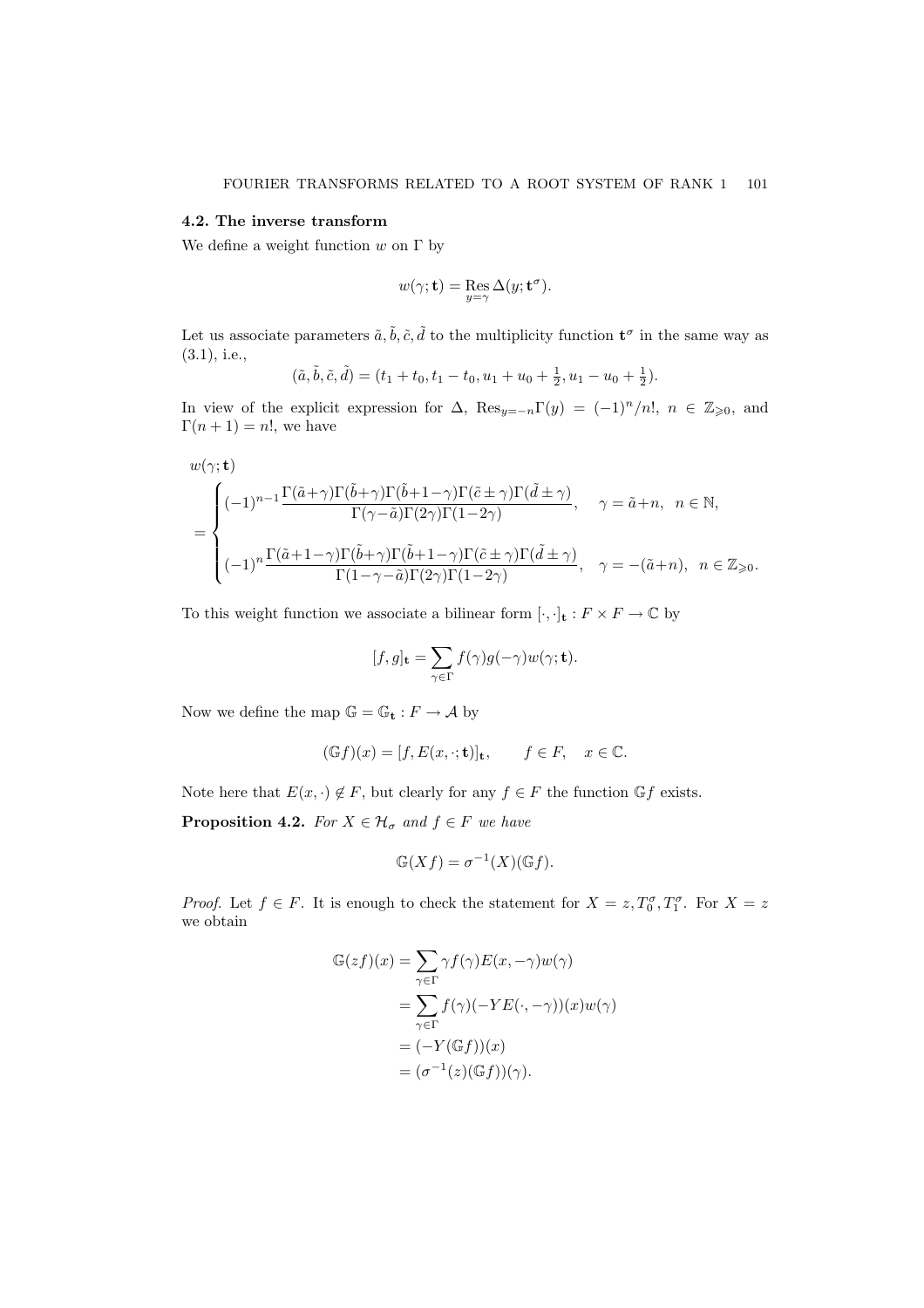### 4.2. The inverse transform

We define a weight function $w$ on $\Gamma$ by

$$w(\gamma;\mathbf{t}) = \operatorname*{Res}_{y=\gamma} \Delta(y;\mathbf{t}^\sigma).$$

Let us associate parameters $\tilde{a},\tilde{b},\tilde{c},\tilde{d}$ to the multiplicity function $\mathbf{t}^\sigma$ in the same way as (3.1), i.e.,

$$(\tilde{a},\tilde{b},\tilde{c},\tilde{d}) = (t_1+t_0, t_1-t_0, u_1+u_0+\tfrac{1}{2}, u_1-u_0+\tfrac{1}{2}).$$

In view of the explicit expression for $\Delta$, $\operatorname{Res}_{y=-n}\Gamma(y) = (-1)^n/n!$, $n \in \mathbb{Z}_{\geqslant 0}$, and $\Gamma(n+1)=n!$, we have

$$w(\gamma;\mathbf{t}) = \begin{cases} (-1)^{n-1}\dfrac{\Gamma(\tilde{a}+\gamma)\Gamma(\tilde{b}+\gamma)\Gamma(\tilde{b}+1-\gamma)\Gamma(\tilde{c}\pm\gamma)\Gamma(\tilde{d}\pm\gamma)}{\Gamma(\gamma-\tilde{a})\Gamma(2\gamma)\Gamma(1-2\gamma)}, & \gamma = \tilde{a}+n, \quad n \in \mathbb{N}, \\[2ex] (-1)^n\dfrac{\Gamma(\tilde{a}+1-\gamma)\Gamma(\tilde{b}+\gamma)\Gamma(\tilde{b}+1-\gamma)\Gamma(\tilde{c}\pm\gamma)\Gamma(\tilde{d}\pm\gamma)}{\Gamma(1-\gamma-\tilde{a})\Gamma(2\gamma)\Gamma(1-2\gamma)}, & \gamma = -(\tilde{a}+n), \quad n \in \mathbb{Z}_{\geqslant 0}. \end{cases}$$

To this weight function we associate a bilinear form $[\cdot,\cdot]_\mathbf{t} : F \times F \to \mathbb{C}$ by

$$[f,g]_\mathbf{t} = \sum_{\gamma\in\Gamma} f(\gamma)g(-\gamma)w(\gamma;\mathbf{t}).$$

Now we define the map $\mathbb{G} = \mathbb{G}_\mathbf{t} : F \to \mathcal{A}$ by

$$(\mathbb{G}f)(x) = [f, E(x,\cdot;\mathbf{t})]_\mathbf{t}, \qquad f \in F, \quad x \in \mathbb{C}.$$

Note here that $E(x,\cdot) \notin F$, but clearly for any $f \in F$ the function $\mathbb{G}f$ exists.

**Proposition 4.2.** *For $X \in \mathcal{H}_\sigma$ and $f \in F$ we have*

$$\mathbb{G}(Xf) = \sigma^{-1}(X)(\mathbb{G}f).$$

*Proof.* Let $f \in F$. It is enough to check the statement for $X = z, T_0^\sigma, T_1^\sigma$. For $X = z$ we obtain

$$\begin{aligned} \mathbb{G}(zf)(x) &= \sum_{\gamma\in\Gamma} \gamma f(\gamma) E(x,-\gamma)w(\gamma) \\ &= \sum_{\gamma\in\Gamma} f(\gamma)(-YE(\cdot,-\gamma))(x)w(\gamma) \\ &= (-Y(\mathbb{G}f))(x) \\ &= (\sigma^{-1}(z)(\mathbb{G}f))(\gamma). \end{aligned}$$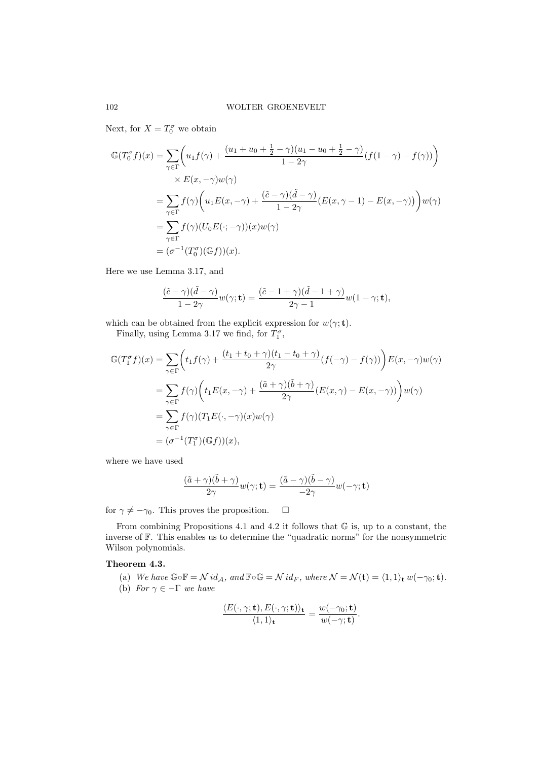Next, for $X = T_0^\sigma$ we obtain

$$
\begin{aligned}
\mathbb{G}(T_0^\sigma f)(x) &= \sum_{\gamma\in\Gamma}\bigg(u_1 f(\gamma) + \frac{(u_1+u_0+\frac12-\gamma)(u_1-u_0+\frac12-\gamma)}{1-2\gamma}\big(f(1-\gamma)-f(\gamma)\big)\bigg) \\
&\qquad \times E(x,-\gamma)w(\gamma) \\
&= \sum_{\gamma\in\Gamma} f(\gamma)\bigg(u_1E(x,-\gamma) + \frac{(\tilde c-\gamma)(\tilde d-\gamma)}{1-2\gamma}\big(E(x,\gamma-1)-E(x,-\gamma)\big)\bigg)w(\gamma) \\
&= \sum_{\gamma\in\Gamma} f(\gamma)(U_0E(\cdot;-\gamma))(x)w(\gamma) \\
&= (\sigma^{-1}(T_0^\sigma)(\mathbb{G}f))(x).
\end{aligned}
$$

Here we use Lemma 3.17, and

$$
\frac{(\tilde c-\gamma)(\tilde d-\gamma)}{1-2\gamma}w(\gamma;\mathbf{t}) = \frac{(\tilde c-1+\gamma)(\tilde d-1+\gamma)}{2\gamma-1}w(1-\gamma;\mathbf{t}),
$$

which can be obtained from the explicit expression for $w(\gamma;\mathbf{t})$.

Finally, using Lemma 3.17 we find, for $T_1^\sigma$,

$$
\begin{aligned}
\mathbb{G}(T_1^\sigma f)(x) &= \sum_{\gamma\in\Gamma}\bigg(t_1f(\gamma) + \frac{(t_1+t_0+\gamma)(t_1-t_0+\gamma)}{2\gamma}\big(f(-\gamma)-f(\gamma)\big)\bigg)E(x,-\gamma)w(\gamma) \\
&= \sum_{\gamma\in\Gamma} f(\gamma)\bigg(t_1E(x,-\gamma) + \frac{(\tilde a+\gamma)(\tilde b+\gamma)}{2\gamma}\big(E(x,\gamma)-E(x,-\gamma)\big)\bigg)w(\gamma) \\
&= \sum_{\gamma\in\Gamma} f(\gamma)(T_1E(\cdot,-\gamma)(x)w(\gamma) \\
&= (\sigma^{-1}(T_1^\sigma)(\mathbb{G}f))(x),
\end{aligned}
$$

where we have used

$$
\frac{(\tilde a+\gamma)(\tilde b+\gamma)}{2\gamma}w(\gamma;\mathbf{t}) = \frac{(\tilde a-\gamma)(\tilde b-\gamma)}{-2\gamma}w(-\gamma;\mathbf{t})
$$

for $\gamma \neq -\gamma_0$. This proves the proposition. $\square$

From combining Propositions 4.1 and 4.2 it follows that $\mathbb{G}$ is, up to a constant, the inverse of $\mathbb{F}$. This enables us to determine the "quadratic norms" for the nonsymmetric Wilson polynomials.

**Theorem 4.3.**

(a) *We have* $\mathbb{G}\circ\mathbb{F} = \mathcal{N}\, id_{\mathcal{A}}$, *and* $\mathbb{F}\circ\mathbb{G} = \mathcal{N}\, id_F$, *where* $\mathcal{N} = \mathcal{N}(\mathbf{t}) = \langle 1,1\rangle_{\mathbf{t}}\, w(-\gamma_0;\mathbf{t})$.

(b) *For* $\gamma \in -\Gamma$ *we have*

$$
\frac{\langle E(\cdot,\gamma;\mathbf{t}), E(\cdot,\gamma;\mathbf{t})\rangle_{\mathbf{t}}}{\langle 1,1\rangle_{\mathbf{t}}} = \frac{w(-\gamma_0;\mathbf{t})}{w(-\gamma;\mathbf{t})}.
$$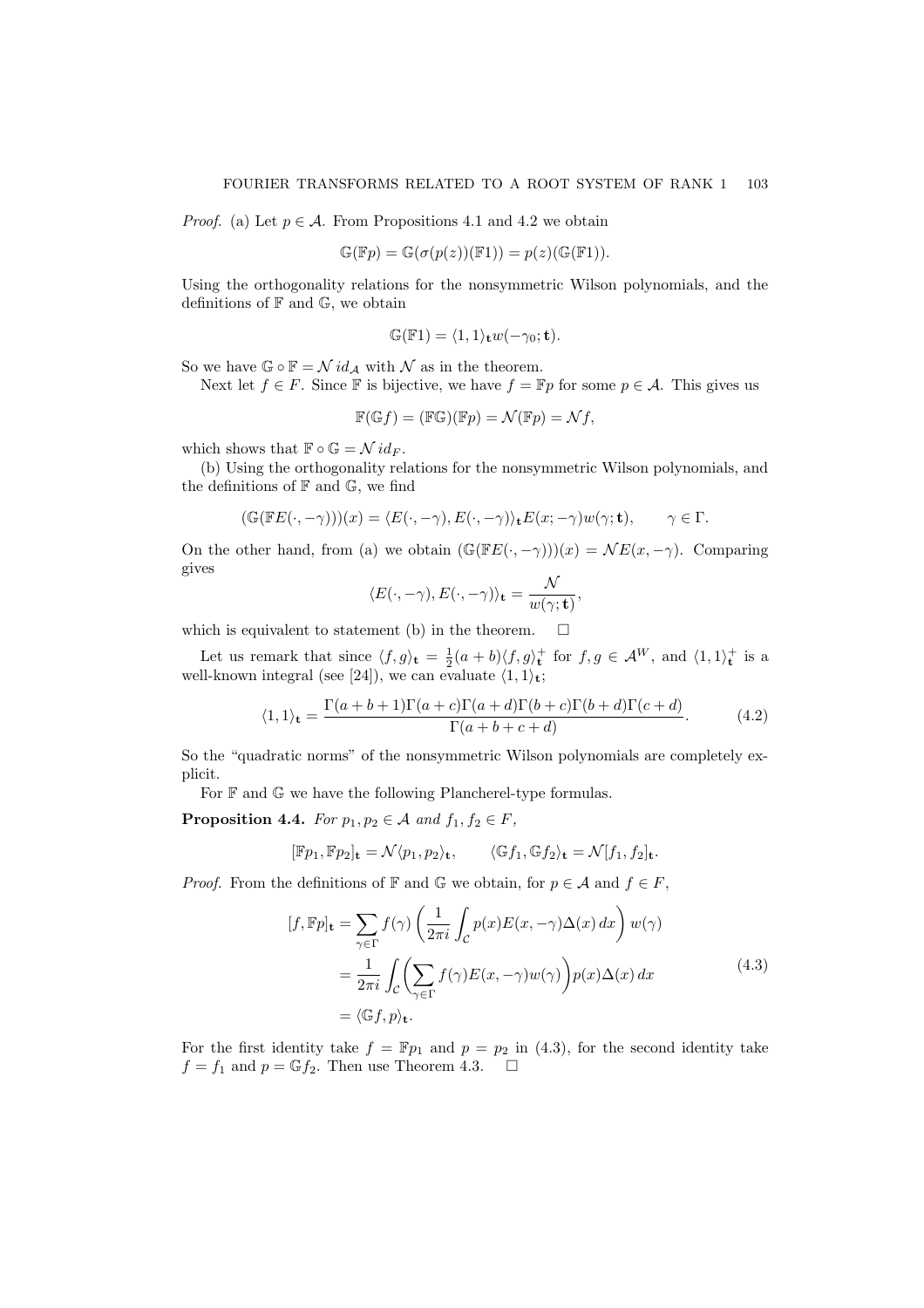*Proof.* (a) Let $p \in \mathcal{A}$. From Propositions 4.1 and 4.2 we obtain

$$\mathbb{G}(\mathbb{F}p) = \mathbb{G}(\sigma(p(z))(\mathbb{F}1)) = p(z)(\mathbb{G}(\mathbb{F}1)).$$

Using the orthogonality relations for the nonsymmetric Wilson polynomials, and the definitions of $\mathbb{F}$ and $\mathbb{G}$, we obtain

$$\mathbb{G}(\mathbb{F}1) = \langle 1, 1\rangle_{\mathbf{t}} w(-\gamma_0; \mathbf{t}).$$

So we have $\mathbb{G} \circ \mathbb{F} = \mathcal{N}\, id_{\mathcal{A}}$ with $\mathcal{N}$ as in the theorem.

Next let $f \in F$. Since $\mathbb{F}$ is bijective, we have $f = \mathbb{F}p$ for some $p \in \mathcal{A}$. This gives us

$$\mathbb{F}(\mathbb{G}f) = (\mathbb{F}\mathbb{G})(\mathbb{F}p) = \mathcal{N}(\mathbb{F}p) = \mathcal{N}f,$$

which shows that $\mathbb{F} \circ \mathbb{G} = \mathcal{N}\, id_F$.

(b) Using the orthogonality relations for the nonsymmetric Wilson polynomials, and the definitions of $\mathbb{F}$ and $\mathbb{G}$, we find

$$(\mathbb{G}(\mathbb{F}E(\cdot, -\gamma)))(x) = \langle E(\cdot, -\gamma), E(\cdot, -\gamma)\rangle_{\mathbf{t}} E(x; -\gamma) w(\gamma; \mathbf{t}), \qquad \gamma \in \Gamma.$$

On the other hand, from (a) we obtain $(\mathbb{G}(\mathbb{F}E(\cdot, -\gamma)))(x) = \mathcal{N}E(x, -\gamma)$. Comparing gives

$$\langle E(\cdot, -\gamma), E(\cdot, -\gamma)\rangle_{\mathbf{t}} = \frac{\mathcal{N}}{w(\gamma; \mathbf{t})},$$

which is equivalent to statement (b) in the theorem. $\square$

Let us remark that since $\langle f, g\rangle_{\mathbf{t}} = \frac{1}{2}(a+b)\langle f, g\rangle_{\mathbf{t}}^{+}$ for $f, g \in \mathcal{A}^W$, and $\langle 1, 1\rangle_{\mathbf{t}}^{+}$ is a well-known integral (see [24]), we can evaluate $\langle 1, 1\rangle_{\mathbf{t}}$;

$$\langle 1, 1\rangle_{\mathbf{t}} = \frac{\Gamma(a+b+1)\Gamma(a+c)\Gamma(a+d)\Gamma(b+c)\Gamma(b+d)\Gamma(c+d)}{\Gamma(a+b+c+d)}. \tag{4.2}$$

So the "quadratic norms" of the nonsymmetric Wilson polynomials are completely explicit.

For $\mathbb{F}$ and $\mathbb{G}$ we have the following Plancherel-type formulas.

**Proposition 4.4.** *For $p_1, p_2 \in \mathcal{A}$ and $f_1, f_2 \in F$,*

$$[\mathbb{F}p_1, \mathbb{F}p_2]_{\mathbf{t}} = \mathcal{N}\langle p_1, p_2\rangle_{\mathbf{t}}, \qquad \langle \mathbb{G}f_1, \mathbb{G}f_2\rangle_{\mathbf{t}} = \mathcal{N}[f_1, f_2]_{\mathbf{t}}.$$

*Proof.* From the definitions of $\mathbb{F}$ and $\mathbb{G}$ we obtain, for $p \in \mathcal{A}$ and $f \in F$,

$$\begin{aligned}
[f, \mathbb{F}p]_{\mathbf{t}} &= \sum_{\gamma \in \Gamma} f(\gamma) \left( \frac{1}{2\pi i} \int_{\mathcal{C}} p(x) E(x, -\gamma) \Delta(x)\, dx \right) w(\gamma) \\
&= \frac{1}{2\pi i} \int_{\mathcal{C}} \left( \sum_{\gamma \in \Gamma} f(\gamma) E(x, -\gamma) w(\gamma) \right) p(x) \Delta(x)\, dx \\
&= \langle \mathbb{G}f, p\rangle_{\mathbf{t}}.
\end{aligned} \tag{4.3}$$

For the first identity take $f = \mathbb{F}p_1$ and $p = p_2$ in (4.3), for the second identity take $f = f_1$ and $p = \mathbb{G}f_2$. Then use Theorem 4.3. $\square$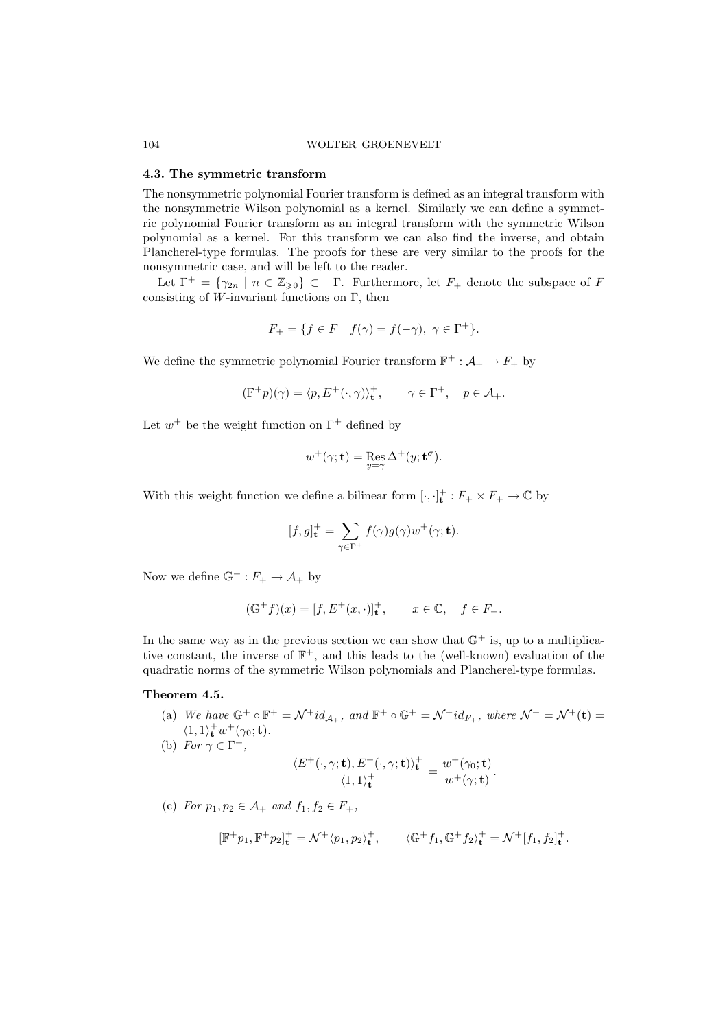### 4.3. The symmetric transform

The nonsymmetric polynomial Fourier transform is defined as an integral transform with the nonsymmetric Wilson polynomial as a kernel. Similarly we can define a symmetric polynomial Fourier transform as an integral transform with the symmetric Wilson polynomial as a kernel. For this transform we can also find the inverse, and obtain Plancherel-type formulas. The proofs for these are very similar to the proofs for the nonsymmetric case, and will be left to the reader.

Let $\Gamma^+ = \{\gamma_{2n} \mid n \in \mathbb{Z}_{\geqslant 0}\} \subset -\Gamma$. Furthermore, let $F_+$ denote the subspace of $F$ consisting of $W$-invariant functions on $\Gamma$, then

$$F_+ = \{f \in F \mid f(\gamma) = f(-\gamma),\ \gamma \in \Gamma^+\}.$$

We define the symmetric polynomial Fourier transform $\mathbb{F}^+ : \mathcal{A}_+ \to F_+$ by

$$(\mathbb{F}^+ p)(\gamma) = \langle p, E^+(\cdot,\gamma)\rangle_{\mathbf{t}}^+, \qquad \gamma \in \Gamma^+, \quad p \in \mathcal{A}_+.$$

Let $w^+$ be the weight function on $\Gamma^+$ defined by

$$w^+(\gamma;\mathbf{t}) = \operatorname*{Res}_{y=\gamma} \Delta^+(y;\mathbf{t}^\sigma).$$

With this weight function we define a bilinear form $[\cdot,\cdot]_{\mathbf{t}}^+ : F_+ \times F_+ \to \mathbb{C}$ by

$$[f,g]_{\mathbf{t}}^+ = \sum_{\gamma \in \Gamma^+} f(\gamma) g(\gamma) w^+(\gamma;\mathbf{t}).$$

Now we define $\mathbb{G}^+ : F_+ \to \mathcal{A}_+$ by

$$(\mathbb{G}^+ f)(x) = [f, E^+(x,\cdot)]_{\mathbf{t}}^+, \qquad x \in \mathbb{C}, \quad f \in F_+.$$

In the same way as in the previous section we can show that $\mathbb{G}^+$ is, up to a multiplicative constant, the inverse of $\mathbb{F}^+$, and this leads to the (well-known) evaluation of the quadratic norms of the symmetric Wilson polynomials and Plancherel-type formulas.

**Theorem 4.5.**

(a) *We have* $\mathbb{G}^+ \circ \mathbb{F}^+ = \mathcal{N}^+ id_{\mathcal{A}_+}$*, and* $\mathbb{F}^+ \circ \mathbb{G}^+ = \mathcal{N}^+ id_{F_+}$*, where* $\mathcal{N}^+ = \mathcal{N}^+(\mathbf{t}) = \langle 1,1\rangle_{\mathbf{t}}^+ w^+(\gamma_0;\mathbf{t})$.

(b) *For* $\gamma \in \Gamma^+$,

$$\frac{\langle E^+(\cdot,\gamma;\mathbf{t}), E^+(\cdot,\gamma;\mathbf{t})\rangle_{\mathbf{t}}^+}{\langle 1,1\rangle_{\mathbf{t}}^+} = \frac{w^+(\gamma_0;\mathbf{t})}{w^+(\gamma;\mathbf{t})}.$$

(c) *For* $p_1, p_2 \in \mathcal{A}_+$ *and* $f_1, f_2 \in F_+$,

$$[\mathbb{F}^+ p_1, \mathbb{F}^+ p_2]_{\mathbf{t}}^+ = \mathcal{N}^+ \langle p_1, p_2\rangle_{\mathbf{t}}^+, \qquad \langle \mathbb{G}^+ f_1, \mathbb{G}^+ f_2\rangle_{\mathbf{t}}^+ = \mathcal{N}^+ [f_1, f_2]_{\mathbf{t}}^+.$$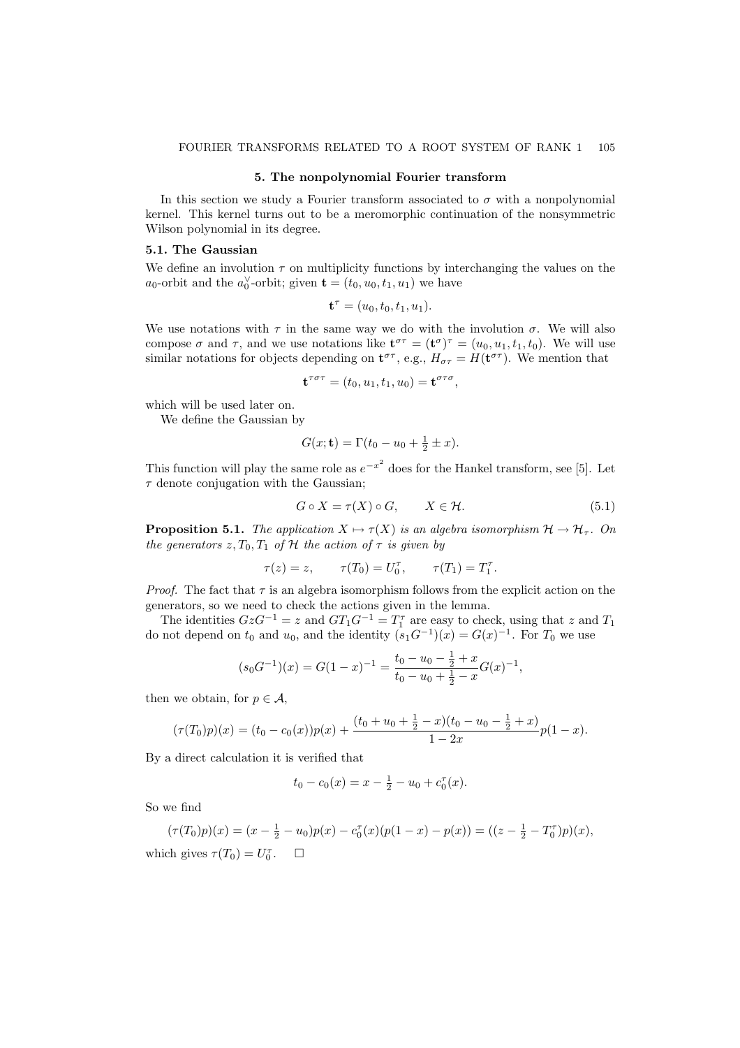## 5. The nonpolynomial Fourier transform

In this section we study a Fourier transform associated to $\sigma$ with a nonpolynomial kernel. This kernel turns out to be a meromorphic continuation of the nonsymmetric Wilson polynomial in its degree.

### 5.1. The Gaussian

We define an involution $\tau$ on multiplicity functions by interchanging the values on the $a_0$-orbit and the $a_0^\vee$-orbit; given $\mathbf{t} = (t_0, u_0, t_1, u_1)$ we have

$$\mathbf{t}^\tau = (u_0, t_0, t_1, u_1).$$

We use notations with $\tau$ in the same way we do with the involution $\sigma$. We will also compose $\sigma$ and $\tau$, and we use notations like $\mathbf{t}^{\sigma\tau} = (\mathbf{t}^\sigma)^\tau = (u_0, u_1, t_1, t_0)$. We will use similar notations for objects depending on $\mathbf{t}^{\sigma\tau}$, e.g., $H_{\sigma\tau} = H(\mathbf{t}^{\sigma\tau})$. We mention that

$$\mathbf{t}^{\tau\sigma\tau} = (t_0, u_1, t_1, u_0) = \mathbf{t}^{\sigma\tau\sigma},$$

which will be used later on.

We define the Gaussian by

$$G(x; \mathbf{t}) = \Gamma(t_0 - u_0 + \tfrac{1}{2} \pm x).$$

This function will play the same role as $e^{-x^2}$ does for the Hankel transform, see [5]. Let $\tau$ denote conjugation with the Gaussian;

$$G \circ X = \tau(X) \circ G, \qquad X \in \mathcal{H}. \tag{5.1}$$

**Proposition 5.1.** *The application $X \mapsto \tau(X)$ is an algebra isomorphism $\mathcal{H} \to \mathcal{H}_\tau$. On the generators $z, T_0, T_1$ of $\mathcal{H}$ the action of $\tau$ is given by*

$$\tau(z) = z, \qquad \tau(T_0) = U_0^\tau, \qquad \tau(T_1) = T_1^\tau.$$

*Proof.* The fact that $\tau$ is an algebra isomorphism follows from the explicit action on the generators, so we need to check the actions given in the lemma.

The identities $GzG^{-1} = z$ and $GT_1G^{-1} = T_1^\tau$ are easy to check, using that $z$ and $T_1$ do not depend on $t_0$ and $u_0$, and the identity $(s_1G^{-1})(x) = G(x)^{-1}$. For $T_0$ we use

$$(s_0G^{-1})(x) = G(1-x)^{-1} = \frac{t_0 - u_0 - \frac{1}{2} + x}{t_0 - u_0 + \frac{1}{2} - x} G(x)^{-1},$$

then we obtain, for $p \in \mathcal{A}$,

$$(\tau(T_0)p)(x) = (t_0 - c_0(x))p(x) + \frac{(t_0 + u_0 + \frac{1}{2} - x)(t_0 - u_0 - \frac{1}{2} + x)}{1 - 2x} p(1-x).$$

By a direct calculation it is verified that

$$t_0 - c_0(x) = x - \tfrac{1}{2} - u_0 + c_0^\tau(x).$$

So we find

$$(\tau(T_0)p)(x) = (x - \tfrac{1}{2} - u_0)p(x) - c_0^\tau(x)(p(1-x) - p(x)) = ((z - \tfrac{1}{2} - T_0^\tau)p)(x),$$

which gives $\tau(T_0) = U_0^\tau$. $\square$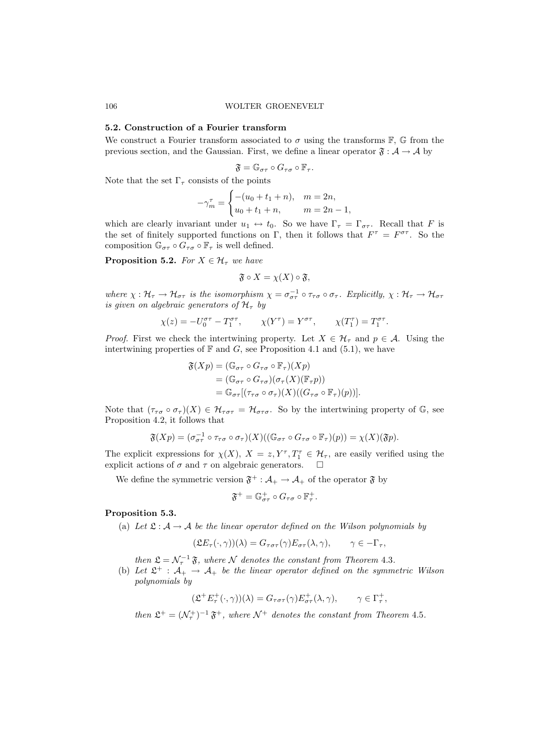### 5.2. Construction of a Fourier transform

We construct a Fourier transform associated to $\sigma$ using the transforms $\mathbb{F}$, $\mathbb{G}$ from the previous section, and the Gaussian. First, we define a linear operator $\mathfrak{F} : \mathcal{A} \to \mathcal{A}$ by

$$\mathfrak{F} = \mathbb{G}_{\sigma\tau} \circ G_{\tau\sigma} \circ \mathbb{F}_\tau.$$

Note that the set $\Gamma_\tau$ consists of the points

$$-\gamma_m^\tau = \begin{cases} -(u_0 + t_1 + n), & m = 2n, \\ u_0 + t_1 + n, & m = 2n-1, \end{cases}$$

which are clearly invariant under $u_1 \leftrightarrow t_0$. So we have $\Gamma_\tau = \Gamma_{\sigma\tau}$. Recall that $F$ is the set of finitely supported functions on $\Gamma$, then it follows that $F^\tau = F^{\sigma\tau}$. So the composition $\mathbb{G}_{\sigma\tau} \circ G_{\tau\sigma} \circ \mathbb{F}_\tau$ is well defined.

**Proposition 5.2.** *For $X \in \mathcal{H}_\tau$ we have*

$$\mathfrak{F} \circ X = \chi(X) \circ \mathfrak{F},$$

*where $\chi : \mathcal{H}_\tau \to \mathcal{H}_{\sigma\tau}$ is the isomorphism $\chi = \sigma_{\sigma\tau}^{-1} \circ \tau_{\tau\sigma} \circ \sigma_\tau$. Explicitly, $\chi : \mathcal{H}_\tau \to \mathcal{H}_{\sigma\tau}$ is given on algebraic generators of $\mathcal{H}_\tau$ by*

$$\chi(z) = -U_0^{\sigma\tau} - T_1^{\sigma\tau}, \qquad \chi(Y^\tau) = Y^{\sigma\tau}, \qquad \chi(T_1^\tau) = T_1^{\sigma\tau}.$$

*Proof.* First we check the intertwining property. Let $X \in \mathcal{H}_\tau$ and $p \in \mathcal{A}$. Using the intertwining properties of $\mathbb{F}$ and $G$, see Proposition 4.1 and (5.1), we have

$$\begin{aligned}
\mathfrak{F}(Xp) &= (\mathbb{G}_{\sigma\tau} \circ G_{\tau\sigma} \circ \mathbb{F}_\tau)(Xp) \\
&= (\mathbb{G}_{\sigma\tau} \circ G_{\tau\sigma})(\sigma_\tau(X)(\mathbb{F}_\tau p)) \\
&= \mathbb{G}_{\sigma\tau}[(\tau_{\tau\sigma} \circ \sigma_\tau)(X)((G_{\tau\sigma} \circ \mathbb{F}_\tau)(p))].
\end{aligned}$$

Note that $(\tau_{\tau\sigma} \circ \sigma_\tau)(X) \in \mathcal{H}_{\tau\sigma\tau} = \mathcal{H}_{\sigma\tau\sigma}$. So by the intertwining property of $\mathbb{G}$, see Proposition 4.2, it follows that

$$\mathfrak{F}(Xp) = (\sigma_{\sigma\tau}^{-1} \circ \tau_{\tau\sigma} \circ \sigma_\tau)(X)((\mathbb{G}_{\sigma\tau} \circ G_{\tau\sigma} \circ \mathbb{F}_\tau)(p)) = \chi(X)(\mathfrak{F}p).$$

The explicit expressions for $\chi(X)$, $X = z, Y^\tau, T_1^\tau \in \mathcal{H}_\tau$, are easily verified using the explicit actions of $\sigma$ and $\tau$ on algebraic generators. $\square$

We define the symmetric version $\mathfrak{F}^+ : \mathcal{A}_+ \to \mathcal{A}_+$ of the operator $\mathfrak{F}$ by

$$\mathfrak{F}^+ = \mathbb{G}_{\sigma\tau}^+ \circ G_{\tau\sigma} \circ \mathbb{F}_\tau^+.$$

**Proposition 5.3.**

(a) *Let $\mathfrak{L} : \mathcal{A} \to \mathcal{A}$ be the linear operator defined on the Wilson polynomials by*

$$(\mathfrak{L}E_\tau(\cdot, \gamma))(\lambda) = G_{\tau\sigma\tau}(\gamma) E_{\sigma\tau}(\lambda, \gamma), \qquad \gamma \in -\Gamma_\tau,$$

*then $\mathfrak{L} = \mathcal{N}_\tau^{-1}\, \mathfrak{F}$, where $\mathcal{N}$ denotes the constant from Theorem 4.3.*

(b) *Let $\mathfrak{L}^+ : \mathcal{A}_+ \to \mathcal{A}_+$ be the linear operator defined on the symmetric Wilson polynomials by*

$$(\mathfrak{L}^+ E_\tau^+(\cdot, \gamma))(\lambda) = G_{\tau\sigma\tau}(\gamma) E_{\sigma\tau}^+(\lambda, \gamma), \qquad \gamma \in \Gamma_\tau^+,$$

*then $\mathfrak{L}^+ = (\mathcal{N}_\tau^+)^{-1}\, \mathfrak{F}^+$, where $\mathcal{N}^+$ denotes the constant from Theorem 4.5.*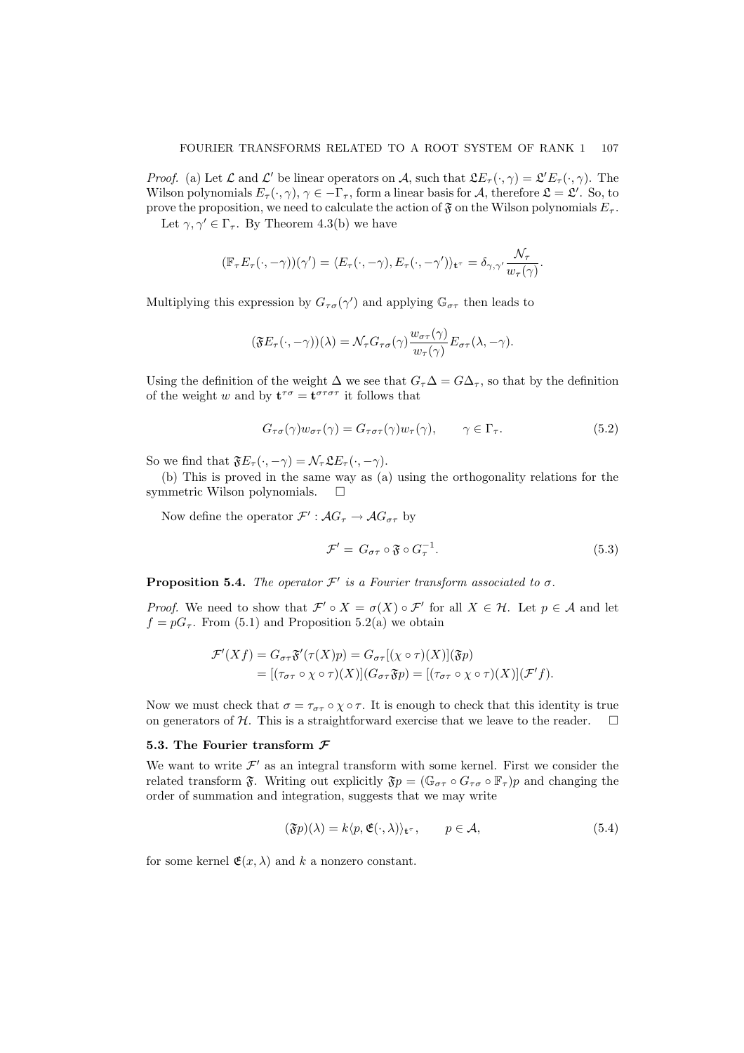*Proof.* (a) Let $\mathcal{L}$ and $\mathcal{L}'$ be linear operators on $\mathcal{A}$, such that $\mathfrak{L}E_\tau(\cdot,\gamma) = \mathfrak{L}'E_\tau(\cdot,\gamma)$. The Wilson polynomials $E_\tau(\cdot,\gamma)$, $\gamma \in -\Gamma_\tau$, form a linear basis for $\mathcal{A}$, therefore $\mathfrak{L} = \mathfrak{L}'$. So, to prove the proposition, we need to calculate the action of $\mathfrak{F}$ on the Wilson polynomials $E_\tau$.

Let $\gamma, \gamma' \in \Gamma_\tau$. By Theorem 4.3(b) we have

$$(\mathbb{F}_\tau E_\tau(\cdot,-\gamma))(\gamma') = \langle E_\tau(\cdot,-\gamma), E_\tau(\cdot,-\gamma')\rangle_{\mathbf{t}^\tau} = \delta_{\gamma,\gamma'}\frac{\mathcal{N}_\tau}{w_\tau(\gamma)}.$$

Multiplying this expression by $G_{\tau\sigma}(\gamma')$ and applying $\mathbb{G}_{\sigma\tau}$ then leads to

$$(\mathfrak{F}E_\tau(\cdot,-\gamma))(\lambda) = \mathcal{N}_\tau G_{\tau\sigma}(\gamma)\frac{w_{\sigma\tau}(\gamma)}{w_\tau(\gamma)}E_{\sigma\tau}(\lambda,-\gamma).$$

Using the definition of the weight $\Delta$ we see that $G_\tau\Delta = G\Delta_\tau$, so that by the definition of the weight $w$ and by $\mathbf{t}^{\tau\sigma} = \mathbf{t}^{\sigma\tau\sigma\tau}$ it follows that

$$G_{\tau\sigma}(\gamma)w_{\sigma\tau}(\gamma) = G_{\tau\sigma\tau}(\gamma)w_\tau(\gamma), \qquad \gamma \in \Gamma_\tau. \tag{5.2}$$

So we find that $\mathfrak{F}E_\tau(\cdot,-\gamma) = \mathcal{N}_\tau\mathfrak{L}E_\tau(\cdot,-\gamma)$.

(b) This is proved in the same way as (a) using the orthogonality relations for the symmetric Wilson polynomials. $\square$

Now define the operator $\mathcal{F}' : \mathcal{A}G_\tau \to \mathcal{A}G_{\sigma\tau}$ by

$$\mathcal{F}' = G_{\sigma\tau}\circ\mathfrak{F}\circ G_\tau^{-1}. \tag{5.3}$$

**Proposition 5.4.** *The operator $\mathcal{F}'$ is a Fourier transform associated to $\sigma$.*

*Proof.* We need to show that $\mathcal{F}'\circ X = \sigma(X)\circ\mathcal{F}'$ for all $X \in \mathcal{H}$. Let $p \in \mathcal{A}$ and let $f = pG_\tau$. From (5.1) and Proposition 5.2(a) we obtain

$$\begin{aligned}
\mathcal{F}'(Xf) &= G_{\sigma\tau}\mathfrak{F}'(\tau(X)p) = G_{\sigma\tau}[(\chi\circ\tau)(X)](\mathfrak{F}p)\\
&= [(\tau_{\sigma\tau}\circ\chi\circ\tau)(X)](G_{\sigma\tau}\mathfrak{F}p) = [(\tau_{\sigma\tau}\circ\chi\circ\tau)(X)](\mathcal{F}'f).
\end{aligned}$$

Now we must check that $\sigma = \tau_{\sigma\tau}\circ\chi\circ\tau$. It is enough to check that this identity is true on generators of $\mathcal{H}$. This is a straightforward exercise that we leave to the reader. $\square$

### 5.3. The Fourier transform $\mathcal{F}$

We want to write $\mathcal{F}'$ as an integral transform with some kernel. First we consider the related transform $\mathfrak{F}$. Writing out explicitly $\mathfrak{F}p = (\mathbb{G}_{\sigma\tau}\circ G_{\tau\sigma}\circ\mathbb{F}_\tau)p$ and changing the order of summation and integration, suggests that we may write

$$(\mathfrak{F}p)(\lambda) = k\langle p, \mathfrak{E}(\cdot,\lambda)\rangle_{\mathbf{t}^\tau}, \qquad p \in \mathcal{A}, \tag{5.4}$$

for some kernel $\mathfrak{E}(x,\lambda)$ and $k$ a nonzero constant.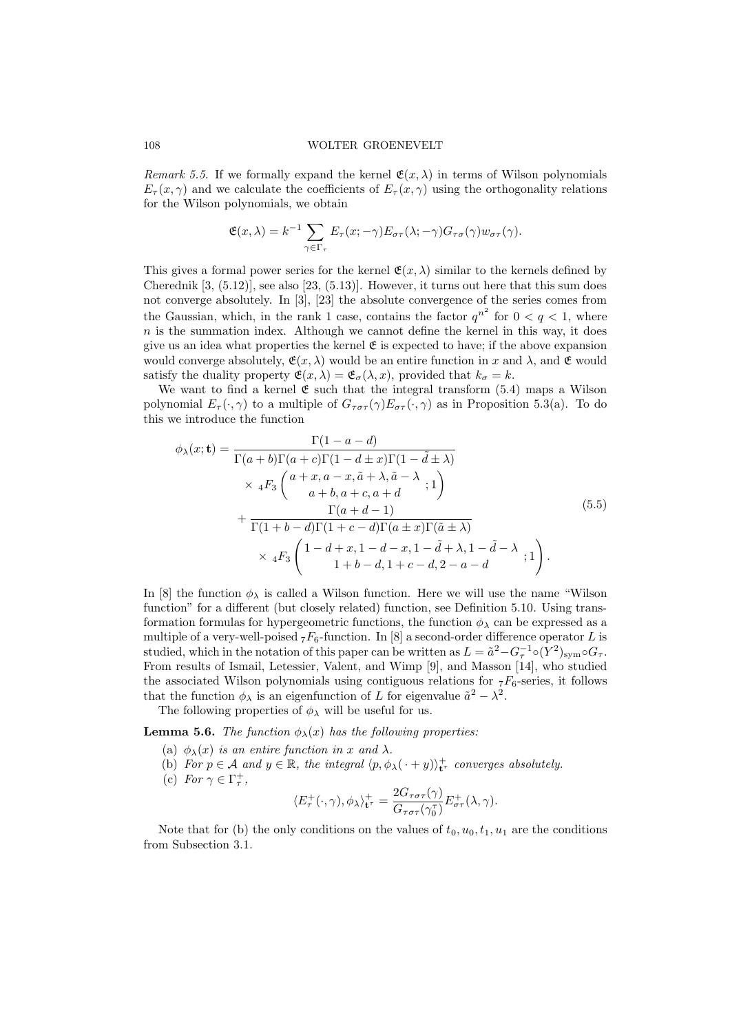*Remark 5.5.* If we formally expand the kernel $\mathfrak{E}(x,\lambda)$ in terms of Wilson polynomials $E_\tau(x,\gamma)$ and we calculate the coefficients of $E_\tau(x,\gamma)$ using the orthogonality relations for the Wilson polynomials, we obtain

$$\mathfrak{E}(x,\lambda) = k^{-1} \sum_{\gamma \in \Gamma_\tau} E_\tau(x;-\gamma) E_{\sigma\tau}(\lambda;-\gamma) G_{\tau\sigma}(\gamma) w_{\sigma\tau}(\gamma).$$

This gives a formal power series for the kernel $\mathfrak{E}(x,\lambda)$ similar to the kernels defined by Cherednik [3, (5.12)], see also [23, (5.13)]. However, it turns out here that this sum does not converge absolutely. In [3], [23] the absolute convergence of the series comes from the Gaussian, which, in the rank 1 case, contains the factor $q^{n^2}$ for $0 < q < 1$, where $n$ is the summation index. Although we cannot define the kernel in this way, it does give us an idea what properties the kernel $\mathfrak{E}$ is expected to have; if the above expansion would converge absolutely, $\mathfrak{E}(x,\lambda)$ would be an entire function in $x$ and $\lambda$, and $\mathfrak{E}$ would satisfy the duality property $\mathfrak{E}(x,\lambda) = \mathfrak{E}_\sigma(\lambda, x)$, provided that $k_\sigma = k$.

We want to find a kernel $\mathfrak{E}$ such that the integral transform (5.4) maps a Wilson polynomial $E_\tau(\cdot,\gamma)$ to a multiple of $G_{\tau\sigma\tau}(\gamma)E_{\sigma\tau}(\cdot,\gamma)$ as in Proposition 5.3(a). To do this we introduce the function

$$\begin{aligned}
\phi_\lambda(x;\mathbf{t}) = &\frac{\Gamma(1-a-d)}{\Gamma(a+b)\Gamma(a+c)\Gamma(1-d\pm x)\Gamma(1-\tilde{d}\pm\lambda)} \\
&\times {}_4F_3\left(\begin{matrix} a+x, a-x, \tilde{a}+\lambda, \tilde{a}-\lambda \\ a+b, a+c, a+d \end{matrix}; 1\right) \\
&+ \frac{\Gamma(a+d-1)}{\Gamma(1+b-d)\Gamma(1+c-d)\Gamma(a\pm x)\Gamma(\tilde{a}\pm\lambda)} \\
&\times {}_4F_3\left(\begin{matrix} 1-d+x, 1-d-x, 1-\tilde{d}+\lambda, 1-\tilde{d}-\lambda \\ 1+b-d, 1+c-d, 2-a-d \end{matrix}; 1\right).
\end{aligned} \tag{5.5}$$

In [8] the function $\phi_\lambda$ is called a Wilson function. Here we will use the name "Wilson function" for a different (but closely related) function, see Definition 5.10. Using transformation formulas for hypergeometric functions, the function $\phi_\lambda$ can be expressed as a multiple of a very-well-poised ${}_7F_6$-function. In [8] a second-order difference operator $L$ is studied, which in the notation of this paper can be written as $L = \tilde{a}^2 - G_\tau^{-1} \circ (Y^2)_{\mathrm{sym}} \circ G_\tau$. From results of Ismail, Letessier, Valent, and Wimp [9], and Masson [14], who studied the associated Wilson polynomials using contiguous relations for ${}_7F_6$-series, it follows that the function $\phi_\lambda$ is an eigenfunction of $L$ for eigenvalue $\tilde{a}^2 - \lambda^2$.

The following properties of $\phi_\lambda$ will be useful for us.

**Lemma 5.6.** *The function $\phi_\lambda(x)$ has the following properties:*

(a) *$\phi_\lambda(x)$ is an entire function in $x$ and $\lambda$.*

(b) *For $p \in \mathcal{A}$ and $y \in \mathbb{R}$, the integral $\langle p, \phi_\lambda(\cdot + y)\rangle^+_{\mathbf{t}^\tau}$ converges absolutely.*

(c) *For $\gamma \in \Gamma^+_\tau$,*

$$\langle E^+_\tau(\cdot,\gamma), \phi_\lambda\rangle^+_{\mathbf{t}^\tau} = \frac{2G_{\tau\sigma\tau}(\gamma)}{G_{\tau\sigma\tau}(\gamma_0^\tau)} E^+_{\sigma\tau}(\lambda,\gamma).$$

Note that for (b) the only conditions on the values of $t_0, u_0, t_1, u_1$ are the conditions from Subsection 3.1.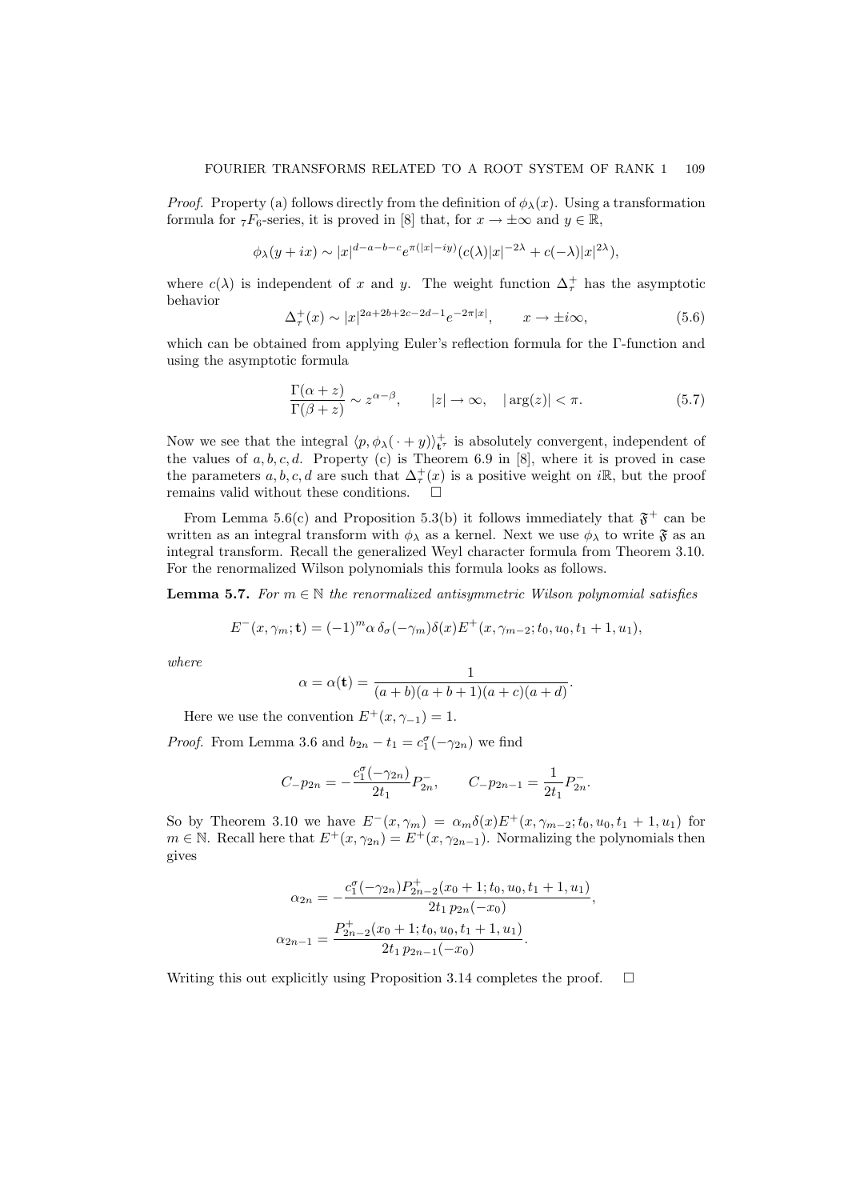*Proof.* Property (a) follows directly from the definition of $\phi_\lambda(x)$. Using a transformation formula for ${}_7F_6$-series, it is proved in [8] that, for $x \to \pm\infty$ and $y \in \mathbb{R}$,

$$\phi_\lambda(y + ix) \sim |x|^{d-a-b-c} e^{\pi(|x|-iy)} (c(\lambda)|x|^{-2\lambda} + c(-\lambda)|x|^{2\lambda}),$$

where $c(\lambda)$ is independent of $x$ and $y$. The weight function $\Delta_\tau^+$ has the asymptotic behavior

$$\Delta_\tau^+(x) \sim |x|^{2a+2b+2c-2d-1} e^{-2\pi|x|}, \qquad x \to \pm i\infty, \tag{5.6}$$

which can be obtained from applying Euler's reflection formula for the Γ-function and using the asymptotic formula

$$\frac{\Gamma(\alpha + z)}{\Gamma(\beta + z)} \sim z^{\alpha - \beta}, \qquad |z| \to \infty, \quad |\arg(z)| < \pi. \tag{5.7}$$

Now we see that the integral $\langle p, \phi_\lambda(\,\cdot + y)\rangle^+_{\mathbf{t}^\tau}$ is absolutely convergent, independent of the values of $a, b, c, d$. Property (c) is Theorem 6.9 in [8], where it is proved in case the parameters $a, b, c, d$ are such that $\Delta_\tau^+(x)$ is a positive weight on $i\mathbb{R}$, but the proof remains valid without these conditions. □

From Lemma 5.6(c) and Proposition 5.3(b) it follows immediately that $\mathfrak{F}^+$ can be written as an integral transform with $\phi_\lambda$ as a kernel. Next we use $\phi_\lambda$ to write $\mathfrak{F}$ as an integral transform. Recall the generalized Weyl character formula from Theorem 3.10. For the renormalized Wilson polynomials this formula looks as follows.

**Lemma 5.7.** *For $m \in \mathbb{N}$ the renormalized antisymmetric Wilson polynomial satisfies*

$$E^-(x, \gamma_m; \mathbf{t}) = (-1)^m \alpha\, \delta_\sigma(-\gamma_m)\delta(x) E^+(x, \gamma_{m-2}; t_0, u_0, t_1 + 1, u_1),$$

*where*

$$\alpha = \alpha(\mathbf{t}) = \frac{1}{(a+b)(a+b+1)(a+c)(a+d)}.$$

Here we use the convention $E^+(x, \gamma_{-1}) = 1$.

*Proof.* From Lemma 3.6 and $b_{2n} - t_1 = c_1^\sigma(-\gamma_{2n})$ we find

$$C_- p_{2n} = -\frac{c_1^\sigma(-\gamma_{2n})}{2t_1} P_{2n}^-, \qquad C_- p_{2n-1} = \frac{1}{2t_1} P_{2n}^-.$$

So by Theorem 3.10 we have $E^-(x, \gamma_m) = \alpha_m \delta(x) E^+(x, \gamma_{m-2}; t_0, u_0, t_1 + 1, u_1)$ for $m \in \mathbb{N}$. Recall here that $E^+(x, \gamma_{2n}) = E^+(x, \gamma_{2n-1})$. Normalizing the polynomials then gives

$$\alpha_{2n} = -\frac{c_1^\sigma(-\gamma_{2n}) P_{2n-2}^+(x_0 + 1; t_0, u_0, t_1 + 1, u_1)}{2t_1\, p_{2n}(-x_0)},$$

$$\alpha_{2n-1} = \frac{P_{2n-2}^+(x_0 + 1; t_0, u_0, t_1 + 1, u_1)}{2t_1\, p_{2n-1}(-x_0)}.$$

Writing this out explicitly using Proposition 3.14 completes the proof. □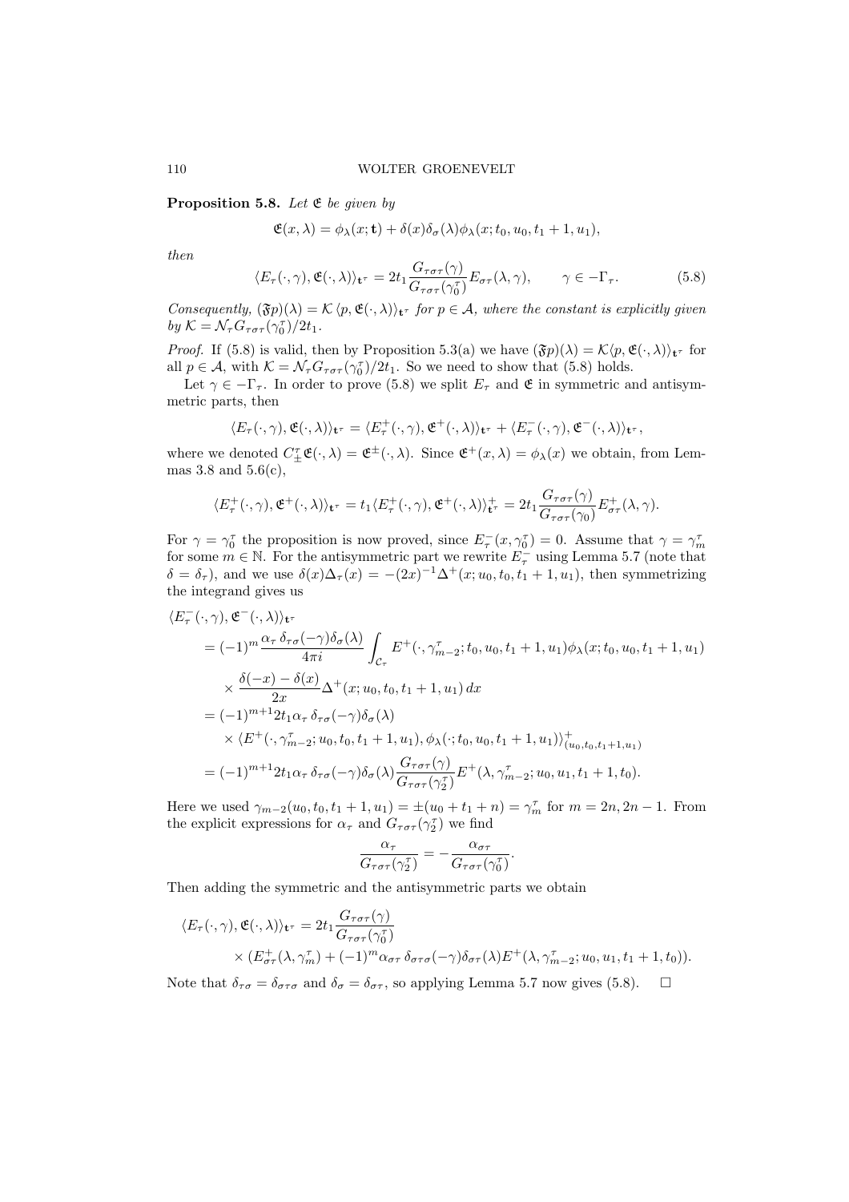**Proposition 5.8.** *Let $\mathfrak{E}$ be given by*

$$\mathfrak{E}(x,\lambda) = \phi_\lambda(x;\mathbf{t}) + \delta(x)\delta_\sigma(\lambda)\phi_\lambda(x;t_0,u_0,t_1+1,u_1),$$

*then*

$$\langle E_\tau(\cdot,\gamma),\mathfrak{E}(\cdot,\lambda)\rangle_{\mathbf{t}^\tau} = 2t_1\frac{G_{\tau\sigma\tau}(\gamma)}{G_{\tau\sigma\tau}(\gamma_0^\tau)}E_{\sigma\tau}(\lambda,\gamma), \qquad \gamma\in -\Gamma_\tau. \tag{5.8}$$

*Consequently, $(\mathfrak{F}p)(\lambda) = \mathcal{K}\langle p,\mathfrak{E}(\cdot,\lambda)\rangle_{\mathbf{t}^\tau}$ for $p\in\mathcal{A}$, where the constant is explicitly given by $\mathcal{K} = \mathcal{N}_\tau G_{\tau\sigma\tau}(\gamma_0^\tau)/2t_1$.*

*Proof.* If (5.8) is valid, then by Proposition 5.3(a) we have $(\mathfrak{F}p)(\lambda) = \mathcal{K}\langle p,\mathfrak{E}(\cdot,\lambda)\rangle_{\mathbf{t}^\tau}$ for all $p\in\mathcal{A}$, with $\mathcal{K} = \mathcal{N}_\tau G_{\tau\sigma\tau}(\gamma_0^\tau)/2t_1$. So we need to show that (5.8) holds.

Let $\gamma\in-\Gamma_\tau$. In order to prove (5.8) we split $E_\tau$ and $\mathfrak{E}$ in symmetric and antisymmetric parts, then

$$\langle E_\tau(\cdot,\gamma),\mathfrak{E}(\cdot,\lambda)\rangle_{\mathbf{t}^\tau} = \langle E_\tau^+(\cdot,\gamma),\mathfrak{E}^+(\cdot,\lambda)\rangle_{\mathbf{t}^\tau} + \langle E_\tau^-(\cdot,\gamma),\mathfrak{E}^-(\cdot,\lambda)\rangle_{\mathbf{t}^\tau},$$

where we denoted $C_\pm^\tau\mathfrak{E}(\cdot,\lambda) = \mathfrak{E}^\pm(\cdot,\lambda)$. Since $\mathfrak{E}^+(x,\lambda) = \phi_\lambda(x)$ we obtain, from Lemmas 3.8 and 5.6(c),

$$\langle E_\tau^+(\cdot,\gamma),\mathfrak{E}^+(\cdot,\lambda)\rangle_{\mathbf{t}^\tau} = t_1\langle E_\tau^+(\cdot,\gamma),\mathfrak{E}^+(\cdot,\lambda)\rangle_{\mathbf{t}^\tau}^+ = 2t_1\frac{G_{\tau\sigma\tau}(\gamma)}{G_{\tau\sigma\tau}(\gamma_0)}E_{\sigma\tau}^+(\lambda,\gamma).$$

For $\gamma=\gamma_0^\tau$ the proposition is now proved, since $E_\tau^-(x,\gamma_0^\tau)=0$. Assume that $\gamma=\gamma_m^\tau$ for some $m\in\mathbb{N}$. For the antisymmetric part we rewrite $E_\tau^-$ using Lemma 5.7 (note that $\delta=\delta_\tau$), and we use $\delta(x)\Delta_\tau(x) = -(2x)^{-1}\Delta^+(x;u_0,t_0,t_1+1,u_1)$, then symmetrizing the integrand gives us

$$\begin{aligned}
&\langle E_\tau^-(\cdot,\gamma),\mathfrak{E}^-(\cdot,\lambda)\rangle_{\mathbf{t}^\tau} \\
&= (-1)^m\frac{\alpha_\tau\,\delta_{\tau\sigma}(-\gamma)\delta_\sigma(\lambda)}{4\pi i}\int_{\mathcal{C}_\tau}E^+(\cdot,\gamma_{m-2}^\tau;t_0,u_0,t_1+1,u_1)\phi_\lambda(x;t_0,u_0,t_1+1,u_1) \\
&\quad\times\frac{\delta(-x)-\delta(x)}{2x}\Delta^+(x;u_0,t_0,t_1+1,u_1)\,dx \\
&= (-1)^{m+1}2t_1\alpha_\tau\,\delta_{\tau\sigma}(-\gamma)\delta_\sigma(\lambda) \\
&\quad\times\langle E^+(\cdot,\gamma_{m-2}^\tau;u_0,t_0,t_1+1,u_1),\phi_\lambda(\cdot;t_0,u_0,t_1+1,u_1)\rangle_{(u_0,t_0,t_1+1,u_1)}^+ \\
&= (-1)^{m+1}2t_1\alpha_\tau\,\delta_{\tau\sigma}(-\gamma)\delta_\sigma(\lambda)\frac{G_{\tau\sigma\tau}(\gamma)}{G_{\tau\sigma\tau}(\gamma_2^\tau)}E^+(\lambda,\gamma_{m-2}^\tau;u_0,u_1,t_1+1,t_0).
\end{aligned}$$

Here we used $\gamma_{m-2}(u_0,t_0,t_1+1,u_1) = \pm(u_0+t_1+n) = \gamma_m^\tau$ for $m=2n,2n-1$. From the explicit expressions for $\alpha_\tau$ and $G_{\tau\sigma\tau}(\gamma_2^\tau)$ we find

$$\frac{\alpha_\tau}{G_{\tau\sigma\tau}(\gamma_2^\tau)} = -\frac{\alpha_{\sigma\tau}}{G_{\tau\sigma\tau}(\gamma_0^\tau)}.$$

Then adding the symmetric and the antisymmetric parts we obtain

$$\begin{aligned}
\langle E_\tau(\cdot,\gamma),\mathfrak{E}(\cdot,\lambda)\rangle_{\mathbf{t}^\tau} &= 2t_1\frac{G_{\tau\sigma\tau}(\gamma)}{G_{\tau\sigma\tau}(\gamma_0^\tau)} \\
&\quad\times\left(E_{\sigma\tau}^+(\lambda,\gamma_m^\tau) + (-1)^m\alpha_{\sigma\tau}\,\delta_{\sigma\tau\sigma}(-\gamma)\delta_{\sigma\tau}(\lambda)E^+(\lambda,\gamma_{m-2}^\tau;u_0,u_1,t_1+1,t_0)\right).
\end{aligned}$$

Note that $\delta_{\tau\sigma}=\delta_{\sigma\tau\sigma}$ and $\delta_\sigma=\delta_{\sigma\tau}$, so applying Lemma 5.7 now gives (5.8). $\square$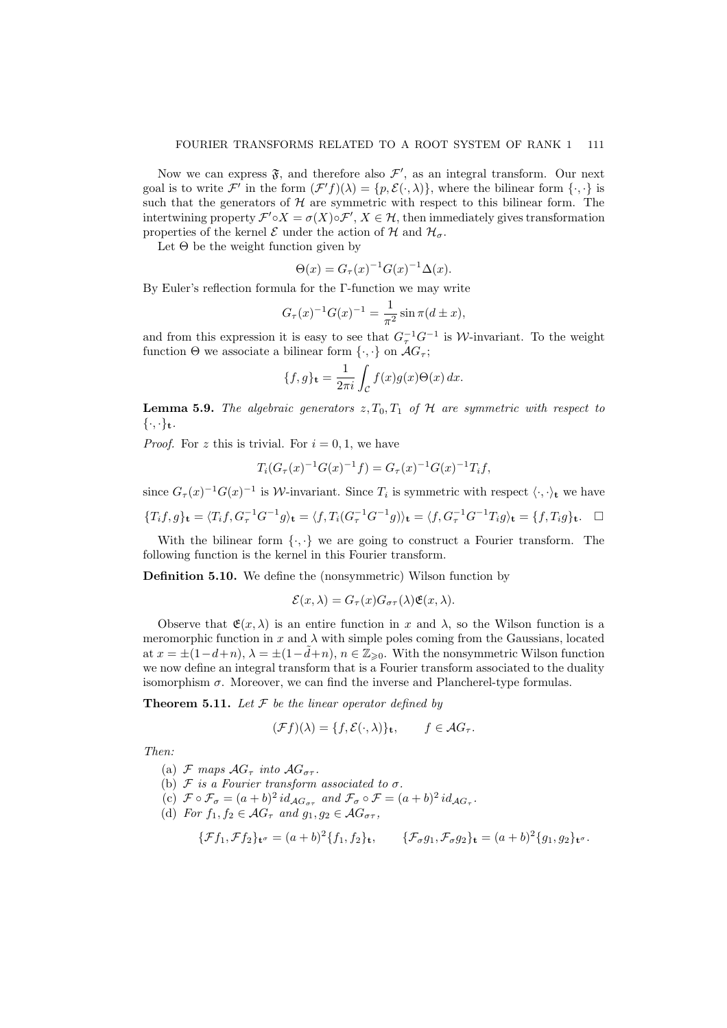Now we can express $\mathfrak{F}$, and therefore also $\mathcal{F}'$, as an integral transform. Our next goal is to write $\mathcal{F}'$ in the form $(\mathcal{F}'f)(\lambda) = \{p, \mathcal{E}(\cdot, \lambda)\}$, where the bilinear form $\{\cdot,\cdot\}$ is such that the generators of $\mathcal{H}$ are symmetric with respect to this bilinear form. The intertwining property $\mathcal{F}' \circ X = \sigma(X) \circ \mathcal{F}'$, $X \in \mathcal{H}$, then immediately gives transformation properties of the kernel $\mathcal{E}$ under the action of $\mathcal{H}$ and $\mathcal{H}_\sigma$.

Let $\Theta$ be the weight function given by

$$\Theta(x) = G_\tau(x)^{-1} G(x)^{-1} \Delta(x).$$

By Euler's reflection formula for the $\Gamma$-function we may write

$$G_\tau(x)^{-1} G(x)^{-1} = \frac{1}{\pi^2} \sin \pi(d \pm x),$$

and from this expression it is easy to see that $G_\tau^{-1} G^{-1}$ is $\mathcal{W}$-invariant. To the weight function $\Theta$ we associate a bilinear form $\{\cdot,\cdot\}$ on $\mathcal{A}G_\tau$;

$$\{f, g\}_{\mathbf{t}} = \frac{1}{2\pi i} \int_{\mathcal{C}} f(x) g(x) \Theta(x)\, dx.$$

**Lemma 5.9.** *The algebraic generators $z, T_0, T_1$ of $\mathcal{H}$ are symmetric with respect to $\{\cdot,\cdot\}_{\mathbf{t}}$.*

*Proof.* For $z$ this is trivial. For $i = 0, 1$, we have

$$T_i(G_\tau(x)^{-1} G(x)^{-1} f) = G_\tau(x)^{-1} G(x)^{-1} T_i f,$$

since $G_\tau(x)^{-1} G(x)^{-1}$ is $\mathcal{W}$-invariant. Since $T_i$ is symmetric with respect $\langle \cdot,\cdot \rangle_{\mathbf{t}}$ we have

$$\{T_i f, g\}_{\mathbf{t}} = \langle T_i f, G_\tau^{-1} G^{-1} g \rangle_{\mathbf{t}} = \langle f, T_i (G_\tau^{-1} G^{-1} g) \rangle_{\mathbf{t}} = \langle f, G_\tau^{-1} G^{-1} T_i g \rangle_{\mathbf{t}} = \{f, T_i g\}_{\mathbf{t}}. \quad \square$$

With the bilinear form $\{\cdot,\cdot\}$ we are going to construct a Fourier transform. The following function is the kernel in this Fourier transform.

**Definition 5.10.** We define the (nonsymmetric) Wilson function by

$$\mathcal{E}(x, \lambda) = G_\tau(x) G_{\sigma\tau}(\lambda) \mathfrak{E}(x, \lambda).$$

Observe that $\mathfrak{E}(x, \lambda)$ is an entire function in $x$ and $\lambda$, so the Wilson function is a meromorphic function in $x$ and $\lambda$ with simple poles coming from the Gaussians, located at $x = \pm(1 - d + n)$, $\lambda = \pm(1 - \tilde{d} + n)$, $n \in \mathbb{Z}_{\geqslant 0}$. With the nonsymmetric Wilson function we now define an integral transform that is a Fourier transform associated to the duality isomorphism $\sigma$. Moreover, we can find the inverse and Plancherel-type formulas.

**Theorem 5.11.** *Let $\mathcal{F}$ be the linear operator defined by*

$$(\mathcal{F}f)(\lambda) = \{f, \mathcal{E}(\cdot, \lambda)\}_{\mathbf{t}}, \qquad f \in \mathcal{A}G_\tau.$$

*Then:*

(a) *$\mathcal{F}$ maps $\mathcal{A}G_\tau$ into $\mathcal{A}G_{\sigma\tau}$.*

(b) *$\mathcal{F}$ is a Fourier transform associated to $\sigma$.*

(c) *$\mathcal{F} \circ \mathcal{F}_\sigma = (a+b)^2\, id_{\mathcal{A}G_{\sigma\tau}}$ and $\mathcal{F}_\sigma \circ \mathcal{F} = (a+b)^2\, id_{\mathcal{A}G_\tau}$.*

(d) *For $f_1, f_2 \in \mathcal{A}G_\tau$ and $g_1, g_2 \in \mathcal{A}G_{\sigma\tau}$,*

$$\{\mathcal{F}f_1, \mathcal{F}f_2\}_{\mathbf{t}^\sigma} = (a+b)^2 \{f_1, f_2\}_{\mathbf{t}}, \qquad \{\mathcal{F}_\sigma g_1, \mathcal{F}_\sigma g_2\}_{\mathbf{t}} = (a+b)^2 \{g_1, g_2\}_{\mathbf{t}^\sigma}.$$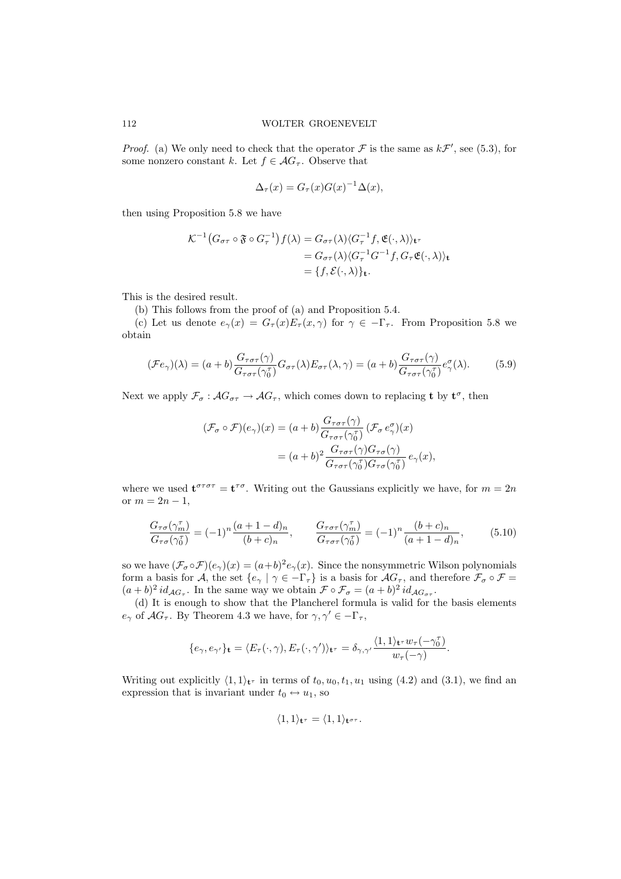*Proof.* (a) We only need to check that the operator $\mathcal{F}$ is the same as $k\mathcal{F}'$, see (5.3), for some nonzero constant $k$. Let $f \in \mathcal{A}G_\tau$. Observe that

$$\Delta_\tau(x) = G_\tau(x)G(x)^{-1}\Delta(x),$$

then using Proposition 5.8 we have

$$\begin{aligned}
\mathcal{K}^{-1}\big(G_{\sigma\tau} \circ \mathfrak{F} \circ G_\tau^{-1}\big)f(\lambda) &= G_{\sigma\tau}(\lambda)\langle G_\tau^{-1}f, \mathfrak{E}(\cdot,\lambda)\rangle_{\mathbf{t}^\tau} \\
&= G_{\sigma\tau}(\lambda)\langle G_\tau^{-1}G^{-1}f, G_\tau\mathfrak{E}(\cdot,\lambda)\rangle_{\mathbf{t}} \\
&= \{f, \mathcal{E}(\cdot,\lambda)\}_{\mathbf{t}}.
\end{aligned}$$

This is the desired result.

(b) This follows from the proof of (a) and Proposition 5.4.

(c) Let us denote $e_\gamma(x) = G_\tau(x)E_\tau(x,\gamma)$ for $\gamma \in -\Gamma_\tau$. From Proposition 5.8 we obtain

$$(\mathcal{F}e_\gamma)(\lambda) = (a+b)\frac{G_{\tau\sigma\tau}(\gamma)}{G_{\tau\sigma\tau}(\gamma_0^\tau)}G_{\sigma\tau}(\lambda)E_{\sigma\tau}(\lambda,\gamma) = (a+b)\frac{G_{\tau\sigma\tau}(\gamma)}{G_{\tau\sigma\tau}(\gamma_0^\tau)}e_\gamma^\sigma(\lambda). \tag{5.9}$$

Next we apply $\mathcal{F}_\sigma : \mathcal{A}G_{\sigma\tau} \to \mathcal{A}G_\tau$, which comes down to replacing $\mathbf{t}$ by $\mathbf{t}^\sigma$, then

$$\begin{aligned}
(\mathcal{F}_\sigma \circ \mathcal{F})(e_\gamma)(x) &= (a+b)\frac{G_{\tau\sigma\tau}(\gamma)}{G_{\tau\sigma\tau}(\gamma_0^\tau)}\,(\mathcal{F}_\sigma\, e_\gamma^\sigma)(x) \\
&= (a+b)^2\,\frac{G_{\tau\sigma\tau}(\gamma)G_{\tau\sigma}(\gamma)}{G_{\tau\sigma\tau}(\gamma_0^\tau)G_{\tau\sigma}(\gamma_0^\tau)}\,e_\gamma(x),
\end{aligned}$$

where we used $\mathbf{t}^{\sigma\tau\sigma\tau} = \mathbf{t}^{\tau\sigma}$. Writing out the Gaussians explicitly we have, for $m = 2n$ or $m = 2n-1$,

$$\frac{G_{\tau\sigma}(\gamma_m^\tau)}{G_{\tau\sigma}(\gamma_0^\tau)} = (-1)^n\frac{(a+1-d)_n}{(b+c)_n}, \qquad \frac{G_{\tau\sigma\tau}(\gamma_m^\tau)}{G_{\tau\sigma\tau}(\gamma_0^\tau)} = (-1)^n\frac{(b+c)_n}{(a+1-d)_n}, \tag{5.10}$$

so we have $(\mathcal{F}_\sigma \circ \mathcal{F})(e_\gamma)(x) = (a+b)^2 e_\gamma(x)$. Since the nonsymmetric Wilson polynomials form a basis for $\mathcal{A}$, the set $\{e_\gamma \mid \gamma \in -\Gamma_\tau\}$ is a basis for $\mathcal{A}G_\tau$, and therefore $\mathcal{F}_\sigma \circ \mathcal{F} = (a+b)^2\, id_{\mathcal{A}G_\tau}$. In the same way we obtain $\mathcal{F} \circ \mathcal{F}_\sigma = (a+b)^2\, id_{\mathcal{A}G_{\sigma\tau}}$.

(d) It is enough to show that the Plancherel formula is valid for the basis elements $e_\gamma$ of $\mathcal{A}G_\tau$. By Theorem 4.3 we have, for $\gamma, \gamma' \in -\Gamma_\tau$,

$$\{e_\gamma, e_{\gamma'}\}_{\mathbf{t}} = \langle E_\tau(\cdot,\gamma), E_\tau(\cdot,\gamma')\rangle_{\mathbf{t}^\tau} = \delta_{\gamma,\gamma'}\frac{\langle 1,1\rangle_{\mathbf{t}^\tau}\, w_\tau(-\gamma_0^\tau)}{w_\tau(-\gamma)}.$$

Writing out explicitly $\langle 1,1\rangle_{\mathbf{t}^\tau}$ in terms of $t_0, u_0, t_1, u_1$ using (4.2) and (3.1), we find an expression that is invariant under $t_0 \leftrightarrow u_1$, so

$$\langle 1,1\rangle_{\mathbf{t}^\tau} = \langle 1,1\rangle_{\mathbf{t}^{\sigma\tau}}.$$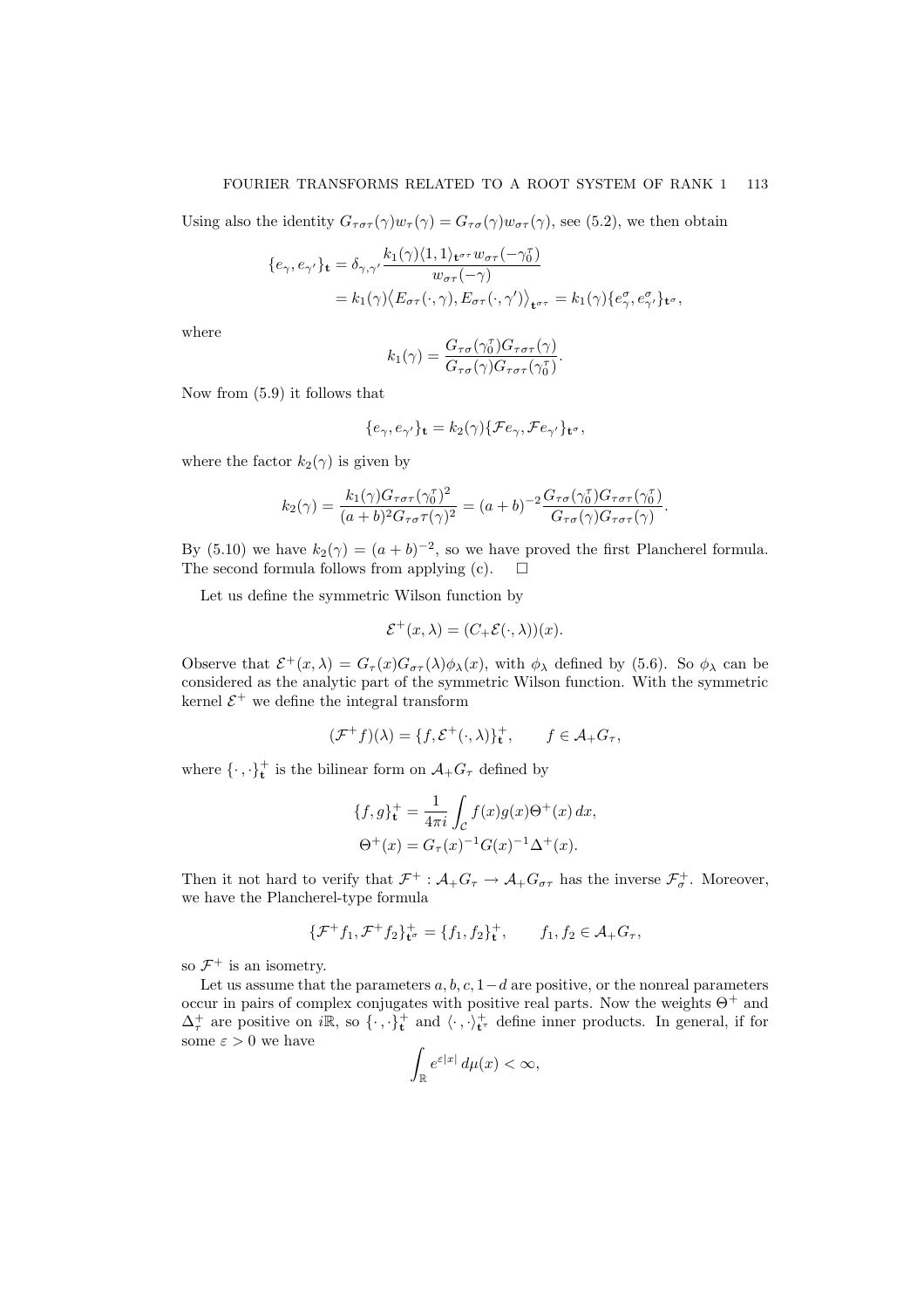Using also the identity $G_{\tau\sigma\tau}(\gamma)w_\tau(\gamma) = G_{\tau\sigma}(\gamma)w_{\sigma\tau}(\gamma)$, see (5.2), we then obtain

$$
\begin{aligned}
\{e_\gamma, e_{\gamma'}\}_{\mathbf{t}} &= \delta_{\gamma,\gamma'} \frac{k_1(\gamma)\langle 1, 1\rangle_{\mathbf{t}^{\sigma\tau}} w_{\sigma\tau}(-\gamma_0^\tau)}{w_{\sigma\tau}(-\gamma)} \\
&= k_1(\gamma)\big\langle E_{\sigma\tau}(\cdot,\gamma), E_{\sigma\tau}(\cdot,\gamma')\big\rangle_{\mathbf{t}^{\sigma\tau}} = k_1(\gamma)\{e_\gamma^\sigma, e_{\gamma'}^\sigma\}_{\mathbf{t}^\sigma},
\end{aligned}
$$

where

$$
k_1(\gamma) = \frac{G_{\tau\sigma}(\gamma_0^\tau)G_{\tau\sigma\tau}(\gamma)}{G_{\tau\sigma}(\gamma)G_{\tau\sigma\tau}(\gamma_0^\tau)}.
$$

Now from (5.9) it follows that

$$
\{e_\gamma, e_{\gamma'}\}_{\mathbf{t}} = k_2(\gamma)\{\mathcal{F}e_\gamma, \mathcal{F}e_{\gamma'}\}_{\mathbf{t}^\sigma},
$$

where the factor $k_2(\gamma)$ is given by

$$
k_2(\gamma) = \frac{k_1(\gamma)G_{\tau\sigma\tau}(\gamma_0^\tau)^2}{(a+b)^2 G_{\tau\sigma}\tau(\gamma)^2} = (a+b)^{-2}\frac{G_{\tau\sigma}(\gamma_0^\tau)G_{\tau\sigma\tau}(\gamma_0^\tau)}{G_{\tau\sigma}(\gamma)G_{\tau\sigma\tau}(\gamma)}.
$$

By (5.10) we have $k_2(\gamma) = (a+b)^{-2}$, so we have proved the first Plancherel formula. The second formula follows from applying (c). $\square$

Let us define the symmetric Wilson function by

$$
\mathcal{E}^+(x,\lambda) = (C_+\mathcal{E}(\cdot,\lambda))(x).
$$

Observe that $\mathcal{E}^+(x,\lambda) = G_\tau(x)G_{\sigma\tau}(\lambda)\phi_\lambda(x)$, with $\phi_\lambda$ defined by (5.6). So $\phi_\lambda$ can be considered as the analytic part of the symmetric Wilson function. With the symmetric kernel $\mathcal{E}^+$ we define the integral transform

$$
(\mathcal{F}^+ f)(\lambda) = \{f, \mathcal{E}^+(\cdot,\lambda)\}_{\mathbf{t}}^+, \qquad f \in \mathcal{A}_+ G_\tau,
$$

where $\{\cdot,\cdot\}_{\mathbf{t}}^+$ is the bilinear form on $\mathcal{A}_+G_\tau$ defined by

$$
\begin{aligned}
\{f, g\}_{\mathbf{t}}^+ &= \frac{1}{4\pi i}\int_{\mathcal{C}} f(x)g(x)\Theta^+(x)\,dx, \\
\Theta^+(x) &= G_\tau(x)^{-1}G(x)^{-1}\Delta^+(x).
\end{aligned}
$$

Then it not hard to verify that $\mathcal{F}^+ : \mathcal{A}_+G_\tau \to \mathcal{A}_+G_{\sigma\tau}$ has the inverse $\mathcal{F}_\sigma^+$. Moreover, we have the Plancherel-type formula

$$
\{\mathcal{F}^+ f_1, \mathcal{F}^+ f_2\}_{\mathbf{t}^\sigma}^+ = \{f_1, f_2\}_{\mathbf{t}}^+, \qquad f_1, f_2 \in \mathcal{A}_+G_\tau,
$$

so $\mathcal{F}^+$ is an isometry.

Let us assume that the parameters $a, b, c, 1-d$ are positive, or the nonreal parameters occur in pairs of complex conjugates with positive real parts. Now the weights $\Theta^+$ and $\Delta_\tau^+$ are positive on $i\mathbb{R}$, so $\{\cdot,\cdot\}_{\mathbf{t}}^+$ and $\langle\cdot,\cdot\rangle_{\mathbf{t}^\tau}^+$ define inner products. In general, if for some $\varepsilon > 0$ we have

$$
\int_{\mathbb{R}} e^{\varepsilon|x|}\,d\mu(x) < \infty,
$$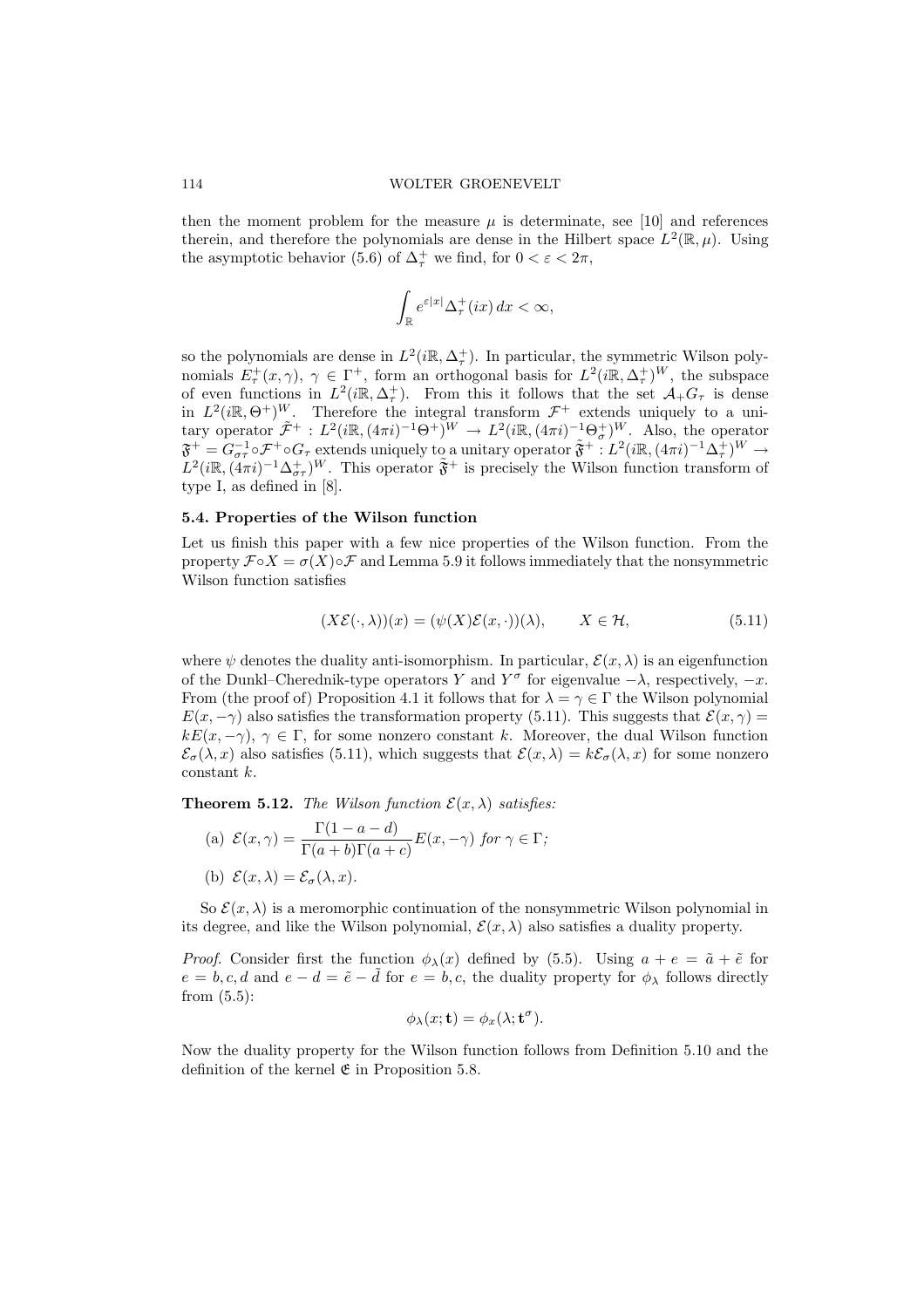then the moment problem for the measure $\mu$ is determinate, see [10] and references therein, and therefore the polynomials are dense in the Hilbert space $L^2(\mathbb{R}, \mu)$. Using the asymptotic behavior (5.6) of $\Delta_\tau^+$ we find, for $0 < \varepsilon < 2\pi$,

$$\int_{\mathbb{R}} e^{\varepsilon |x|} \Delta_\tau^+(ix)\, dx < \infty,$$

so the polynomials are dense in $L^2(i\mathbb{R}, \Delta_\tau^+)$. In particular, the symmetric Wilson polynomials $E_\tau^+(x,\gamma)$, $\gamma \in \Gamma^+$, form an orthogonal basis for $L^2(i\mathbb{R}, \Delta_\tau^+)^W$, the subspace of even functions in $L^2(i\mathbb{R}, \Delta_\tau^+)$. From this it follows that the set $\mathcal{A}_+ G_\tau$ is dense in $L^2(i\mathbb{R}, \Theta^+)^W$. Therefore the integral transform $\mathcal{F}^+$ extends uniquely to a unitary operator $\tilde{\mathcal{F}}^+ : L^2(i\mathbb{R}, (4\pi i)^{-1}\Theta^+)^W \to L^2(i\mathbb{R}, (4\pi i)^{-1}\Theta_\sigma^+)^W$. Also, the operator $\mathfrak{F}^+ = G_{\sigma\tau}^{-1} \circ \mathcal{F}^+ \circ G_\tau$ extends uniquely to a unitary operator $\tilde{\mathfrak{F}}^+ : L^2(i\mathbb{R}, (4\pi i)^{-1}\Delta_\tau^+)^W \to L^2(i\mathbb{R}, (4\pi i)^{-1}\Delta_{\sigma\tau}^+)^W$. This operator $\tilde{\mathfrak{F}}^+$ is precisely the Wilson function transform of type I, as defined in [8].

### 5.4. Properties of the Wilson function

Let us finish this paper with a few nice properties of the Wilson function. From the property $\mathcal{F} \circ X = \sigma(X) \circ \mathcal{F}$ and Lemma 5.9 it follows immediately that the nonsymmetric Wilson function satisfies

$$(X\mathcal{E}(\cdot,\lambda))(x) = (\psi(X)\mathcal{E}(x,\cdot))(\lambda), \qquad X \in \mathcal{H}, \tag{5.11}$$

where $\psi$ denotes the duality anti-isomorphism. In particular, $\mathcal{E}(x,\lambda)$ is an eigenfunction of the Dunkl–Cherednik-type operators $Y$ and $Y^\sigma$ for eigenvalue $-\lambda$, respectively, $-x$. From (the proof of) Proposition 4.1 it follows that for $\lambda = \gamma \in \Gamma$ the Wilson polynomial $E(x,-\gamma)$ also satisfies the transformation property (5.11). This suggests that $\mathcal{E}(x,\gamma) = kE(x,-\gamma)$, $\gamma \in \Gamma$, for some nonzero constant $k$. Moreover, the dual Wilson function $\mathcal{E}_\sigma(\lambda, x)$ also satisfies (5.11), which suggests that $\mathcal{E}(x,\lambda) = k\mathcal{E}_\sigma(\lambda,x)$ for some nonzero constant $k$.

**Theorem 5.12.** *The Wilson function $\mathcal{E}(x,\lambda)$ satisfies:*

(a) $\mathcal{E}(x,\gamma) = \dfrac{\Gamma(1-a-d)}{\Gamma(a+b)\Gamma(a+c)} E(x,-\gamma)$ *for $\gamma \in \Gamma$;*

(b) $\mathcal{E}(x,\lambda) = \mathcal{E}_\sigma(\lambda,x)$.

So $\mathcal{E}(x,\lambda)$ is a meromorphic continuation of the nonsymmetric Wilson polynomial in its degree, and like the Wilson polynomial, $\mathcal{E}(x,\lambda)$ also satisfies a duality property.

*Proof.* Consider first the function $\phi_\lambda(x)$ defined by (5.5). Using $a+e = \tilde{a}+\tilde{e}$ for $e = b,c,d$ and $e - d = \tilde{e} - \tilde{d}$ for $e = b,c$, the duality property for $\phi_\lambda$ follows directly from (5.5):

$$\phi_\lambda(x;\mathbf{t}) = \phi_x(\lambda;\mathbf{t}^\sigma).$$

Now the duality property for the Wilson function follows from Definition 5.10 and the definition of the kernel $\mathfrak{E}$ in Proposition 5.8.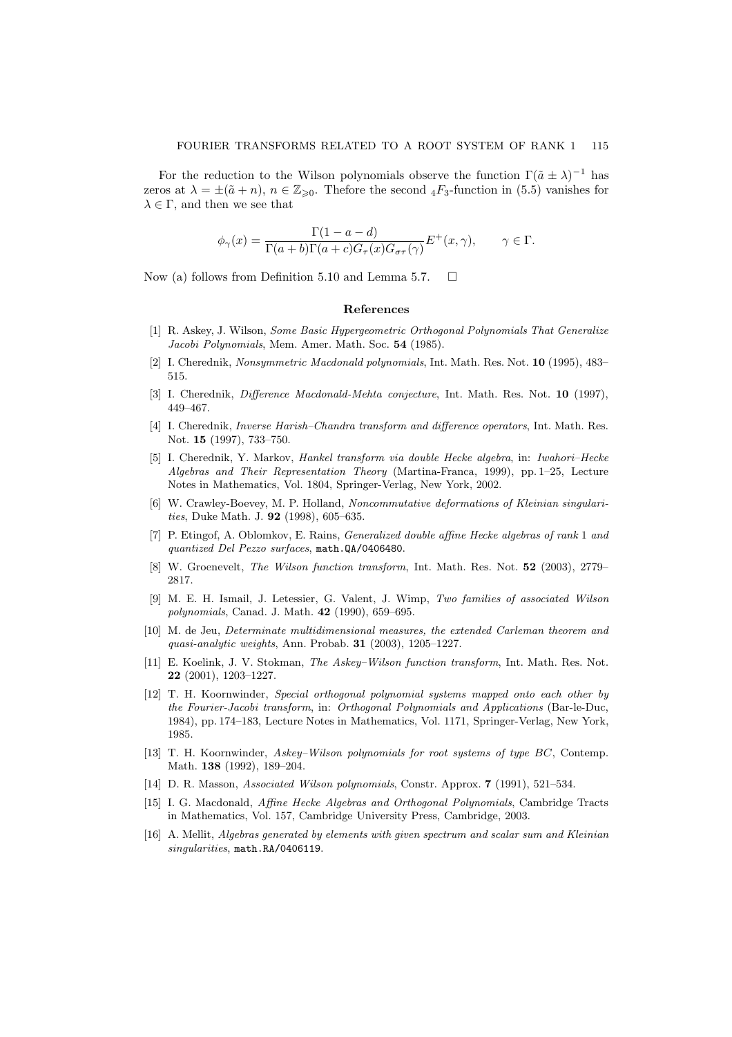For the reduction to the Wilson polynomials observe the function $\Gamma(\tilde{a} \pm \lambda)^{-1}$ has zeros at $\lambda = \pm(\tilde{a} + n)$, $n \in \mathbb{Z}_{\geqslant 0}$. Thefore the second ${}_4F_3$-function in (5.5) vanishes for $\lambda \in \Gamma$, and then we see that

$$\phi_\gamma(x) = \frac{\Gamma(1-a-d)}{\Gamma(a+b)\Gamma(a+c)G_\tau(x)G_{\sigma\tau}(\gamma)} E^+(x,\gamma), \qquad \gamma \in \Gamma.$$

Now (a) follows from Definition 5.10 and Lemma 5.7. $\square$

## References

[1] R. Askey, J. Wilson, *Some Basic Hypergeometric Orthogonal Polynomials That Generalize Jacobi Polynomials*, Mem. Amer. Math. Soc. **54** (1985).

[2] I. Cherednik, *Nonsymmetric Macdonald polynomials*, Int. Math. Res. Not. **10** (1995), 483–515.

[3] I. Cherednik, *Difference Macdonald-Mehta conjecture*, Int. Math. Res. Not. **10** (1997), 449–467.

[4] I. Cherednik, *Inverse Harish–Chandra transform and difference operators*, Int. Math. Res. Not. **15** (1997), 733–750.

[5] I. Cherednik, Y. Markov, *Hankel transform via double Hecke algebra*, in: *Iwahori–Hecke Algebras and Their Representation Theory* (Martina-Franca, 1999), pp. 1–25, Lecture Notes in Mathematics, Vol. 1804, Springer-Verlag, New York, 2002.

[6] W. Crawley-Boevey, M. P. Holland, *Noncommutative deformations of Kleinian singularities*, Duke Math. J. **92** (1998), 605–635.

[7] P. Etingof, A. Oblomkov, E. Rains, *Generalized double affine Hecke algebras of rank* 1 *and quantized Del Pezzo surfaces*, `math.QA/0406480`.

[8] W. Groenevelt, *The Wilson function transform*, Int. Math. Res. Not. **52** (2003), 2779–2817.

[9] M. E. H. Ismail, J. Letessier, G. Valent, J. Wimp, *Two families of associated Wilson polynomials*, Canad. J. Math. **42** (1990), 659–695.

[10] M. de Jeu, *Determinate multidimensional measures, the extended Carleman theorem and quasi-analytic weights*, Ann. Probab. **31** (2003), 1205–1227.

[11] E. Koelink, J. V. Stokman, *The Askey–Wilson function transform*, Int. Math. Res. Not. **22** (2001), 1203–1227.

[12] T. H. Koornwinder, *Special orthogonal polynomial systems mapped onto each other by the Fourier-Jacobi transform*, in: *Orthogonal Polynomials and Applications* (Bar-le-Duc, 1984), pp. 174–183, Lecture Notes in Mathematics, Vol. 1171, Springer-Verlag, New York, 1985.

[13] T. H. Koornwinder, *Askey–Wilson polynomials for root systems of type BC*, Contemp. Math. **138** (1992), 189–204.

[14] D. R. Masson, *Associated Wilson polynomials*, Constr. Approx. **7** (1991), 521–534.

[15] I. G. Macdonald, *Affine Hecke Algebras and Orthogonal Polynomials*, Cambridge Tracts in Mathematics, Vol. 157, Cambridge University Press, Cambridge, 2003.

[16] A. Mellit, *Algebras generated by elements with given spectrum and scalar sum and Kleinian singularities*, `math.RA/0406119`.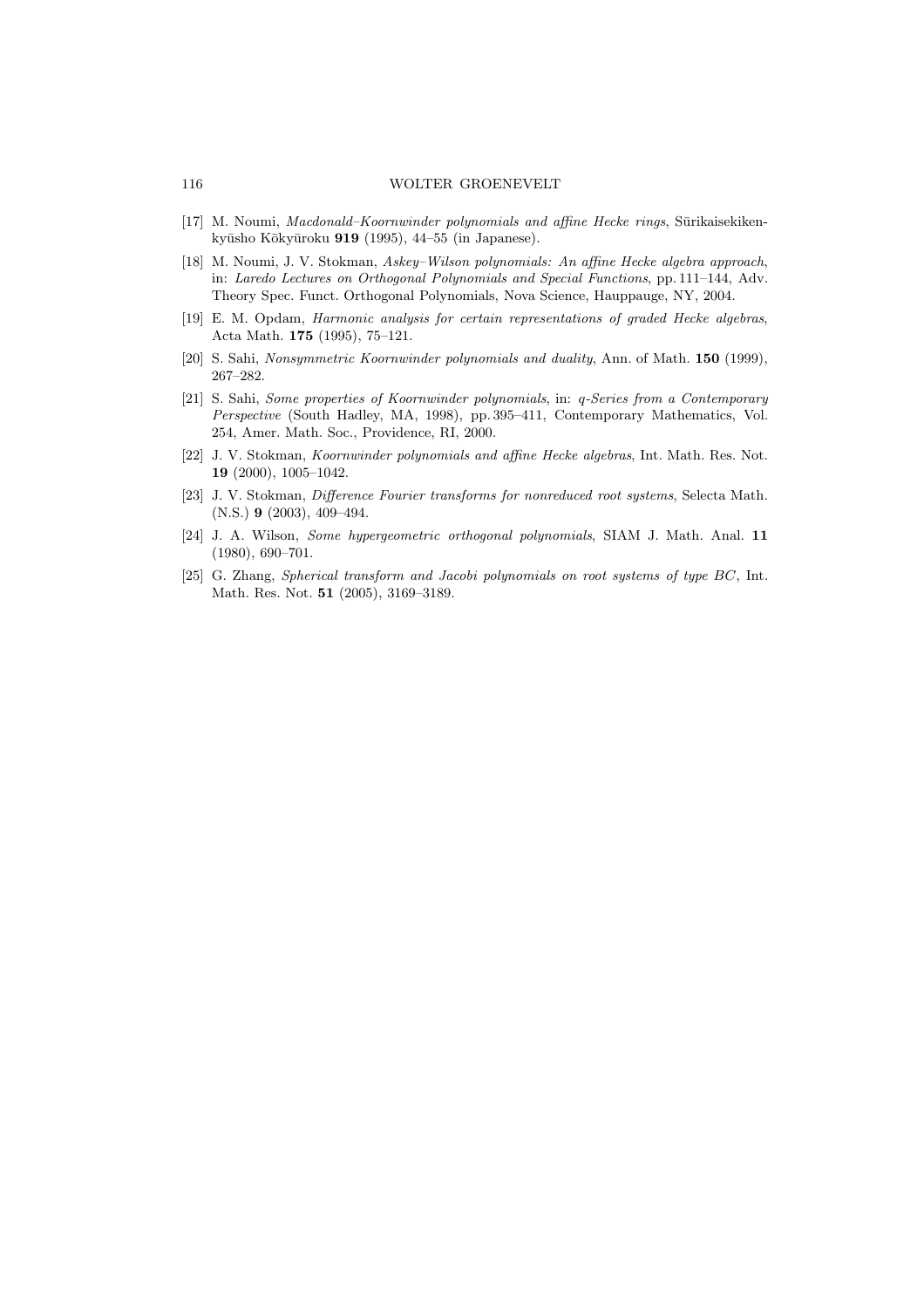[17] M. Noumi, *Macdonald–Koornwinder polynomials and affine Hecke rings*, Sūrikaisekikenkyūsho Kōkyūroku **919** (1995), 44–55 (in Japanese).

[18] M. Noumi, J. V. Stokman, *Askey–Wilson polynomials: An affine Hecke algebra approach*, in: *Laredo Lectures on Orthogonal Polynomials and Special Functions*, pp. 111–144, Adv. Theory Spec. Funct. Orthogonal Polynomials, Nova Science, Hauppauge, NY, 2004.

[19] E. M. Opdam, *Harmonic analysis for certain representations of graded Hecke algebras*, Acta Math. **175** (1995), 75–121.

[20] S. Sahi, *Nonsymmetric Koornwinder polynomials and duality*, Ann. of Math. **150** (1999), 267–282.

[21] S. Sahi, *Some properties of Koornwinder polynomials*, in: *q-Series from a Contemporary Perspective* (South Hadley, MA, 1998), pp. 395–411, Contemporary Mathematics, Vol. 254, Amer. Math. Soc., Providence, RI, 2000.

[22] J. V. Stokman, *Koornwinder polynomials and affine Hecke algebras*, Int. Math. Res. Not. **19** (2000), 1005–1042.

[23] J. V. Stokman, *Difference Fourier transforms for nonreduced root systems*, Selecta Math. (N.S.) **9** (2003), 409–494.

[24] J. A. Wilson, *Some hypergeometric orthogonal polynomials*, SIAM J. Math. Anal. **11** (1980), 690–701.

[25] G. Zhang, *Spherical transform and Jacobi polynomials on root systems of type BC*, Int. Math. Res. Not. **51** (2005), 3169–3189.